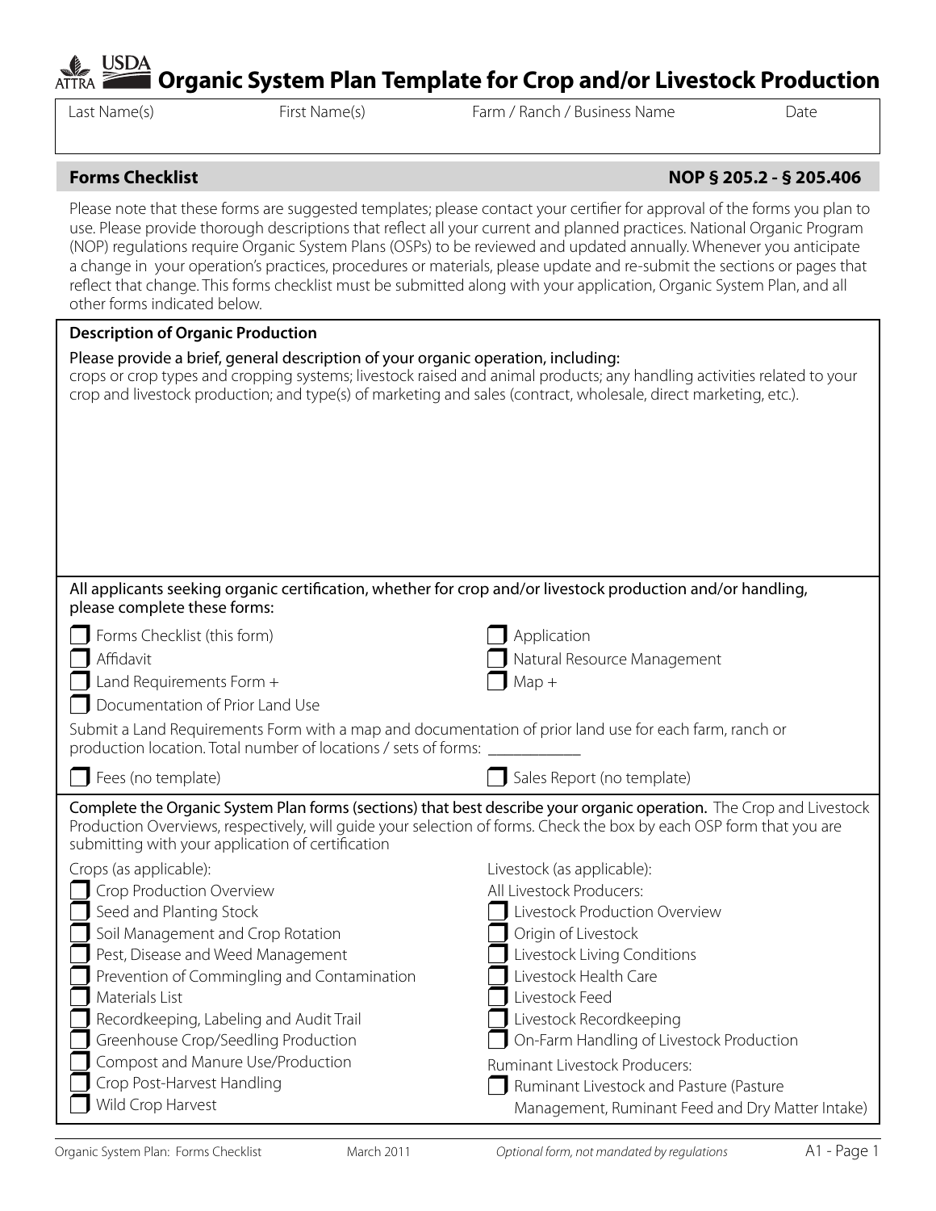# Organic System Plan Template for Crop and/or Livestock Production

| Last Name(s) | First Name(s) | Farm / Ranch / Business Name | Date |
|---|---|---|---|
| | | | |

## Forms Checklist

**NOP § 205.2 - § 205.406**

Please note that these forms are suggested templates; please contact your certifier for approval of the forms you plan to use. Please provide thorough descriptions that reflect all your current and planned practices. National Organic Program (NOP) regulations require Organic System Plans (OSPs) to be reviewed and updated annually. Whenever you anticipate a change in your operation's practices, procedures or materials, please update and re-submit the sections or pages that reflect that change. This forms checklist must be submitted along with your application, Organic System Plan, and all other forms indicated below.

### Description of Organic Production

Please provide a brief, general description of your organic operation, including:
crops or crop types and cropping systems; livestock raised and animal products; any handling activities related to your crop and livestock production; and type(s) of marketing and sales (contract, wholesale, direct marketing, etc.).

All applicants seeking organic certification, whether for crop and/or livestock production and/or handling, please complete these forms:

- ❒ Forms Checklist (this form)
- ❒ Affidavit
- ❒ Land Requirements Form +
- ❒ Documentation of Prior Land Use
- ❒ Application
- ❒ Natural Resource Management
- ❒ Map +

Submit a Land Requirements Form with a map and documentation of prior land use for each farm, ranch or production location. Total number of locations / sets of forms: ____________

- ❒ Fees (no template)
- ❒ Sales Report (no template)

Complete the Organic System Plan forms (sections) that best describe your organic operation. The Crop and Livestock Production Overviews, respectively, will guide your selection of forms. Check the box by each OSP form that you are submitting with your application of certification

Crops (as applicable):

- ❒ Crop Production Overview
- ❒ Seed and Planting Stock
- ❒ Soil Management and Crop Rotation
- ❒ Pest, Disease and Weed Management
- ❒ Prevention of Commingling and Contamination
- ❒ Materials List
- ❒ Recordkeeping, Labeling and Audit Trail
- ❒ Greenhouse Crop/Seedling Production
- ❒ Compost and Manure Use/Production
- ❒ Crop Post-Harvest Handling
- ❒ Wild Crop Harvest

Livestock (as applicable):

All Livestock Producers:

- ❒ Livestock Production Overview
- ❒ Origin of Livestock
- ❒ Livestock Living Conditions
- ❒ Livestock Health Care
- ❒ Livestock Feed
- ❒ Livestock Recordkeeping
- ❒ On-Farm Handling of Livestock Production

Ruminant Livestock Producers:

- ❒ Ruminant Livestock and Pasture (Pasture Management, Ruminant Feed and Dry Matter Intake)

Organic System Plan: Forms Checklist March 2011 *Optional form, not mandated by regulations*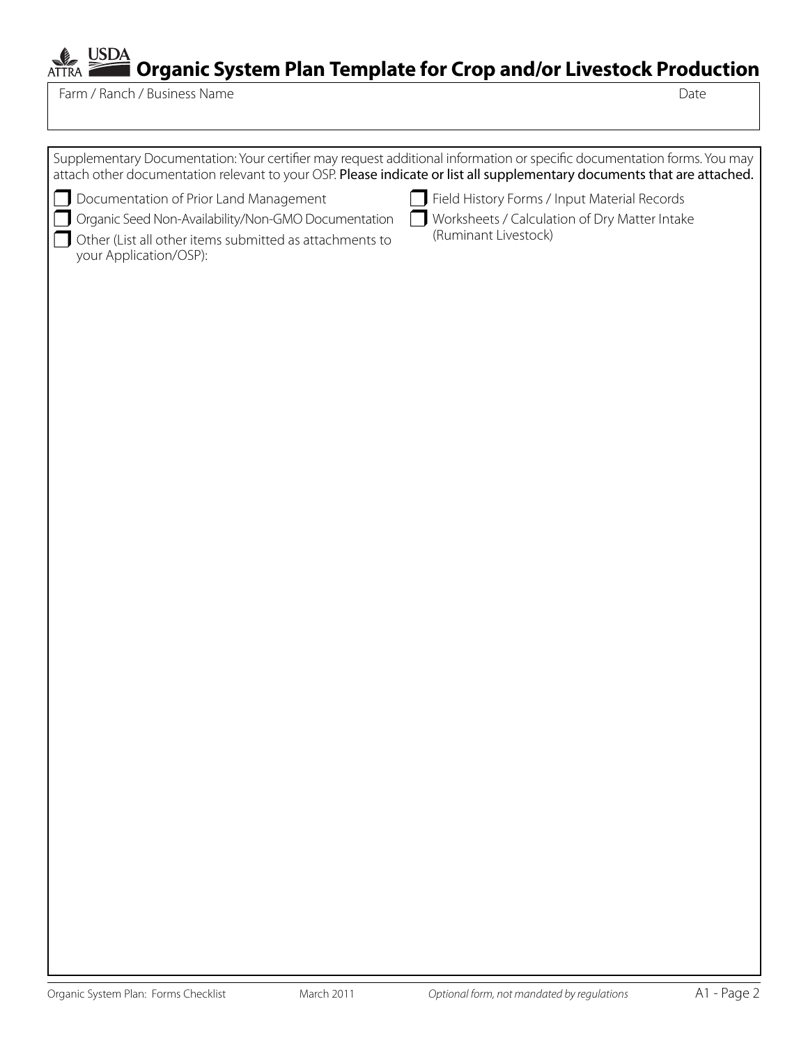# Organic System Plan Template for Crop and/or Livestock Production

Farm / Ranch / Business Name

Date

Supplementary Documentation: Your certifier may request additional information or specific documentation forms. You may attach other documentation relevant to your OSP. **Please indicate or list all supplementary documents that are attached.**

- ☐ Documentation of Prior Land Management
- ☐ Organic Seed Non-Availability/Non-GMO Documentation
- ☐ Other (List all other items submitted as attachments to your Application/OSP):
- ☐ Field History Forms / Input Material Records
- ☐ Worksheets / Calculation of Dry Matter Intake (Ruminant Livestock)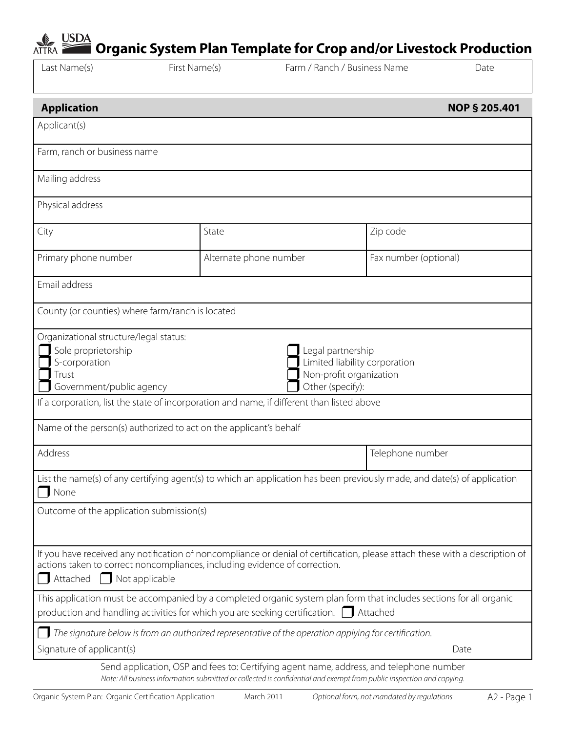# Organic System Plan Template for Crop and/or Livestock Production

| Last Name(s) | First Name(s) | Farm / Ranch / Business Name | Date |
|---|---|---|---|
| | | | |

## Application — NOP § 205.401

Applicant(s)

Farm, ranch or business name

Mailing address

Physical address

| City | State | Zip code |
|---|---|---|
| Primary phone number | Alternate phone number | Fax number (optional) |

Email address

County (or counties) where farm/ranch is located

Organizational structure/legal status:

- ❒ Sole proprietorship
- ❒ S-corporation
- ❒ Trust
- ❒ Government/public agency
- ❒ Legal partnership
- ❒ Limited liability corporation
- ❒ Non-profit organization
- ❒ Other (specify):

If a corporation, list the state of incorporation and name, if different than listed above

Name of the person(s) authorized to act on the applicant's behalf

| Address | Telephone number |
|---|---|

List the name(s) of any certifying agent(s) to which an application has been previously made, and date(s) of application
❒ None

Outcome of the application submission(s)

If you have received any notification of noncompliance or denial of certification, please attach these with a description of actions taken to correct noncompliances, including evidence of correction.
❒ Attached ❒ Not applicable

This application must be accompanied by a completed organic system plan form that includes sections for all organic production and handling activities for which you are seeking certification. ❒ Attached

❒ *The signature below is from an authorized representative of the operation applying for certification.*

Signature of applicant(s) Date

Send application, OSP and fees to: Certifying agent name, address, and telephone number

*Note: All business information submitted or collected is confidential and exempt from public inspection and copying.*

Organic System Plan: Organic Certification Application March 2011 *Optional form, not mandated by regulations* A2 - Page 1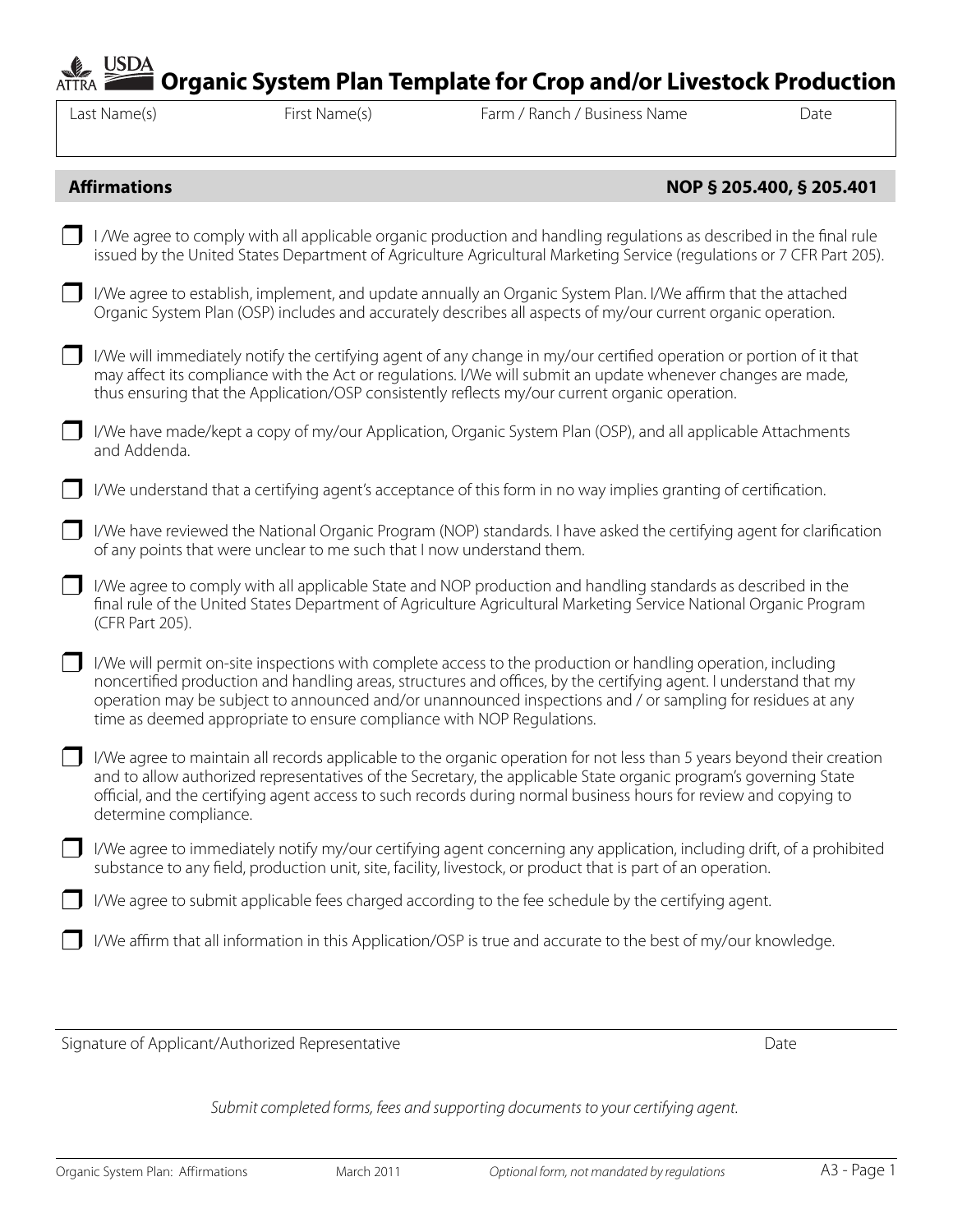# Organic System Plan Template for Crop and/or Livestock Production

| Last Name(s) | First Name(s) | Farm / Ranch / Business Name | Date |
|---|---|---|---|
| | | | |

## Affirmations — NOP § 205.400, § 205.401

- ☐ I /We agree to comply with all applicable organic production and handling regulations as described in the final rule issued by the United States Department of Agriculture Agricultural Marketing Service (regulations or 7 CFR Part 205).
- ☐ I/We agree to establish, implement, and update annually an Organic System Plan. I/We affirm that the attached Organic System Plan (OSP) includes and accurately describes all aspects of my/our current organic operation.
- ☐ I/We will immediately notify the certifying agent of any change in my/our certified operation or portion of it that may affect its compliance with the Act or regulations. I/We will submit an update whenever changes are made, thus ensuring that the Application/OSP consistently reflects my/our current organic operation.
- ☐ I/We have made/kept a copy of my/our Application, Organic System Plan (OSP), and all applicable Attachments and Addenda.
- ☐ I/We understand that a certifying agent's acceptance of this form in no way implies granting of certification.
- ☐ I/We have reviewed the National Organic Program (NOP) standards. I have asked the certifying agent for clarification of any points that were unclear to me such that I now understand them.
- ☐ I/We agree to comply with all applicable State and NOP production and handling standards as described in the final rule of the United States Department of Agriculture Agricultural Marketing Service National Organic Program (CFR Part 205).
- ☐ I/We will permit on-site inspections with complete access to the production or handling operation, including noncertified production and handling areas, structures and offices, by the certifying agent. I understand that my operation may be subject to announced and/or unannounced inspections and / or sampling for residues at any time as deemed appropriate to ensure compliance with NOP Regulations.
- ☐ I/We agree to maintain all records applicable to the organic operation for not less than 5 years beyond their creation and to allow authorized representatives of the Secretary, the applicable State organic program's governing State official, and the certifying agent access to such records during normal business hours for review and copying to determine compliance.
- ☐ I/We agree to immediately notify my/our certifying agent concerning any application, including drift, of a prohibited substance to any field, production unit, site, facility, livestock, or product that is part of an operation.
- ☐ I/We agree to submit applicable fees charged according to the fee schedule by the certifying agent.
- ☐ I/We affirm that all information in this Application/OSP is true and accurate to the best of my/our knowledge.

Signature of Applicant/Authorized Representative ____________________ Date ________

*Submit completed forms, fees and supporting documents to your certifying agent.*

Organic System Plan: Affirmations — March 2011 — *Optional form, not mandated by regulations* — A3 - Page 1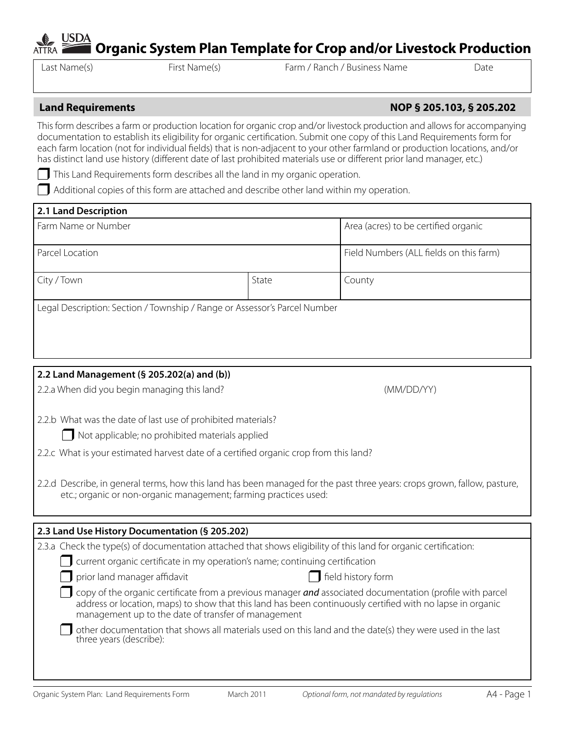# Organic System Plan Template for Crop and/or Livestock Production

| Last Name(s) | First Name(s) | Farm / Ranch / Business Name | Date |
|---|---|---|---|
| | | | |

## Land Requirements — NOP § 205.103, § 205.202

This form describes a farm or production location for organic crop and/or livestock production and allows for accompanying documentation to establish its eligibility for organic certification. Submit one copy of this Land Requirements form for each farm location (not for individual fields) that is non-adjacent to your other farmland or production locations, and/or has distinct land use history (different date of last prohibited materials use or different prior land manager, etc.)

- ❒ This Land Requirements form describes all the land in my organic operation.
- ❒ Additional copies of this form are attached and describe other land within my operation.

### 2.1 Land Description

| Farm Name or Number | | Area (acres) to be certified organic |
|---|---|---|
| Parcel Location | | Field Numbers (ALL fields on this farm) |
| City / Town | State | County |
| Legal Description: Section / Township / Range or Assessor's Parcel Number | | |

### 2.2 Land Management (§ 205.202(a) and (b))

2.2.a When did you begin managing this land? (MM/DD/YY)

2.2.b What was the date of last use of prohibited materials?

- ❒ Not applicable; no prohibited materials applied

2.2.c What is your estimated harvest date of a certified organic crop from this land?

2.2.d Describe, in general terms, how this land has been managed for the past three years: crops grown, fallow, pasture, etc.; organic or non-organic management; farming practices used:

### 2.3 Land Use History Documentation (§ 205.202)

2.3.a Check the type(s) of documentation attached that shows eligibility of this land for organic certification:

- ❒ current organic certificate in my operation's name; continuing certification
- ❒ prior land manager affidavit
- ❒ field history form
- ❒ copy of the organic certificate from a previous manager ***and*** associated documentation (profile with parcel address or location, maps) to show that this land has been continuously certified with no lapse in organic management up to the date of transfer of management
- ❒ other documentation that shows all materials used on this land and the date(s) they were used in the last three years (describe):

Organic System Plan: Land Requirements Form — March 2011 — *Optional form, not mandated by regulations*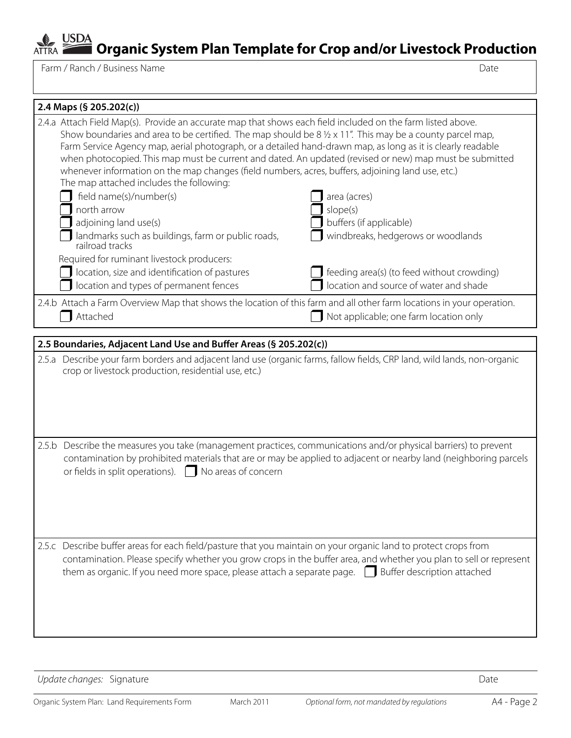# Organic System Plan Template for Crop and/or Livestock Production

Farm / Ranch / Business Name

Date

## 2.4 Maps (§ 205.202(c))

2.4.a Attach Field Map(s). Provide an accurate map that shows each field included on the farm listed above. Show boundaries and area to be certified. The map should be 8 ½ x 11". This may be a county parcel map, Farm Service Agency map, aerial photograph, or a detailed hand-drawn map, as long as it is clearly readable when photocopied. This map must be current and dated. An updated (revised or new) map must be submitted whenever information on the map changes (field numbers, acres, buffers, adjoining land use, etc.)

The map attached includes the following:

- ❒ field name(s)/number(s)
- ❒ area (acres)
- ❒ north arrow
- ❒ slope(s)
- ❒ adjoining land use(s)
- ❒ buffers (if applicable)
- ❒ landmarks such as buildings, farm or public roads, railroad tracks
- ❒ windbreaks, hedgerows or woodlands

Required for ruminant livestock producers:

- ❒ location, size and identification of pastures
- ❒ feeding area(s) (to feed without crowding)
- ❒ location and types of permanent fences
- ❒ location and source of water and shade

2.4.b Attach a Farm Overview Map that shows the location of this farm and all other farm locations in your operation.

- ❒ Attached
- ❒ Not applicable; one farm location only

## 2.5 Boundaries, Adjacent Land Use and Buffer Areas (§ 205.202(c))

2.5.a Describe your farm borders and adjacent land use (organic farms, fallow fields, CRP land, wild lands, non-organic crop or livestock production, residential use, etc.)

2.5.b Describe the measures you take (management practices, communications and/or physical barriers) to prevent contamination by prohibited materials that are or may be applied to adjacent or nearby land (neighboring parcels or fields in split operations). ❒ No areas of concern

2.5.c Describe buffer areas for each field/pasture that you maintain on your organic land to protect crops from contamination. Please specify whether you grow crops in the buffer area, and whether you plan to sell or represent them as organic. If you need more space, please attach a separate page. ❒ Buffer description attached

*Update changes:* Signature

Date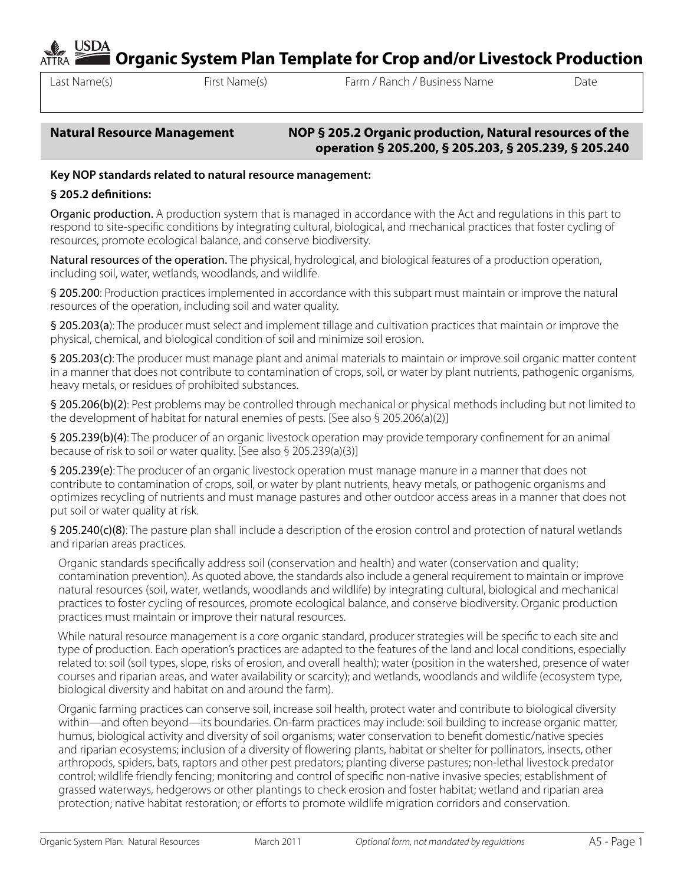# Organic System Plan Template for Crop and/or Livestock Production

| Last Name(s) | First Name(s) | Farm / Ranch / Business Name | Date |
|---|---|---|---|
| | | | |

## Natural Resource Management — NOP § 205.2 Organic production, Natural resources of the operation § 205.200, § 205.203, § 205.239, § 205.240

**Key NOP standards related to natural resource management:**

**§ 205.2 definitions:**

Organic production. A production system that is managed in accordance with the Act and regulations in this part to respond to site-specific conditions by integrating cultural, biological, and mechanical practices that foster cycling of resources, promote ecological balance, and conserve biodiversity.

Natural resources of the operation. The physical, hydrological, and biological features of a production operation, including soil, water, wetlands, woodlands, and wildlife.

§ 205.200: Production practices implemented in accordance with this subpart must maintain or improve the natural resources of the operation, including soil and water quality.

§ 205.203(a): The producer must select and implement tillage and cultivation practices that maintain or improve the physical, chemical, and biological condition of soil and minimize soil erosion.

§ 205.203(c): The producer must manage plant and animal materials to maintain or improve soil organic matter content in a manner that does not contribute to contamination of crops, soil, or water by plant nutrients, pathogenic organisms, heavy metals, or residues of prohibited substances.

§ 205.206(b)(2): Pest problems may be controlled through mechanical or physical methods including but not limited to the development of habitat for natural enemies of pests. [See also § 205.206(a)(2)]

§ 205.239(b)(4): The producer of an organic livestock operation may provide temporary confinement for an animal because of risk to soil or water quality. [See also § 205.239(a)(3)]

§ 205.239(e): The producer of an organic livestock operation must manage manure in a manner that does not contribute to contamination of crops, soil, or water by plant nutrients, heavy metals, or pathogenic organisms and optimizes recycling of nutrients and must manage pastures and other outdoor access areas in a manner that does not put soil or water quality at risk.

§ 205.240(c)(8): The pasture plan shall include a description of the erosion control and protection of natural wetlands and riparian areas practices.

Organic standards specifically address soil (conservation and health) and water (conservation and quality; contamination prevention). As quoted above, the standards also include a general requirement to maintain or improve natural resources (soil, water, wetlands, woodlands and wildlife) by integrating cultural, biological and mechanical practices to foster cycling of resources, promote ecological balance, and conserve biodiversity. Organic production practices must maintain or improve their natural resources.

While natural resource management is a core organic standard, producer strategies will be specific to each site and type of production. Each operation's practices are adapted to the features of the land and local conditions, especially related to: soil (soil types, slope, risks of erosion, and overall health); water (position in the watershed, presence of water courses and riparian areas, and water availability or scarcity); and wetlands, woodlands and wildlife (ecosystem type, biological diversity and habitat on and around the farm).

Organic farming practices can conserve soil, increase soil health, protect water and contribute to biological diversity within—and often beyond—its boundaries. On-farm practices may include: soil building to increase organic matter, humus, biological activity and diversity of soil organisms; water conservation to benefit domestic/native species and riparian ecosystems; inclusion of a diversity of flowering plants, habitat or shelter for pollinators, insects, other arthropods, spiders, bats, raptors and other pest predators; planting diverse pastures; non-lethal livestock predator control; wildlife friendly fencing; monitoring and control of specific non-native invasive species; establishment of grassed waterways, hedgerows or other plantings to check erosion and foster habitat; wetland and riparian area protection; native habitat restoration; or efforts to promote wildlife migration corridors and conservation.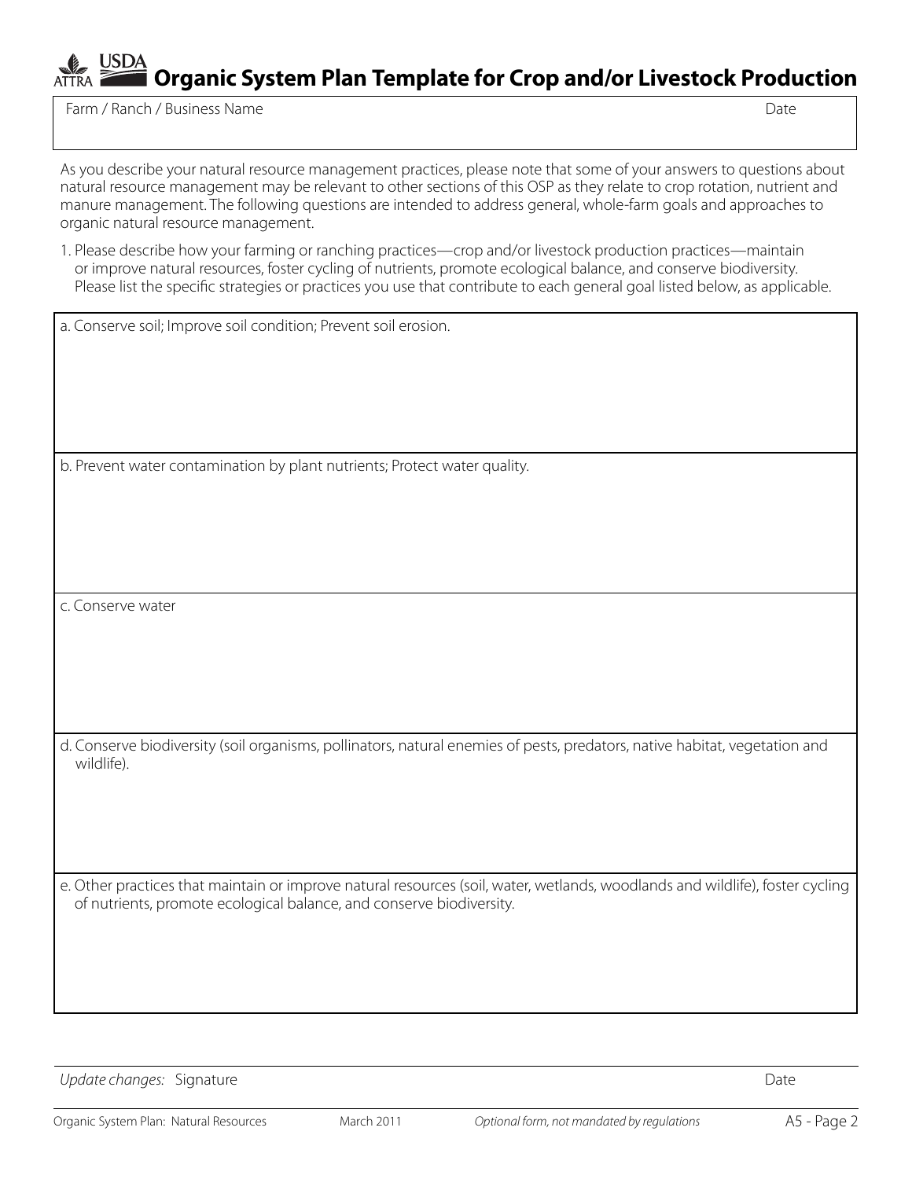# Organic System Plan Template for Crop and/or Livestock Production

Farm / Ranch / Business Name | Date

As you describe your natural resource management practices, please note that some of your answers to questions about natural resource management may be relevant to other sections of this OSP as they relate to crop rotation, nutrient and manure management. The following questions are intended to address general, whole-farm goals and approaches to organic natural resource management.

1. Please describe how your farming or ranching practices—crop and/or livestock production practices—maintain or improve natural resources, foster cycling of nutrients, promote ecological balance, and conserve biodiversity. Please list the specific strategies or practices you use that contribute to each general goal listed below, as applicable.

a. Conserve soil; Improve soil condition; Prevent soil erosion.

b. Prevent water contamination by plant nutrients; Protect water quality.

c. Conserve water

d. Conserve biodiversity (soil organisms, pollinators, natural enemies of pests, predators, native habitat, vegetation and wildlife).

e. Other practices that maintain or improve natural resources (soil, water, wetlands, woodlands and wildlife), foster cycling of nutrients, promote ecological balance, and conserve biodiversity.

*Update changes:* Signature | Date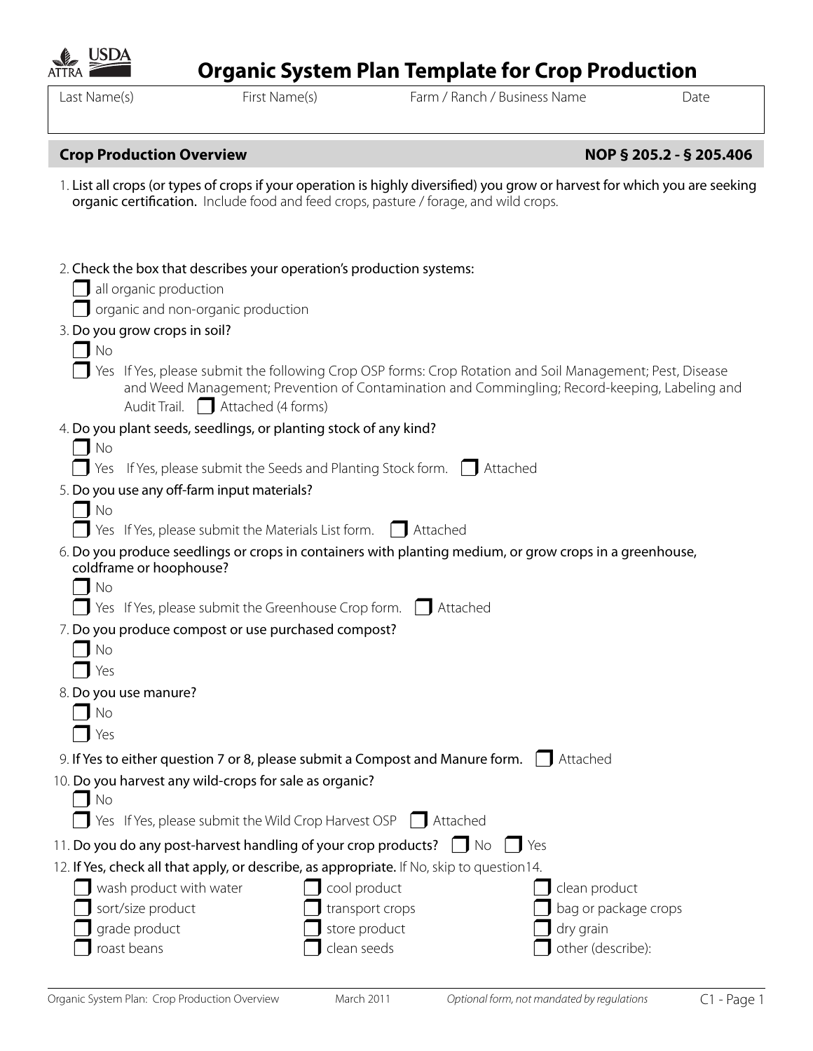# Organic System Plan Template for Crop Production

| Last Name(s) | First Name(s) | Farm / Ranch / Business Name | Date |
|---|---|---|---|
| | | | |

## Crop Production Overview — NOP § 205.2 - § 205.406

1. List all crops (or types of crops if your operation is highly diversified) you grow or harvest for which you are seeking organic certification. Include food and feed crops, pasture / forage, and wild crops.

2. Check the box that describes your operation's production systems:
   - ☐ all organic production
   - ☐ organic and non-organic production

3. Do you grow crops in soil?
   - ☐ No
   - ☐ Yes If Yes, please submit the following Crop OSP forms: Crop Rotation and Soil Management; Pest, Disease and Weed Management; Prevention of Contamination and Commingling; Record-keeping, Labeling and Audit Trail. ☐ Attached (4 forms)

4. Do you plant seeds, seedlings, or planting stock of any kind?
   - ☐ No
   - ☐ Yes If Yes, please submit the Seeds and Planting Stock form. ☐ Attached

5. Do you use any off-farm input materials?
   - ☐ No
   - ☐ Yes If Yes, please submit the Materials List form. ☐ Attached

6. Do you produce seedlings or crops in containers with planting medium, or grow crops in a greenhouse, coldframe or hoophouse?
   - ☐ No
   - ☐ Yes If Yes, please submit the Greenhouse Crop form. ☐ Attached

7. Do you produce compost or use purchased compost?
   - ☐ No
   - ☐ Yes

8. Do you use manure?
   - ☐ No
   - ☐ Yes

9. If Yes to either question 7 or 8, please submit a Compost and Manure form. ☐ Attached

10. Do you harvest any wild-crops for sale as organic?
    - ☐ No
    - ☐ Yes If Yes, please submit the Wild Crop Harvest OSP ☐ Attached

11. Do you do any post-harvest handling of your crop products? ☐ No ☐ Yes

12. If Yes, check all that apply, or describe, as appropriate. If No, skip to question14.

| | | |
|---|---|---|
| ☐ wash product with water | ☐ cool product | ☐ clean product |
| ☐ sort/size product | ☐ transport crops | ☐ bag or package crops |
| ☐ grade product | ☐ store product | ☐ dry grain |
| ☐ roast beans | ☐ clean seeds | ☐ other (describe): |

Organic System Plan: Crop Production Overview — March 2011 — *Optional form, not mandated by regulations* — C1 - Page 1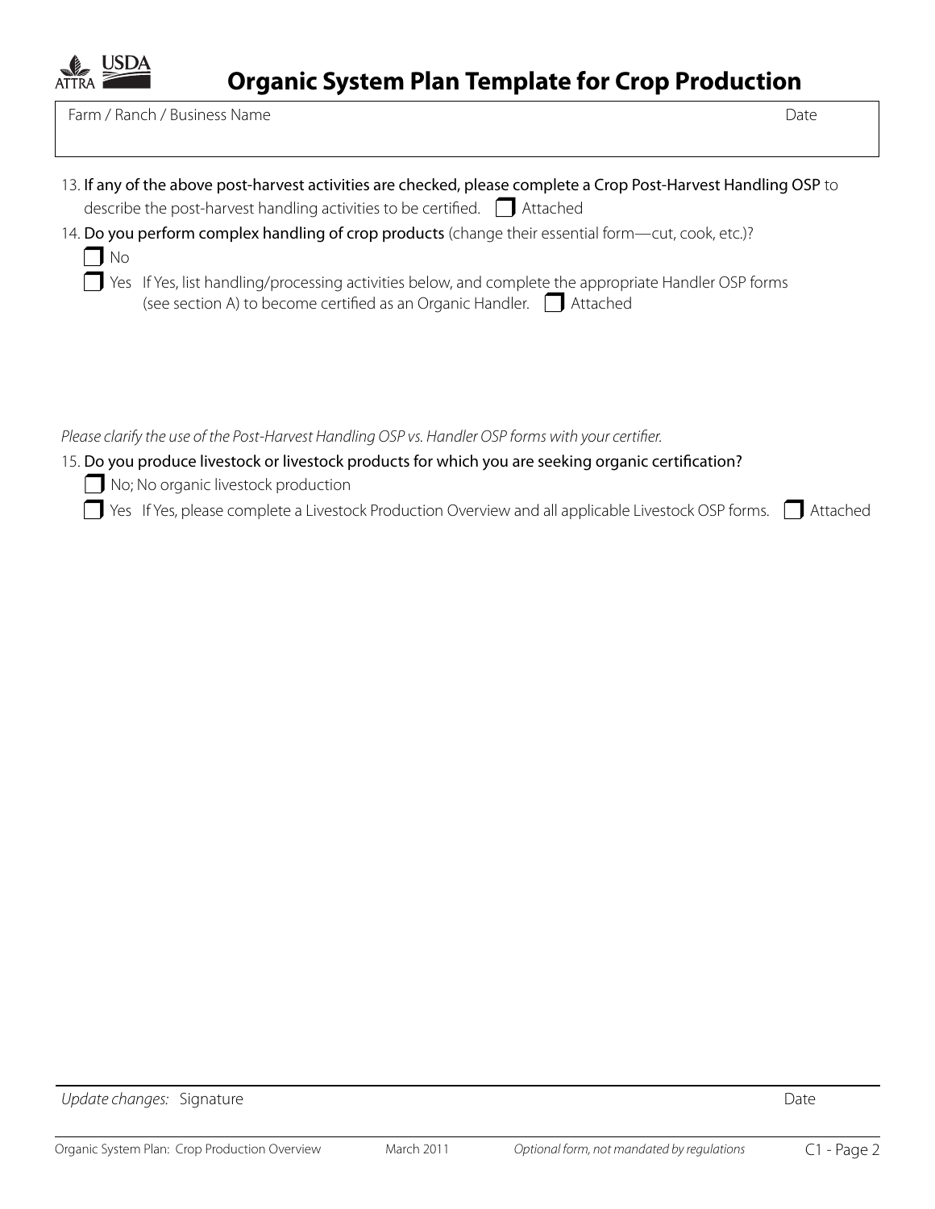# Organic System Plan Template for Crop Production

Farm / Ranch / Business Name                                                                 Date

13. **If any of the above post-harvest activities are checked, please complete a Crop Post-Harvest Handling OSP** to describe the post-harvest handling activities to be certified. ❒ Attached

14. **Do you perform complex handling of crop products** (change their essential form—cut, cook, etc.)?

    ❒ No

    ❒ Yes If Yes, list handling/processing activities below, and complete the appropriate Handler OSP forms (see section A) to become certified as an Organic Handler. ❒ Attached

*Please clarify the use of the Post-Harvest Handling OSP vs. Handler OSP forms with your certifier.*

15. **Do you produce livestock or livestock products for which you are seeking organic certification?**

    ❒ No; No organic livestock production

    ❒ Yes If Yes, please complete a Livestock Production Overview and all applicable Livestock OSP forms. ❒ Attached

*Update changes:* Signature                                                                 Date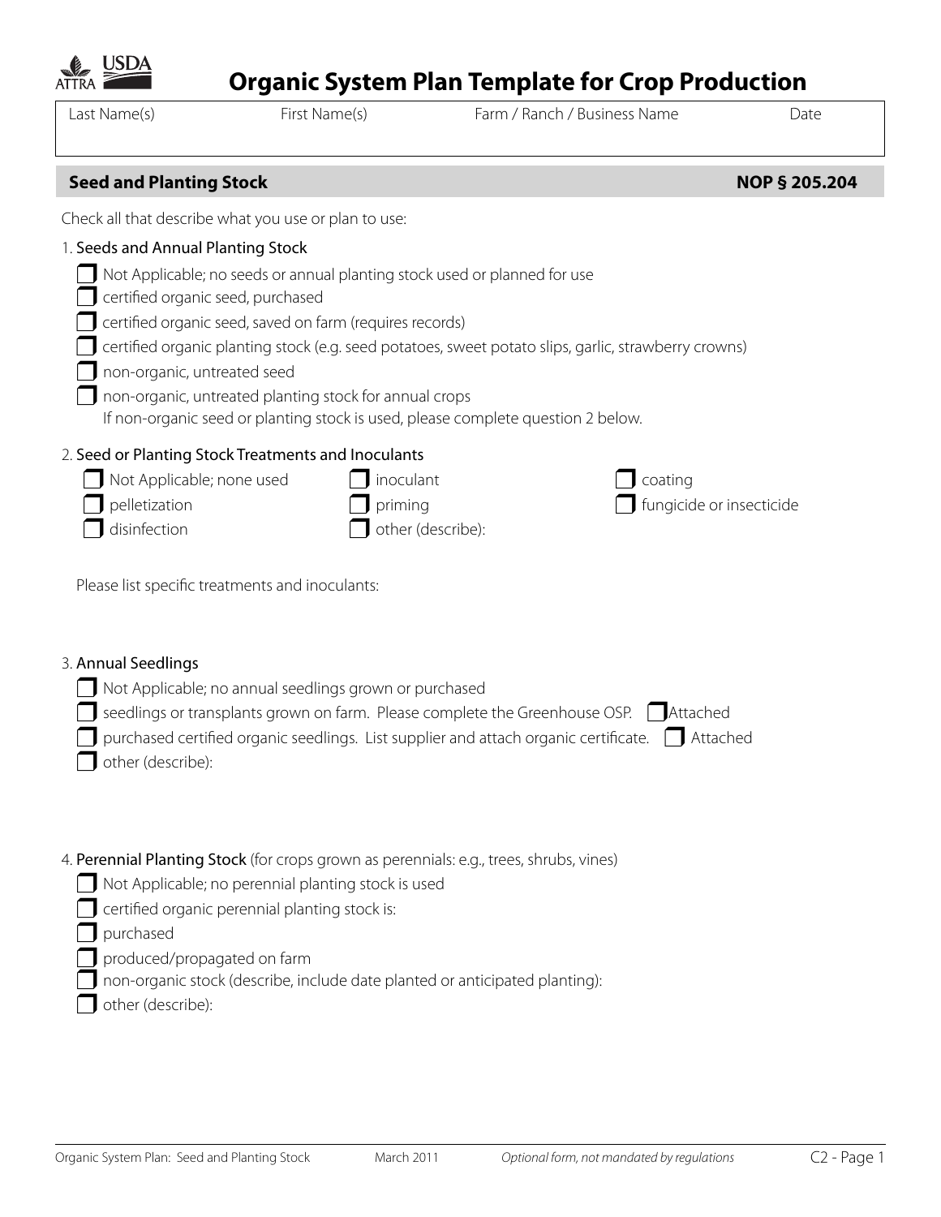# Organic System Plan Template for Crop Production

| Last Name(s) | First Name(s) | Farm / Ranch / Business Name | Date |
|---|---|---|---|
| | | | |

## Seed and Planting Stock — NOP § 205.204

Check all that describe what you use or plan to use:

1. Seeds and Annual Planting Stock
   - ❐ Not Applicable; no seeds or annual planting stock used or planned for use
   - ❐ certified organic seed, purchased
   - ❐ certified organic seed, saved on farm (requires records)
   - ❐ certified organic planting stock (e.g. seed potatoes, sweet potato slips, garlic, strawberry crowns)
   - ❐ non-organic, untreated seed
   - ❐ non-organic, untreated planting stock for annual crops

   If non-organic seed or planting stock is used, please complete question 2 below.

2. Seed or Planting Stock Treatments and Inoculants
   - ❐ Not Applicable; none used
   - ❐ pelletization
   - ❐ disinfection
   - ❐ inoculant
   - ❐ priming
   - ❐ other (describe):
   - ❐ coating
   - ❐ fungicide or insecticide

   Please list specific treatments and inoculants:

3. Annual Seedlings
   - ❐ Not Applicable; no annual seedlings grown or purchased
   - ❐ seedlings or transplants grown on farm. Please complete the Greenhouse OSP. ❐ Attached
   - ❐ purchased certified organic seedlings. List supplier and attach organic certificate. ❐ Attached
   - ❐ other (describe):

4. Perennial Planting Stock (for crops grown as perennials: e.g., trees, shrubs, vines)
   - ❐ Not Applicable; no perennial planting stock is used
   - ❐ certified organic perennial planting stock is:
   - ❐ purchased
   - ❐ produced/propagated on farm
   - ❐ non-organic stock (describe, include date planted or anticipated planting):
   - ❐ other (describe):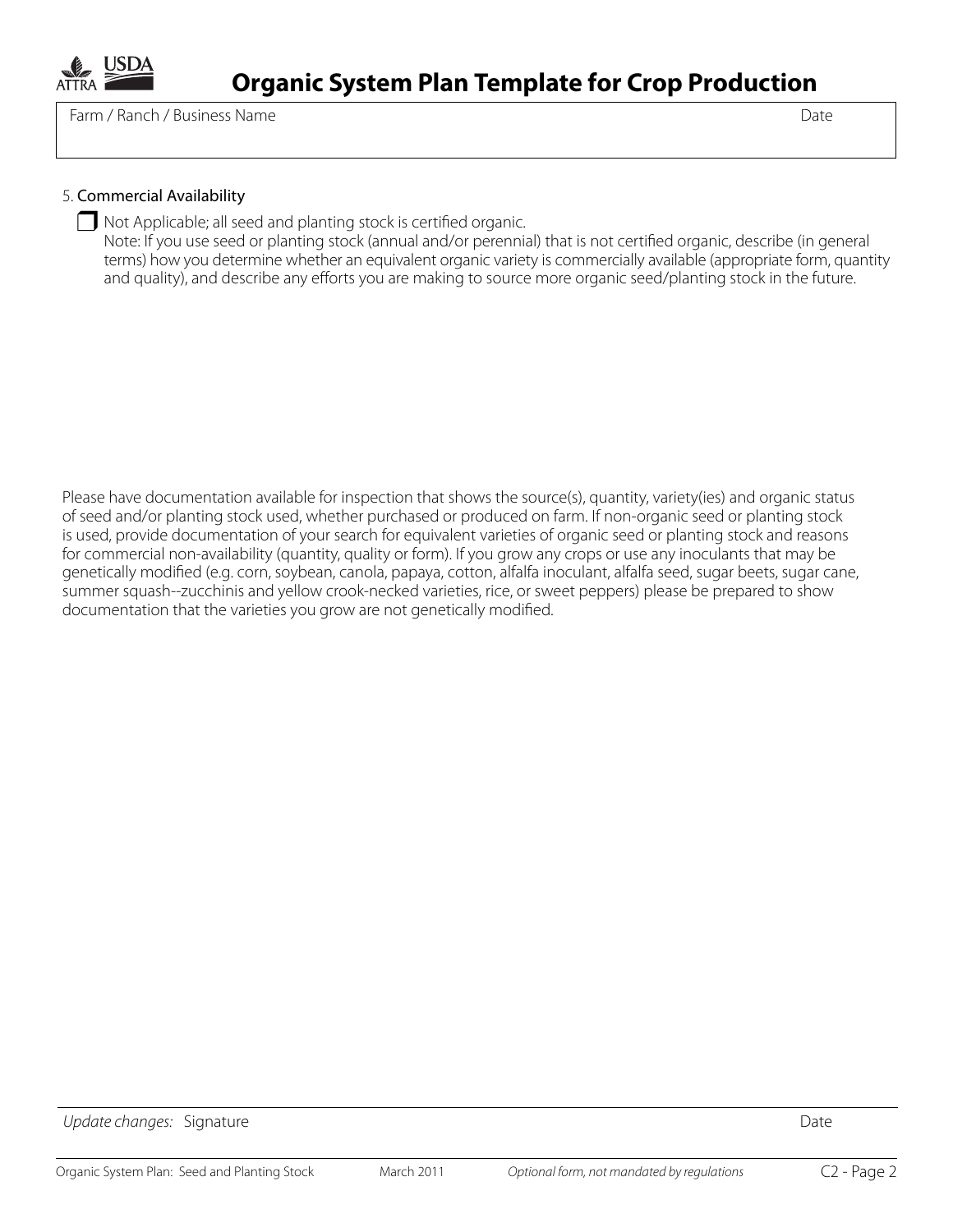# Organic System Plan Template for Crop Production

Farm / Ranch / Business Name

Date

5. Commercial Availability

☐ Not Applicable; all seed and planting stock is certified organic.

Note: If you use seed or planting stock (annual and/or perennial) that is not certified organic, describe (in general terms) how you determine whether an equivalent organic variety is commercially available (appropriate form, quantity and quality), and describe any efforts you are making to source more organic seed/planting stock in the future.

Please have documentation available for inspection that shows the source(s), quantity, variety(ies) and organic status of seed and/or planting stock used, whether purchased or produced on farm. If non-organic seed or planting stock is used, provide documentation of your search for equivalent varieties of organic seed or planting stock and reasons for commercial non-availability (quantity, quality or form). If you grow any crops or use any inoculants that may be genetically modified (e.g. corn, soybean, canola, papaya, cotton, alfalfa inoculant, alfalfa seed, sugar beets, sugar cane, summer squash--zucchinis and yellow crook-necked varieties, rice, or sweet peppers) please be prepared to show documentation that the varieties you grow are not genetically modified.

*Update changes:* Signature

Date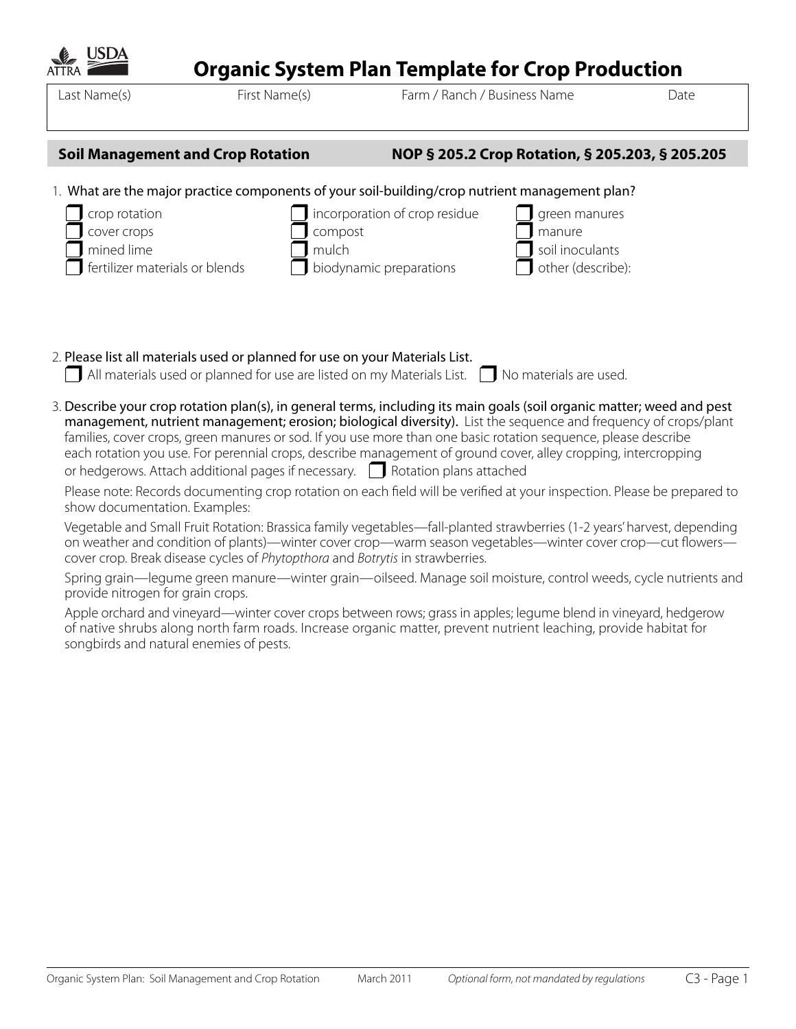# Organic System Plan Template for Crop Production

| Last Name(s) | First Name(s) | Farm / Ranch / Business Name | Date |
|---|---|---|---|
| | | | |

## Soil Management and Crop Rotation — NOP § 205.2 Crop Rotation, § 205.203, § 205.205

1. What are the major practice components of your soil-building/crop nutrient management plan?

   - ❐ crop rotation
   - ❐ cover crops
   - ❐ mined lime
   - ❐ fertilizer materials or blends
   - ❐ incorporation of crop residue
   - ❐ compost
   - ❐ mulch
   - ❐ biodynamic preparations
   - ❐ green manures
   - ❐ manure
   - ❐ soil inoculants
   - ❐ other (describe):

2. Please list all materials used or planned for use on your Materials List.

   ❐ All materials used or planned for use are listed on my Materials List. ❐ No materials are used.

3. Describe your crop rotation plan(s), in general terms, including its main goals (soil organic matter; weed and pest management, nutrient management; erosion; biological diversity). List the sequence and frequency of crops/plant families, cover crops, green manures or sod. If you use more than one basic rotation sequence, please describe each rotation you use. For perennial crops, describe management of ground cover, alley cropping, intercropping or hedgerows. Attach additional pages if necessary. ❐ Rotation plans attached

   Please note: Records documenting crop rotation on each field will be verified at your inspection. Please be prepared to show documentation. Examples:

   Vegetable and Small Fruit Rotation: Brassica family vegetables—fall-planted strawberries (1-2 years' harvest, depending on weather and condition of plants)—winter cover crop—warm season vegetables—winter cover crop—cut flowers—cover crop. Break disease cycles of *Phytopthora* and *Botrytis* in strawberries.

   Spring grain—legume green manure—winter grain—oilseed. Manage soil moisture, control weeds, cycle nutrients and provide nitrogen for grain crops.

   Apple orchard and vineyard—winter cover crops between rows; grass in apples; legume blend in vineyard, hedgerow of native shrubs along north farm roads. Increase organic matter, prevent nutrient leaching, provide habitat for songbirds and natural enemies of pests.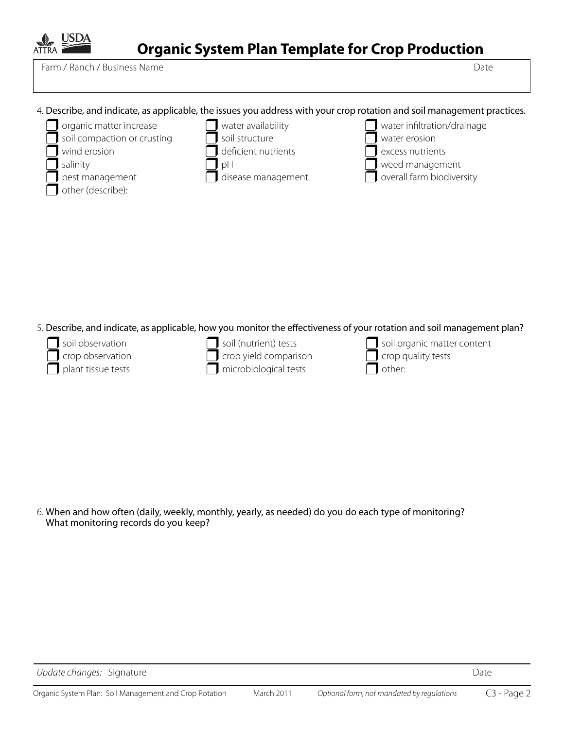# Organic System Plan Template for Crop Production

Farm / Ranch / Business Name

Date

4. Describe, and indicate, as applicable, the issues you address with your crop rotation and soil management practices.

- ❒ organic matter increase
- ❒ soil compaction or crusting
- ❒ wind erosion
- ❒ salinity
- ❒ pest management
- ❒ other (describe):
- ❒ water availability
- ❒ soil structure
- ❒ deficient nutrients
- ❒ pH
- ❒ disease management
- ❒ water infiltration/drainage
- ❒ water erosion
- ❒ excess nutrients
- ❒ weed management
- ❒ overall farm biodiversity

5. Describe, and indicate, as applicable, how you monitor the effectiveness of your rotation and soil management plan?

- ❒ soil observation
- ❒ crop observation
- ❒ plant tissue tests
- ❒ soil (nutrient) tests
- ❒ crop yield comparison
- ❒ microbiological tests
- ❒ soil organic matter content
- ❒ crop quality tests
- ❒ other:

6. When and how often (daily, weekly, monthly, yearly, as needed) do you do each type of monitoring? What monitoring records do you keep?

*Update changes:* Signature

Date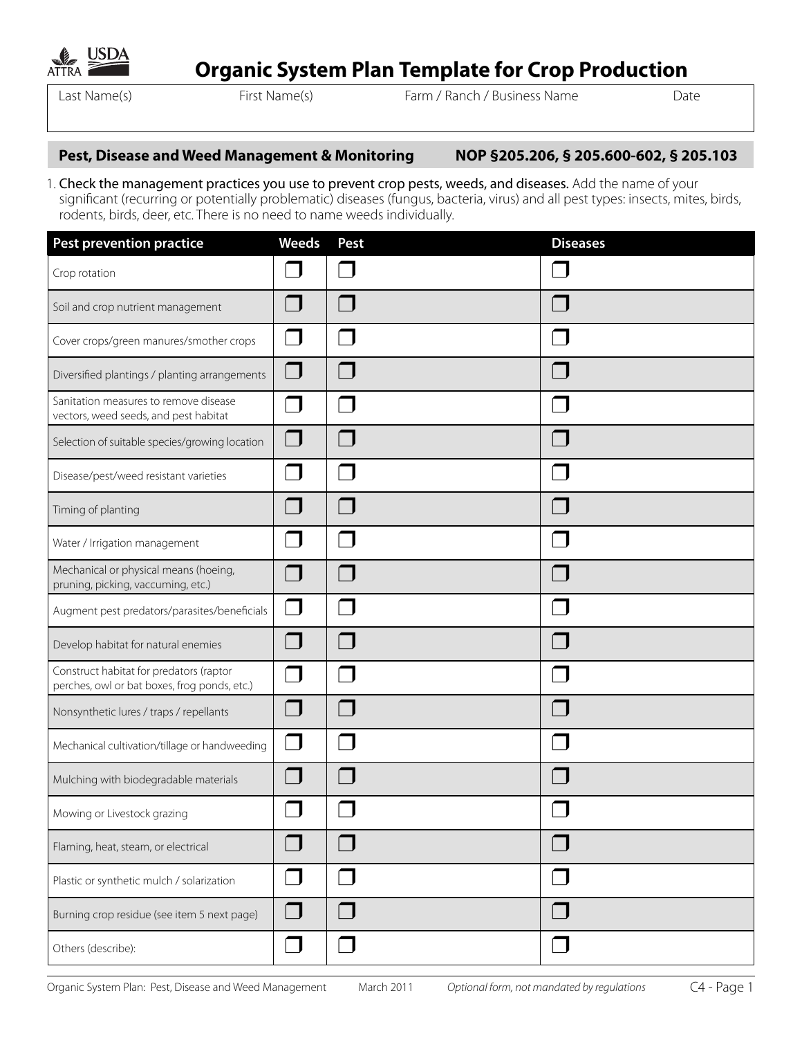# Organic System Plan Template for Crop Production

| Last Name(s) | First Name(s) | Farm / Ranch / Business Name | Date |
|---|---|---|---|
| | | | |

## Pest, Disease and Weed Management & Monitoring NOP §205.206, § 205.600-602, § 205.103

1. **Check the management practices you use to prevent crop pests, weeds, and diseases.** Add the name of your significant (recurring or potentially problematic) diseases (fungus, bacteria, virus) and all pest types: insects, mites, birds, rodents, birds, deer, etc. There is no need to name weeds individually.

| Pest prevention practice | Weeds | Pest | Diseases |
|---|---|---|---|
| Crop rotation | ❐ | ❐ | ❐ |
| Soil and crop nutrient management | ❐ | ❐ | ❐ |
| Cover crops/green manures/smother crops | ❐ | ❐ | ❐ |
| Diversified plantings / planting arrangements | ❐ | ❐ | ❐ |
| Sanitation measures to remove disease vectors, weed seeds, and pest habitat | ❐ | ❐ | ❐ |
| Selection of suitable species/growing location | ❐ | ❐ | ❐ |
| Disease/pest/weed resistant varieties | ❐ | ❐ | ❐ |
| Timing of planting | ❐ | ❐ | ❐ |
| Water / Irrigation management | ❐ | ❐ | ❐ |
| Mechanical or physical means (hoeing, pruning, picking, vaccuming, etc.) | ❐ | ❐ | ❐ |
| Augment pest predators/parasites/beneficials | ❐ | ❐ | ❐ |
| Develop habitat for natural enemies | ❐ | ❐ | ❐ |
| Construct habitat for predators (raptor perches, owl or bat boxes, frog ponds, etc.) | ❐ | ❐ | ❐ |
| Nonsynthetic lures / traps / repellants | ❐ | ❐ | ❐ |
| Mechanical cultivation/tillage or handweeding | ❐ | ❐ | ❐ |
| Mulching with biodegradable materials | ❐ | ❐ | ❐ |
| Mowing or Livestock grazing | ❐ | ❐ | ❐ |
| Flaming, heat, steam, or electrical | ❐ | ❐ | ❐ |
| Plastic or synthetic mulch / solarization | ❐ | ❐ | ❐ |
| Burning crop residue (see item 5 next page) | ❐ | ❐ | ❐ |
| Others (describe): | ❐ | ❐ | ❐ |

Organic System Plan: Pest, Disease and Weed Management March 2011 *Optional form, not mandated by regulations*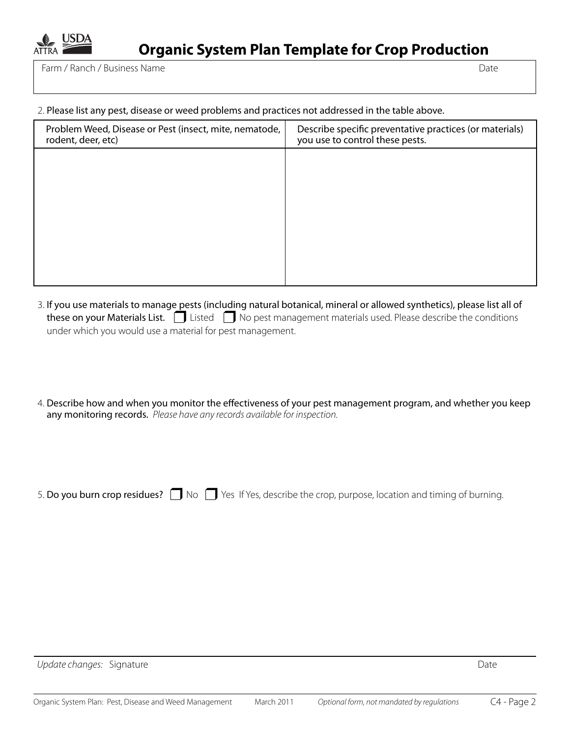# Organic System Plan Template for Crop Production

Farm / Ranch / Business Name

Date

2. Please list any pest, disease or weed problems and practices not addressed in the table above.

| Problem Weed, Disease or Pest (insect, mite, nematode, rodent, deer, etc) | Describe specific preventative practices (or materials) you use to control these pests. |
|---|---|
| | |

3. If you use materials to manage pests (including natural botanical, mineral or allowed synthetics), please list all of these on your Materials List. ❒ Listed ❒ No pest management materials used. Please describe the conditions under which you would use a material for pest management.

4. Describe how and when you monitor the effectiveness of your pest management program, and whether you keep any monitoring records. *Please have any records available for inspection.*

5. **Do you burn crop residues?** ❒ No ❒ Yes If Yes, describe the crop, purpose, location and timing of burning.

*Update changes:* Signature

Date

Organic System Plan: Pest, Disease and Weed Management — March 2011 — *Optional form, not mandated by regulations*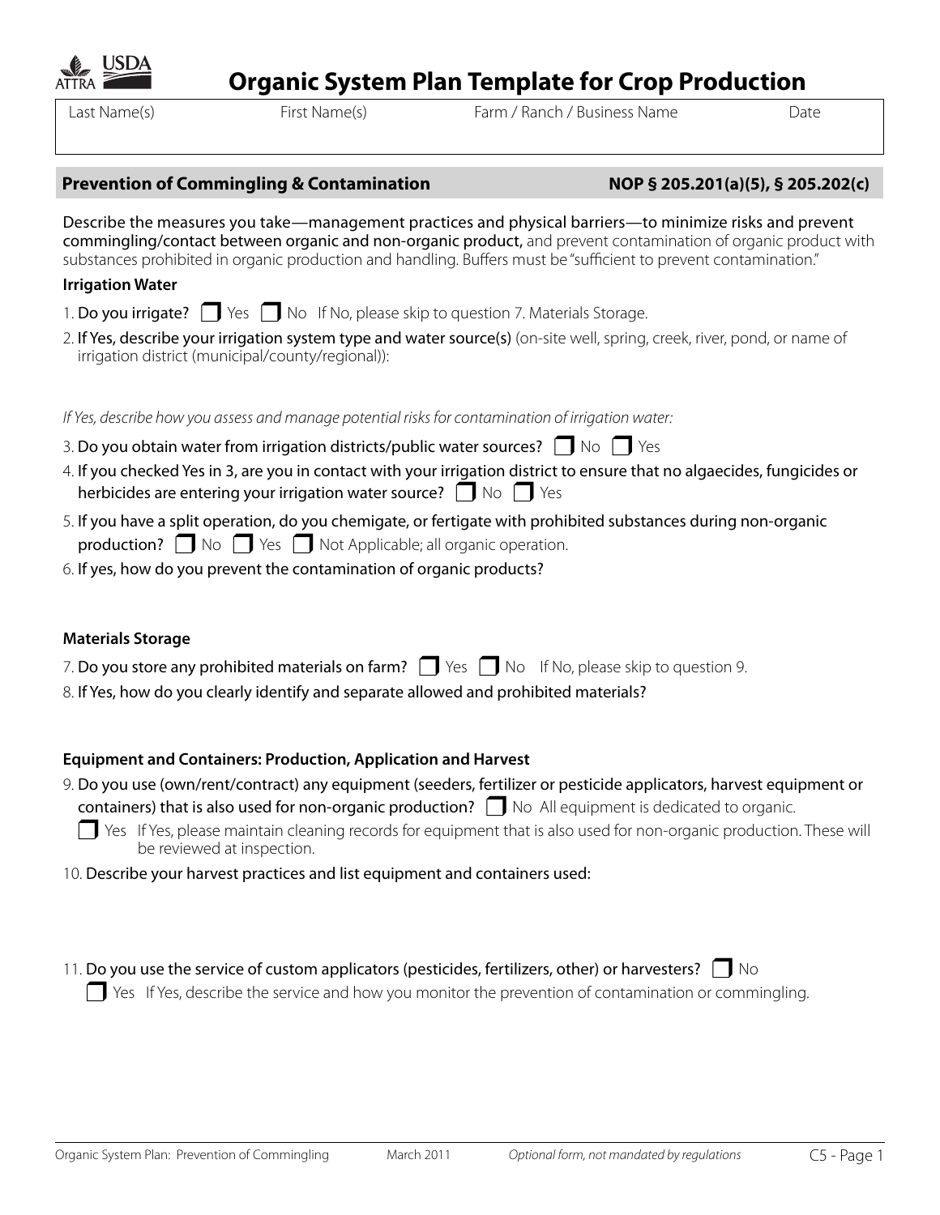# Organic System Plan Template for Crop Production

| Last Name(s) | First Name(s) | Farm / Ranch / Business Name | Date |
|---|---|---|---|
| | | | |

## Prevention of Commingling & Contamination — NOP § 205.201(a)(5), § 205.202(c)

Describe the measures you take—management practices and physical barriers—to minimize risks and prevent commingling/contact between organic and non-organic product, and prevent contamination of organic product with substances prohibited in organic production and handling. Buffers must be "sufficient to prevent contamination."

### Irrigation Water

1. Do you irrigate? ☐ Yes ☐ No If No, please skip to question 7. Materials Storage.
2. If Yes, describe your irrigation system type and water source(s) (on-site well, spring, creek, river, pond, or name of irrigation district (municipal/county/regional)):

*If Yes, describe how you assess and manage potential risks for contamination of irrigation water:*

3. Do you obtain water from irrigation districts/public water sources? ☐ No ☐ Yes
4. If you checked Yes in 3, are you in contact with your irrigation district to ensure that no algaecides, fungicides or herbicides are entering your irrigation water source? ☐ No ☐ Yes
5. If you have a split operation, do you chemigate, or fertigate with prohibited substances during non-organic production? ☐ No ☐ Yes ☐ Not Applicable; all organic operation.
6. If yes, how do you prevent the contamination of organic products?

### Materials Storage

7. Do you store any prohibited materials on farm? ☐ Yes ☐ No If No, please skip to question 9.
8. If Yes, how do you clearly identify and separate allowed and prohibited materials?

### Equipment and Containers: Production, Application and Harvest

9. Do you use (own/rent/contract) any equipment (seeders, fertilizer or pesticide applicators, harvest equipment or containers) that is also used for non-organic production? ☐ No All equipment is dedicated to organic.
   ☐ Yes If Yes, please maintain cleaning records for equipment that is also used for non-organic production. These will be reviewed at inspection.
10. Describe your harvest practices and list equipment and containers used:

11. Do you use the service of custom applicators (pesticides, fertilizers, other) or harvesters? ☐ No
    ☐ Yes If Yes, describe the service and how you monitor the prevention of contamination or commingling.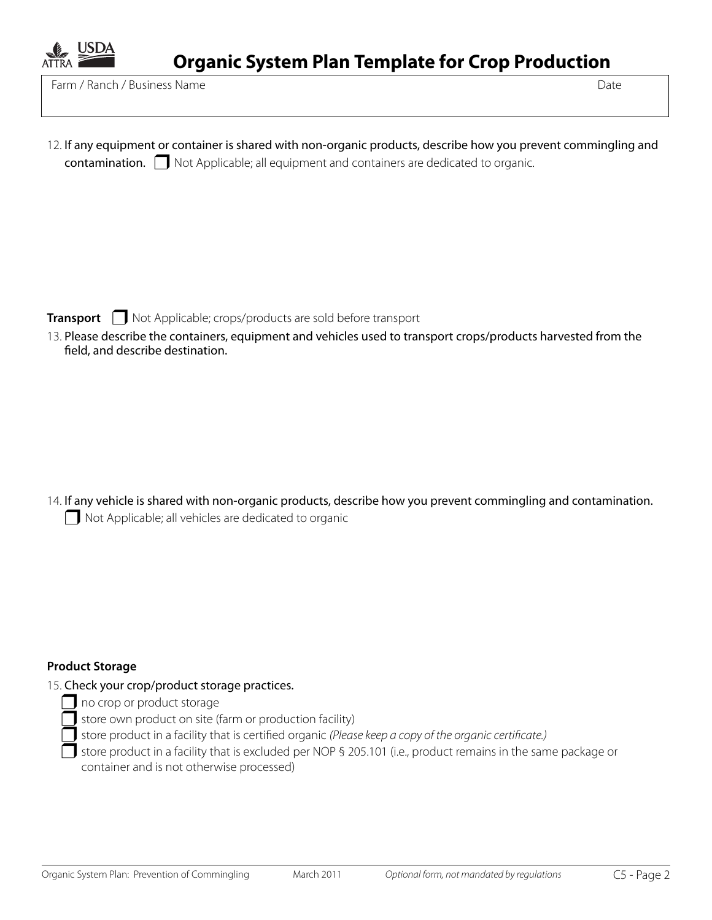# Organic System Plan Template for Crop Production

Farm / Ranch / Business Name

Date

12. If any equipment or container is shared with non-organic products, describe how you prevent commingling and contamination. ❐ Not Applicable; all equipment and containers are dedicated to organic.

**Transport** ❐ Not Applicable; crops/products are sold before transport

13. Please describe the containers, equipment and vehicles used to transport crops/products harvested from the field, and describe destination.

14. If any vehicle is shared with non-organic products, describe how you prevent commingling and contamination.
❐ Not Applicable; all vehicles are dedicated to organic

**Product Storage**

15. Check your crop/product storage practices.
    - ❐ no crop or product storage
    - ❐ store own product on site (farm or production facility)
    - ❐ store product in a facility that is certified organic *(Please keep a copy of the organic certificate.)*
    - ❐ store product in a facility that is excluded per NOP § 205.101 (i.e., product remains in the same package or container and is not otherwise processed)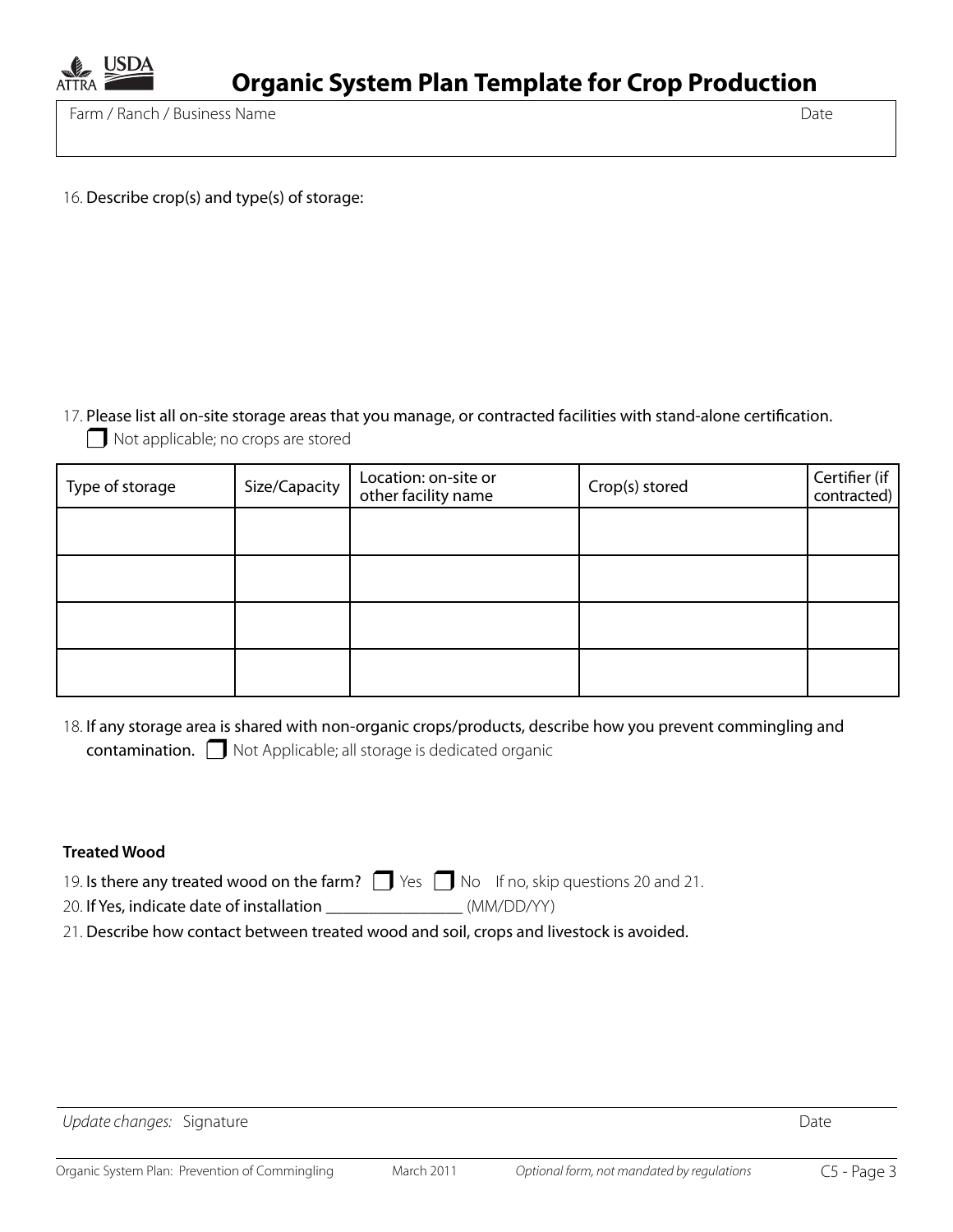# Organic System Plan Template for Crop Production

Farm / Ranch / Business Name

Date

16. Describe crop(s) and type(s) of storage:

17. Please list all on-site storage areas that you manage, or contracted facilities with stand-alone certification.

☐ Not applicable; no crops are stored

| Type of storage | Size/Capacity | Location: on-site or other facility name | Crop(s) stored | Certifier (if contracted) |
|---|---|---|---|---|
| | | | | |
| | | | | |
| | | | | |
| | | | | |

18. If any storage area is shared with non-organic crops/products, describe how you prevent commingling and contamination. ☐ Not Applicable; all storage is dedicated organic

**Treated Wood**

19. Is there any treated wood on the farm? ☐ Yes ☐ No If no, skip questions 20 and 21.
20. If Yes, indicate date of installation ________________ (MM/DD/YY)
21. Describe how contact between treated wood and soil, crops and livestock is avoided.

*Update changes:* Signature

Date

Organic System Plan: Prevention of Commingling March 2011 *Optional form, not mandated by regulations* C5 - Page 3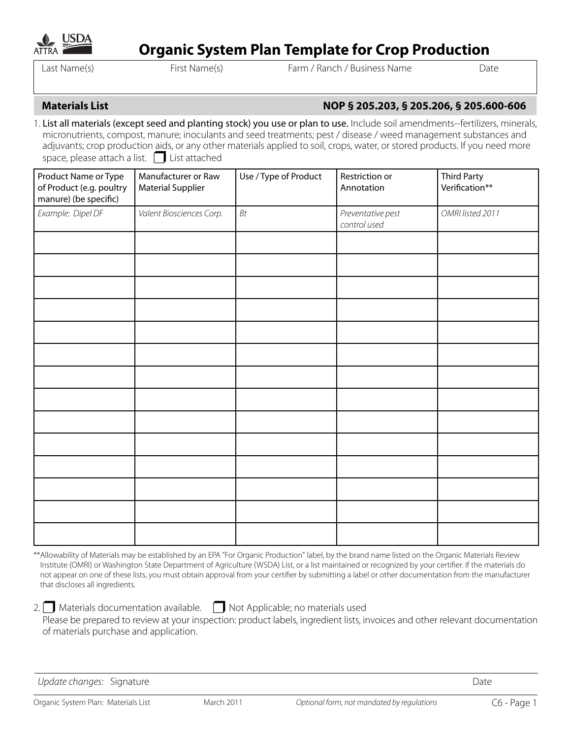# Organic System Plan Template for Crop Production

| Last Name(s) | First Name(s) | Farm / Ranch / Business Name | Date |
| --- | --- | --- | --- |
| | | | |

## Materials List — NOP § 205.203, § 205.206, § 205.600-606

1. **List all materials (except seed and planting stock) you use or plan to use.** Include soil amendments--fertilizers, minerals, micronutrients, compost, manure; inoculants and seed treatments; pest / disease / weed management substances and adjuvants; crop production aids, or any other materials applied to soil, crops, water, or stored products. If you need more space, please attach a list. ☐ List attached

| Product Name or Type of Product (e.g. poultry manure) (be specific) | Manufacturer or Raw Material Supplier | Use / Type of Product | Restriction or Annotation | Third Party Verification** |
| --- | --- | --- | --- | --- |
| *Example: Dipel DF* | *Valent Biosciences Corp.* | *Bt* | *Preventative pest control used* | *OMRI listed 2011* |
| | | | | |
| | | | | |
| | | | | |
| | | | | |
| | | | | |
| | | | | |
| | | | | |
| | | | | |
| | | | | |
| | | | | |
| | | | | |
| | | | | |
| | | | | |
| | | | | |

**Allowability of Materials may be established by an EPA "For Organic Production" label, by the brand name listed on the Organic Materials Review Institute (OMRI) or Washington State Department of Agriculture (WSDA) List, or a list maintained or recognized by your certifier. If the materials do not appear on one of these lists, you must obtain approval from your certifier by submitting a label or other documentation from the manufacturer that discloses all ingredients.

2. ☐ Materials documentation available. ☐ Not Applicable; no materials used
   Please be prepared to review at your inspection: product labels, ingredient lists, invoices and other relevant documentation of materials purchase and application.

*Update changes:* Signature — Date

Organic System Plan: Materials List — March 2011 — *Optional form, not mandated by regulations* — C6 - Page 1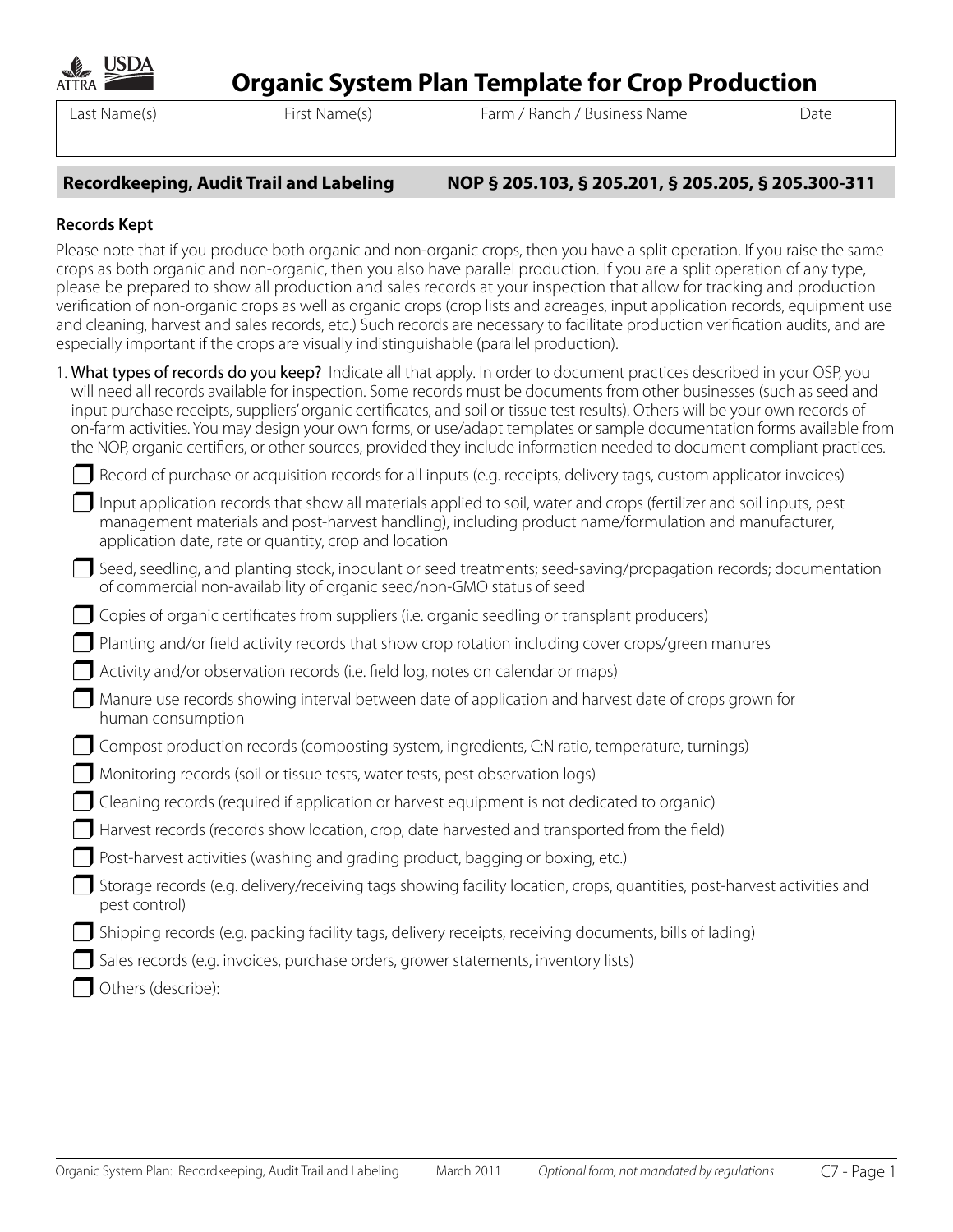# Organic System Plan Template for Crop Production

| Last Name(s) | First Name(s) | Farm / Ranch / Business Name | Date |
|---|---|---|---|
| | | | |

## Recordkeeping, Audit Trail and Labeling — NOP § 205.103, § 205.201, § 205.205, § 205.300-311

### Records Kept

Please note that if you produce both organic and non-organic crops, then you have a split operation. If you raise the same crops as both organic and non-organic, then you also have parallel production. If you are a split operation of any type, please be prepared to show all production and sales records at your inspection that allow for tracking and production verification of non-organic crops as well as organic crops (crop lists and acreages, input application records, equipment use and cleaning, harvest and sales records, etc.) Such records are necessary to facilitate production verification audits, and are especially important if the crops are visually indistinguishable (parallel production).

1. **What types of records do you keep?** Indicate all that apply. In order to document practices described in your OSP, you will need all records available for inspection. Some records must be documents from other businesses (such as seed and input purchase receipts, suppliers' organic certificates, and soil or tissue test results). Others will be your own records of on-farm activities. You may design your own forms, or use/adapt templates or sample documentation forms available from the NOP, organic certifiers, or other sources, provided they include information needed to document compliant practices.

- ☐ Record of purchase or acquisition records for all inputs (e.g. receipts, delivery tags, custom applicator invoices)
- ☐ Input application records that show all materials applied to soil, water and crops (fertilizer and soil inputs, pest management materials and post-harvest handling), including product name/formulation and manufacturer, application date, rate or quantity, crop and location
- ☐ Seed, seedling, and planting stock, inoculant or seed treatments; seed-saving/propagation records; documentation of commercial non-availability of organic seed/non-GMO status of seed
- ☐ Copies of organic certificates from suppliers (i.e. organic seedling or transplant producers)
- ☐ Planting and/or field activity records that show crop rotation including cover crops/green manures
- ☐ Activity and/or observation records (i.e. field log, notes on calendar or maps)
- ☐ Manure use records showing interval between date of application and harvest date of crops grown for human consumption
- ☐ Compost production records (composting system, ingredients, C:N ratio, temperature, turnings)
- ☐ Monitoring records (soil or tissue tests, water tests, pest observation logs)
- ☐ Cleaning records (required if application or harvest equipment is not dedicated to organic)
- ☐ Harvest records (records show location, crop, date harvested and transported from the field)
- ☐ Post-harvest activities (washing and grading product, bagging or boxing, etc.)
- ☐ Storage records (e.g. delivery/receiving tags showing facility location, crops, quantities, post-harvest activities and pest control)
- ☐ Shipping records (e.g. packing facility tags, delivery receipts, receiving documents, bills of lading)
- ☐ Sales records (e.g. invoices, purchase orders, grower statements, inventory lists)
- ☐ Others (describe):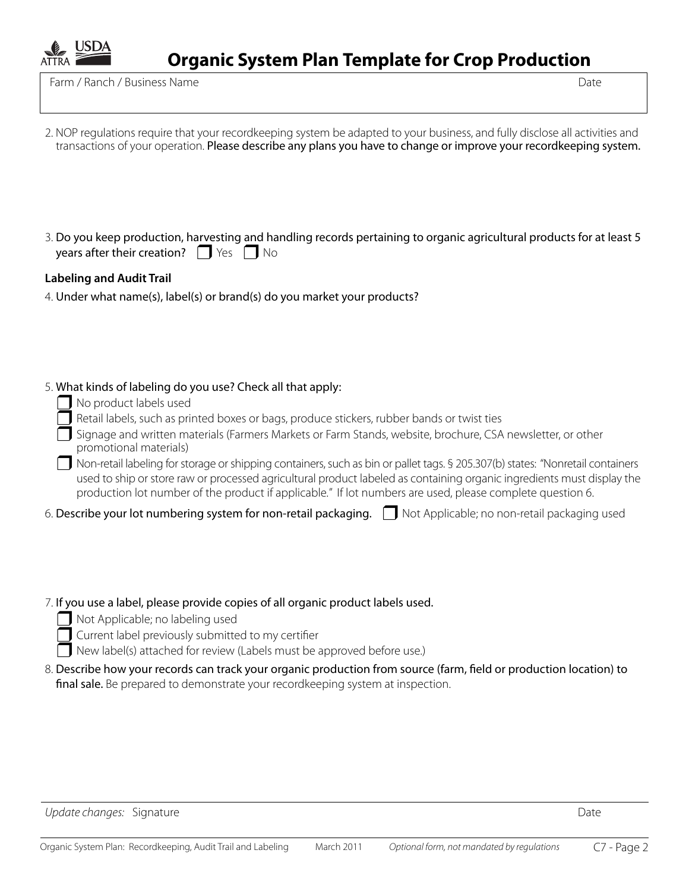# Organic System Plan Template for Crop Production

Farm / Ranch / Business Name | Date

2. NOP regulations require that your recordkeeping system be adapted to your business, and fully disclose all activities and transactions of your operation. **Please describe any plans you have to change or improve your recordkeeping system.**

3. **Do you keep production, harvesting and handling records pertaining to organic agricultural products for at least 5 years after their creation?** ☐ Yes ☐ No

### Labeling and Audit Trail

4. **Under what name(s), label(s) or brand(s) do you market your products?**

5. **What kinds of labeling do you use? Check all that apply:**
   - ☐ No product labels used
   - ☐ Retail labels, such as printed boxes or bags, produce stickers, rubber bands or twist ties
   - ☐ Signage and written materials (Farmers Markets or Farm Stands, website, brochure, CSA newsletter, or other promotional materials)
   - ☐ Non-retail labeling for storage or shipping containers, such as bin or pallet tags. § 205.307(b) states: "Nonretail containers used to ship or store raw or processed agricultural product labeled as containing organic ingredients must display the production lot number of the product if applicable." If lot numbers are used, please complete question 6.

6. **Describe your lot numbering system for non-retail packaging.** ☐ Not Applicable; no non-retail packaging used

7. **If you use a label, please provide copies of all organic product labels used.**
   - ☐ Not Applicable; no labeling used
   - ☐ Current label previously submitted to my certifier
   - ☐ New label(s) attached for review (Labels must be approved before use.)

8. **Describe how your records can track your organic production from source (farm, field or production location) to final sale.** Be prepared to demonstrate your recordkeeping system at inspection.

*Update changes:* Signature | Date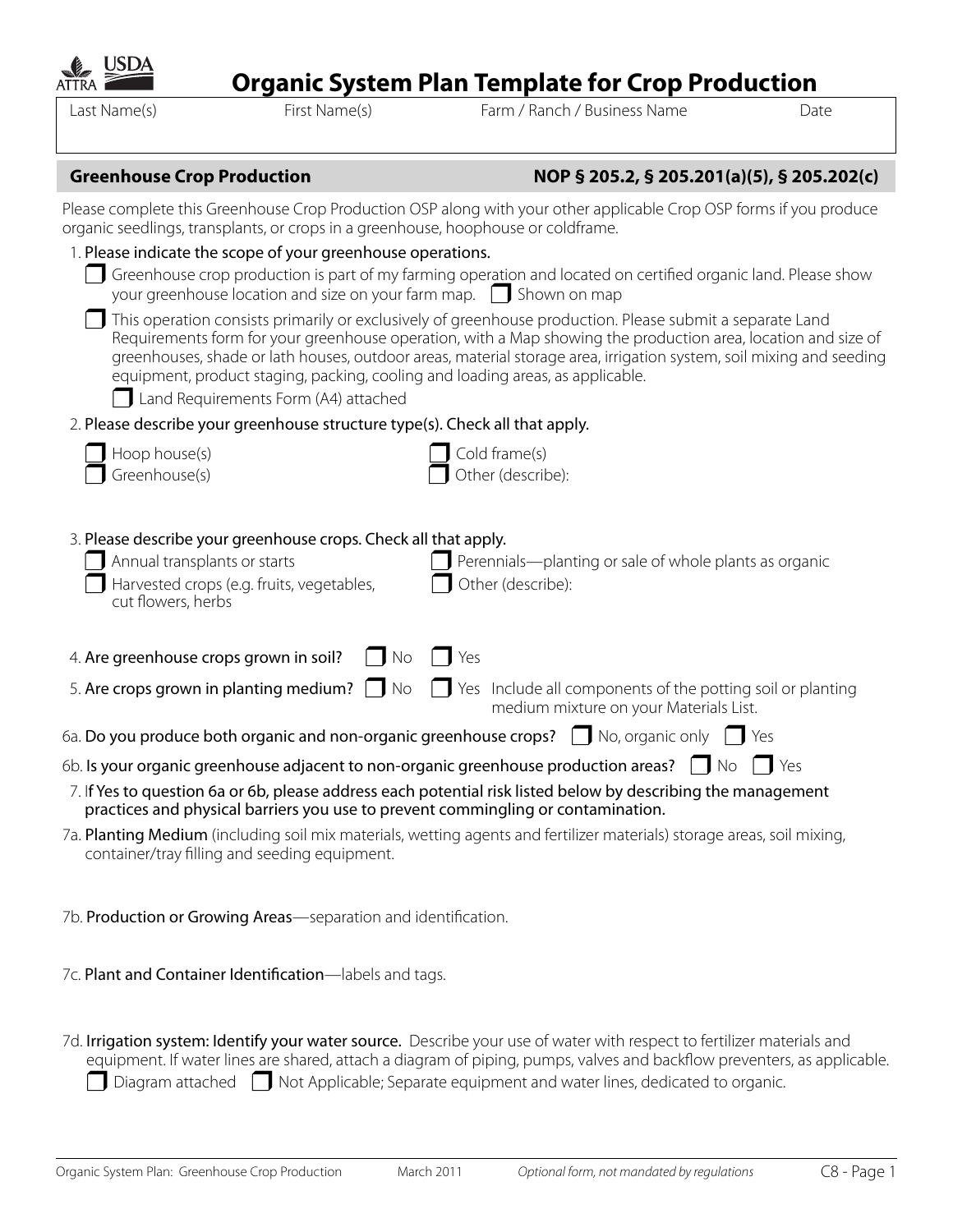# Organic System Plan Template for Crop Production

| Last Name(s) | First Name(s) | Farm / Ranch / Business Name | Date |
|---|---|---|---|
| | | | |

## Greenhouse Crop Production — NOP § 205.2, § 205.201(a)(5), § 205.202(c)

Please complete this Greenhouse Crop Production OSP along with your other applicable Crop OSP forms if you produce organic seedlings, transplants, or crops in a greenhouse, hoophouse or coldframe.

1. Please indicate the scope of your greenhouse operations.
   - ☐ Greenhouse crop production is part of my farming operation and located on certified organic land. Please show your greenhouse location and size on your farm map. ☐ Shown on map
   - ☐ This operation consists primarily or exclusively of greenhouse production. Please submit a separate Land Requirements form for your greenhouse operation, with a Map showing the production area, location and size of greenhouses, shade or lath houses, outdoor areas, material storage area, irrigation system, soil mixing and seeding equipment, product staging, packing, cooling and loading areas, as applicable.
     - ☐ Land Requirements Form (A4) attached

2. Please describe your greenhouse structure type(s). Check all that apply.
   - ☐ Hoop house(s)
   - ☐ Greenhouse(s)
   - ☐ Cold frame(s)
   - ☐ Other (describe):

3. Please describe your greenhouse crops. Check all that apply.
   - ☐ Annual transplants or starts
   - ☐ Harvested crops (e.g. fruits, vegetables, cut flowers, herbs
   - ☐ Perennials—planting or sale of whole plants as organic
   - ☐ Other (describe):

4. Are greenhouse crops grown in soil? ☐ No ☐ Yes

5. Are crops grown in planting medium? ☐ No ☐ Yes Include all components of the potting soil or planting medium mixture on your Materials List.

6a. Do you produce both organic and non-organic greenhouse crops? ☐ No, organic only ☐ Yes

6b. Is your organic greenhouse adjacent to non-organic greenhouse production areas? ☐ No ☐ Yes

7. If Yes to question 6a or 6b, please address each potential risk listed below by describing the management practices and physical barriers you use to prevent commingling or contamination.

7a. Planting Medium (including soil mix materials, wetting agents and fertilizer materials) storage areas, soil mixing, container/tray filling and seeding equipment.

7b. Production or Growing Areas—separation and identification.

7c. Plant and Container Identification—labels and tags.

7d. Irrigation system: Identify your water source. Describe your use of water with respect to fertilizer materials and equipment. If water lines are shared, attach a diagram of piping, pumps, valves and backflow preventers, as applicable.
   - ☐ Diagram attached ☐ Not Applicable; Separate equipment and water lines, dedicated to organic.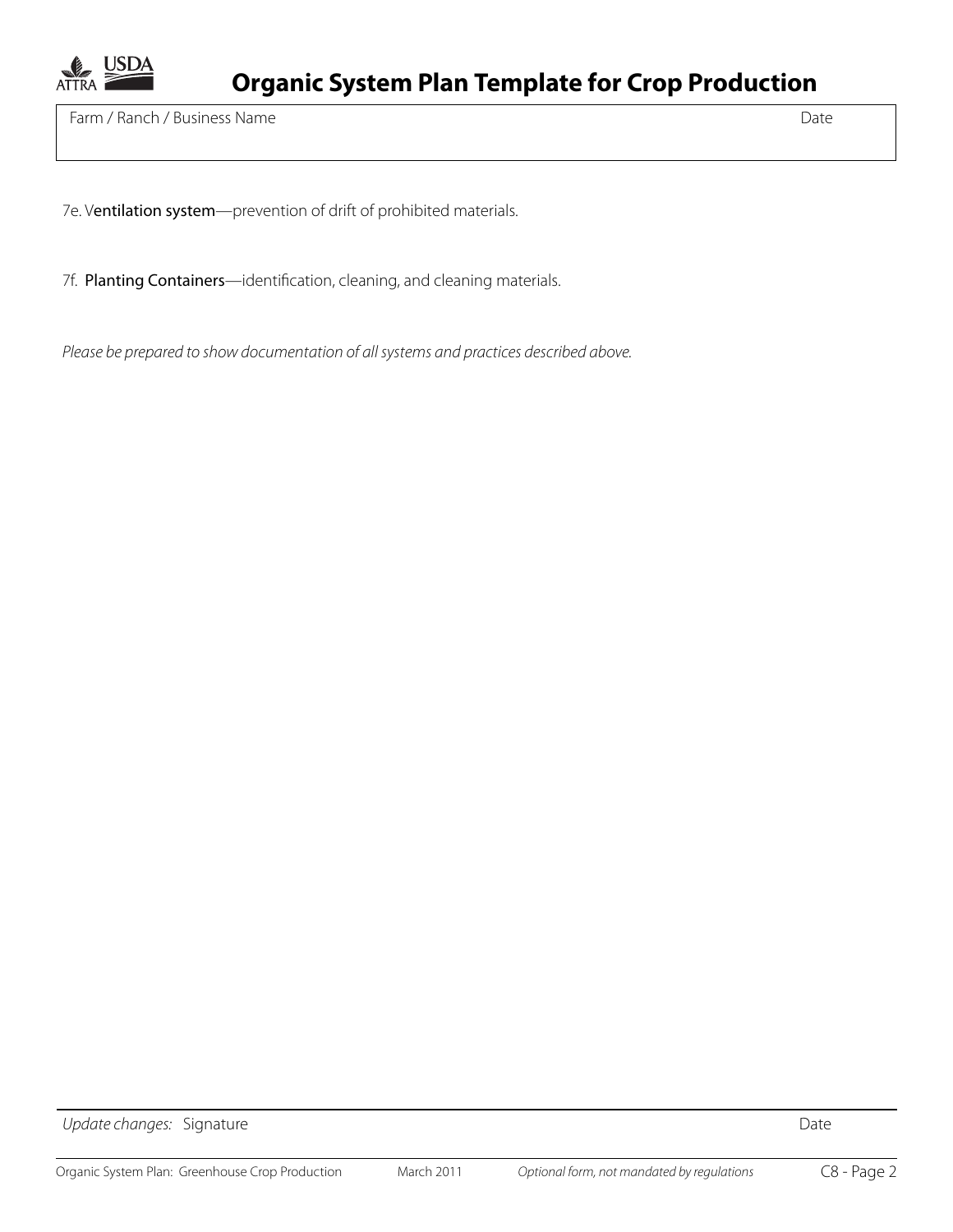# Organic System Plan Template for Crop Production

Farm / Ranch / Business Name Date

7e. **Ventilation system**—prevention of drift of prohibited materials.

7f. **Planting Containers**—identification, cleaning, and cleaning materials.

*Please be prepared to show documentation of all systems and practices described above.*

*Update changes:* Signature Date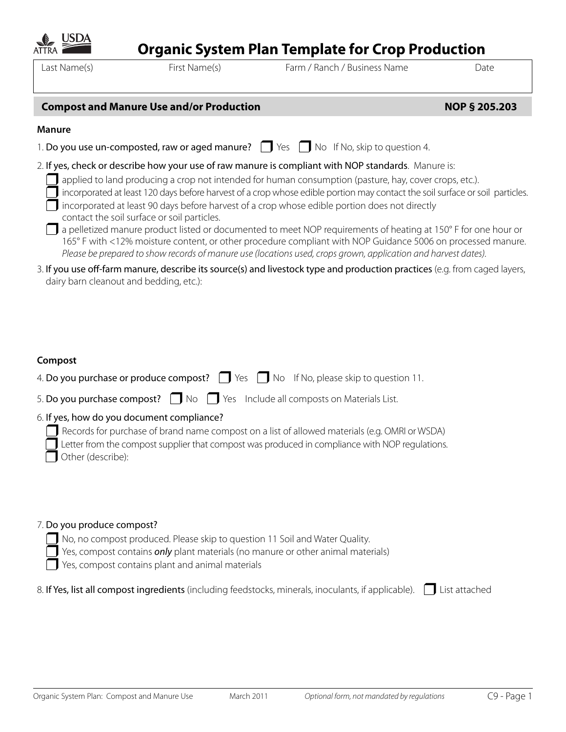# Organic System Plan Template for Crop Production

| Last Name(s) | First Name(s) | Farm / Ranch / Business Name | Date |
|---|---|---|---|
| | | | |

## Compost and Manure Use and/or Production — NOP § 205.203

### Manure

1. **Do you use un-composted, raw or aged manure?** ☐ Yes ☐ No If No, skip to question 4.

2. **If yes, check or describe how your use of raw manure is compliant with NOP standards**. Manure is:
   - ☐ applied to land producing a crop not intended for human consumption (pasture, hay, cover crops, etc.).
   - ☐ incorporated at least 120 days before harvest of a crop whose edible portion may contact the soil surface or soil particles.
   - ☐ incorporated at least 90 days before harvest of a crop whose edible portion does not directly contact the soil surface or soil particles.
   - ☐ a pelletized manure product listed or documented to meet NOP requirements of heating at 150° F for one hour or 165° F with <12% moisture content, or other procedure compliant with NOP Guidance 5006 on processed manure.

   *Please be prepared to show records of manure use (locations used, crops grown, application and harvest dates).*

3. **If you use off-farm manure, describe its source(s) and livestock type and production practices** (e.g. from caged layers, dairy barn cleanout and bedding, etc.):

### Compost

4. **Do you purchase or produce compost?** ☐ Yes ☐ No If No, please skip to question 11.

5. **Do you purchase compost?** ☐ No ☐ Yes Include all composts on Materials List.

6. **If yes, how do you document compliance?**
   - ☐ Records for purchase of brand name compost on a list of allowed materials (e.g. OMRI or WSDA)
   - ☐ Letter from the compost supplier that compost was produced in compliance with NOP regulations.
   - ☐ Other (describe):

7. **Do you produce compost?**
   - ☐ No, no compost produced. Please skip to question 11 Soil and Water Quality.
   - ☐ Yes, compost contains ***only*** plant materials (no manure or other animal materials)
   - ☐ Yes, compost contains plant and animal materials

8. **If Yes, list all compost ingredients** (including feedstocks, minerals, inoculants, if applicable). ☐ List attached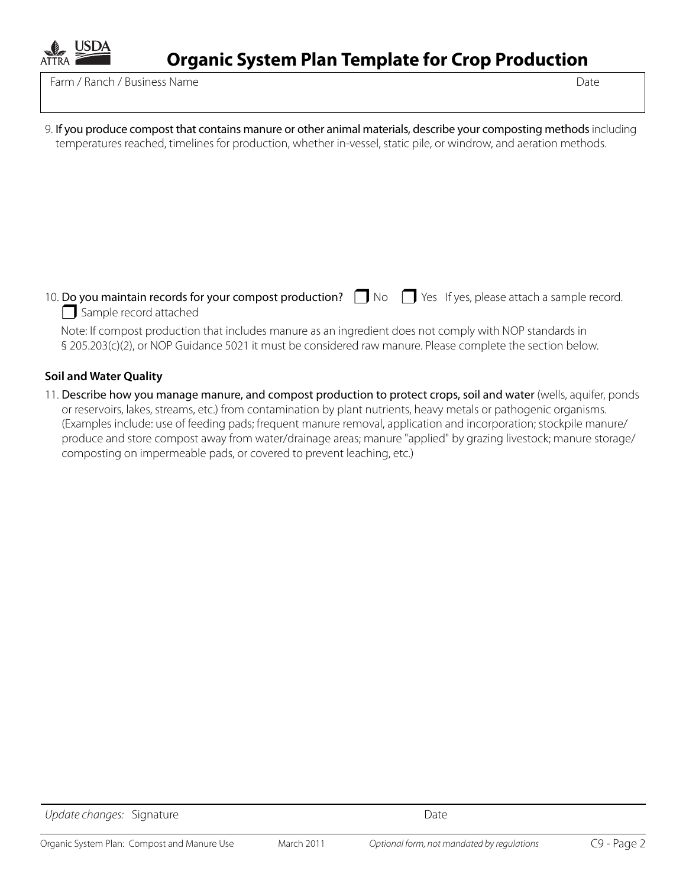Farm / Ranch / Business Name | Date

9. **If you produce compost that contains manure or other animal materials, describe your composting methods** including temperatures reached, timelines for production, whether in-vessel, static pile, or windrow, and aeration methods.

10. **Do you maintain records for your compost production?** ❒ No ❒ Yes If yes, please attach a sample record.
    ❒ Sample record attached

    Note: If compost production that includes manure as an ingredient does not comply with NOP standards in § 205.203(c)(2), or NOP Guidance 5021 it must be considered raw manure. Please complete the section below.

### Soil and Water Quality

11. **Describe how you manage manure, and compost production to protect crops, soil and water** (wells, aquifer, ponds or reservoirs, lakes, streams, etc.) from contamination by plant nutrients, heavy metals or pathogenic organisms. (Examples include: use of feeding pads; frequent manure removal, application and incorporation; stockpile manure/produce and store compost away from water/drainage areas; manure "applied" by grazing livestock; manure storage/composting on impermeable pads, or covered to prevent leaching, etc.)

*Update changes:* Signature | Date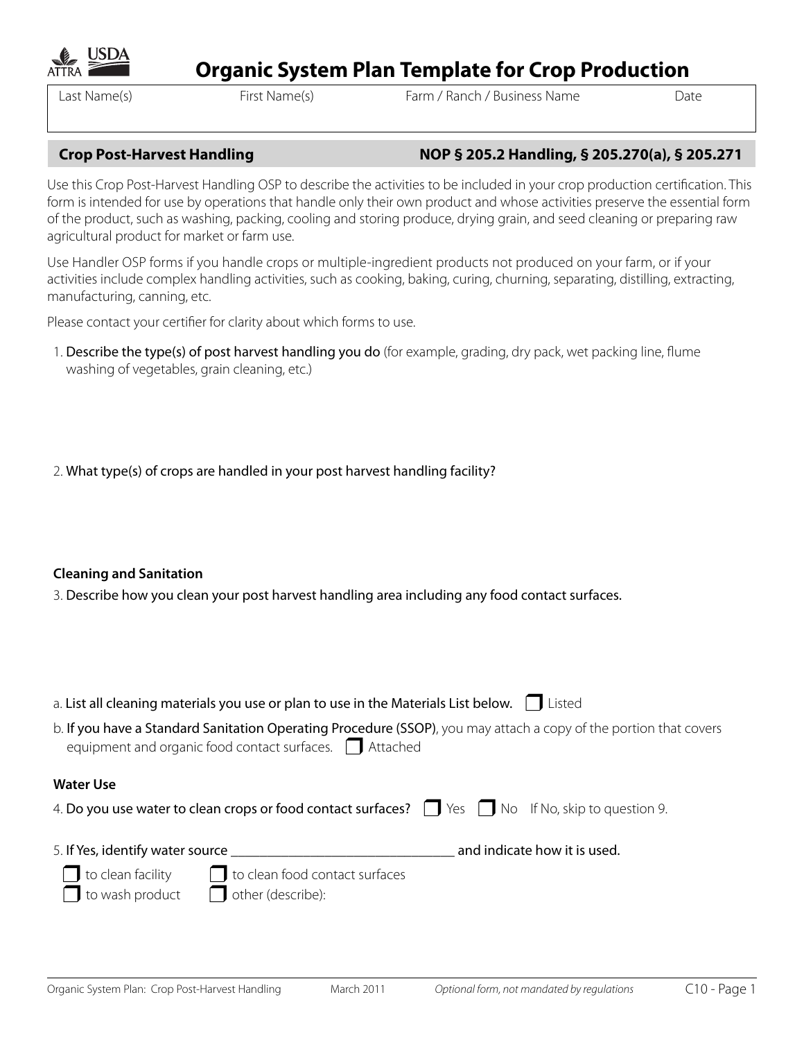# Organic System Plan Template for Crop Production

| Last Name(s) | First Name(s) | Farm / Ranch / Business Name | Date |
| --- | --- | --- | --- |
| | | | |

## Crop Post-Harvest Handling — NOP § 205.2 Handling, § 205.270(a), § 205.271

Use this Crop Post-Harvest Handling OSP to describe the activities to be included in your crop production certification. This form is intended for use by operations that handle only their own product and whose activities preserve the essential form of the product, such as washing, packing, cooling and storing produce, drying grain, and seed cleaning or preparing raw agricultural product for market or farm use.

Use Handler OSP forms if you handle crops or multiple-ingredient products not produced on your farm, or if your activities include complex handling activities, such as cooking, baking, curing, churning, separating, distilling, extracting, manufacturing, canning, etc.

Please contact your certifier for clarity about which forms to use.

1. Describe the type(s) of post harvest handling you do (for example, grading, dry pack, wet packing line, flume washing of vegetables, grain cleaning, etc.)

2. What type(s) of crops are handled in your post harvest handling facility?

### Cleaning and Sanitation

3. Describe how you clean your post harvest handling area including any food contact surfaces.

a. List all cleaning materials you use or plan to use in the Materials List below. ☐ Listed

b. If you have a Standard Sanitation Operating Procedure (SSOP), you may attach a copy of the portion that covers equipment and organic food contact surfaces. ☐ Attached

### Water Use

4. Do you use water to clean crops or food contact surfaces? ☐ Yes ☐ No If No, skip to question 9.

5. If Yes, identify water source ________________________________ and indicate how it is used.

☐ to clean facility ☐ to clean food contact surfaces
☐ to wash product ☐ other (describe):

Organic System Plan: Crop Post-Harvest Handling — March 2011 — *Optional form, not mandated by regulations* — C10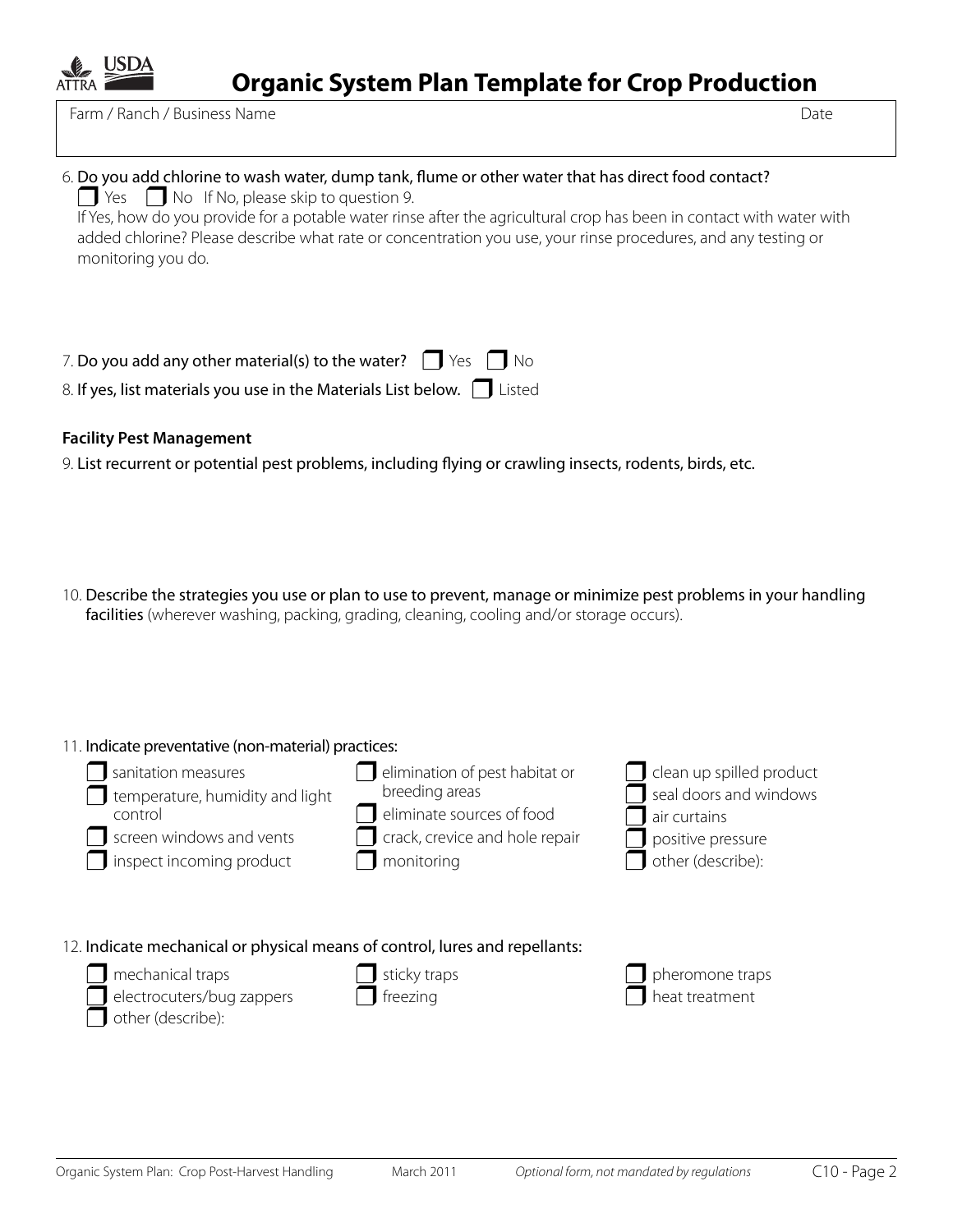# Organic System Plan Template for Crop Production

Farm / Ranch / Business Name Date

6. **Do you add chlorine to wash water, dump tank, flume or other water that has direct food contact?**
   ☐ Yes ☐ No If No, please skip to question 9.
   If Yes, how do you provide for a potable water rinse after the agricultural crop has been in contact with water with added chlorine? Please describe what rate or concentration you use, your rinse procedures, and any testing or monitoring you do.

7. **Do you add any other material(s) to the water?** ☐ Yes ☐ No

8. **If yes, list materials you use in the Materials List below.** ☐ Listed

**Facility Pest Management**

9. **List recurrent or potential pest problems, including flying or crawling insects, rodents, birds, etc.**

10. **Describe the strategies you use or plan to use to prevent, manage or minimize pest problems in your handling facilities** (wherever washing, packing, grading, cleaning, cooling and/or storage occurs).

11. **Indicate preventative (non-material) practices:**
    - ☐ sanitation measures
    - ☐ temperature, humidity and light control
    - ☐ screen windows and vents
    - ☐ inspect incoming product
    - ☐ elimination of pest habitat or breeding areas
    - ☐ eliminate sources of food
    - ☐ crack, crevice and hole repair
    - ☐ monitoring
    - ☐ clean up spilled product
    - ☐ seal doors and windows
    - ☐ air curtains
    - ☐ positive pressure
    - ☐ other (describe):

12. **Indicate mechanical or physical means of control, lures and repellants:**
    - ☐ mechanical traps
    - ☐ electrocuters/bug zappers
    - ☐ other (describe):
    - ☐ sticky traps
    - ☐ freezing
    - ☐ pheromone traps
    - ☐ heat treatment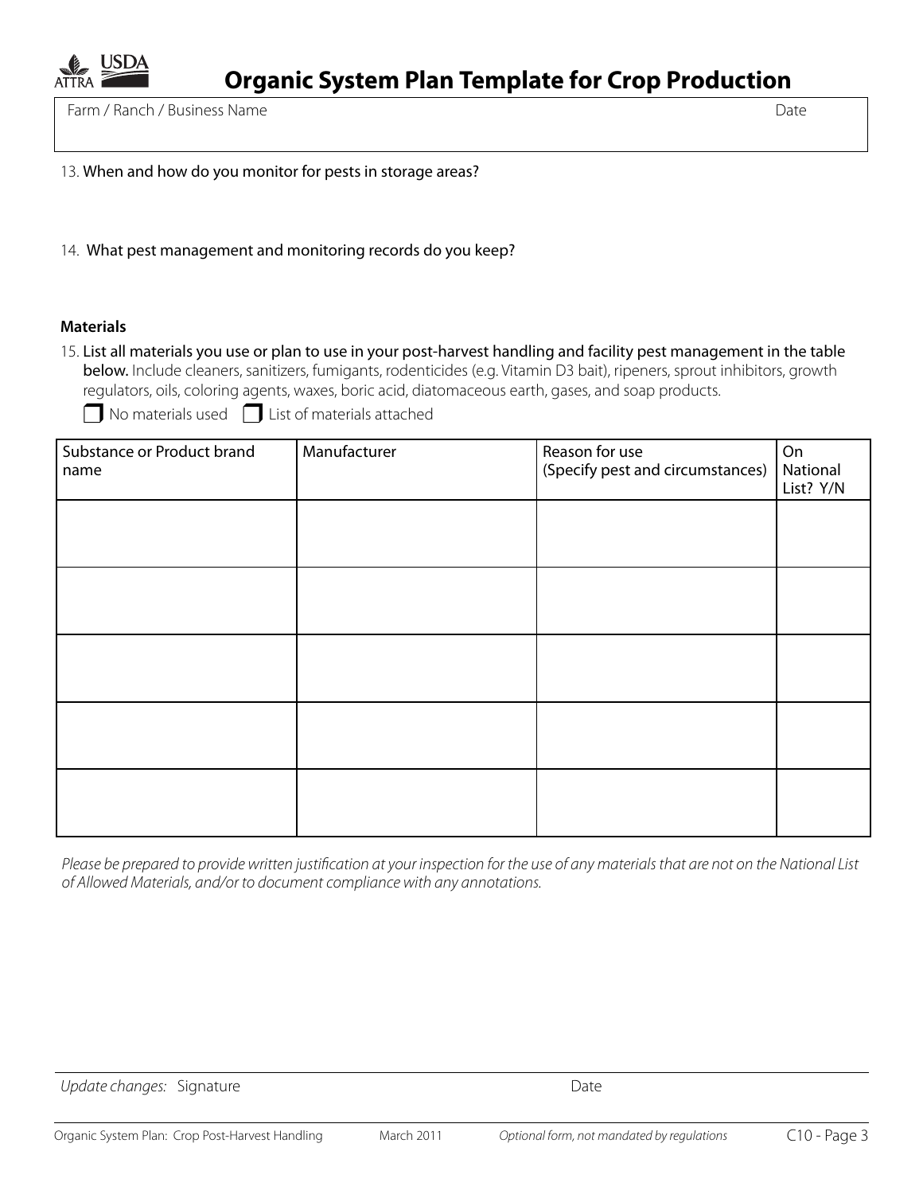# Organic System Plan Template for Crop Production

| Farm / Ranch / Business Name | Date |
|---|---|
| | |

13. When and how do you monitor for pests in storage areas?

14. What pest management and monitoring records do you keep?

**Materials**

15. **List all materials you use or plan to use in your post-harvest handling and facility pest management in the table below.** Include cleaners, sanitizers, fumigants, rodenticides (e.g. Vitamin D3 bait), ripeners, sprout inhibitors, growth regulators, oils, coloring agents, waxes, boric acid, diatomaceous earth, gases, and soap products.

☐ No materials used ☐ List of materials attached

| Substance or Product brand name | Manufacturer | Reason for use (Specify pest and circumstances) | On National List? Y/N |
|---|---|---|---|
| | | | |
| | | | |
| | | | |
| | | | |
| | | | |

*Please be prepared to provide written justification at your inspection for the use of any materials that are not on the National List of Allowed Materials, and/or to document compliance with any annotations.*

*Update changes:* Signature Date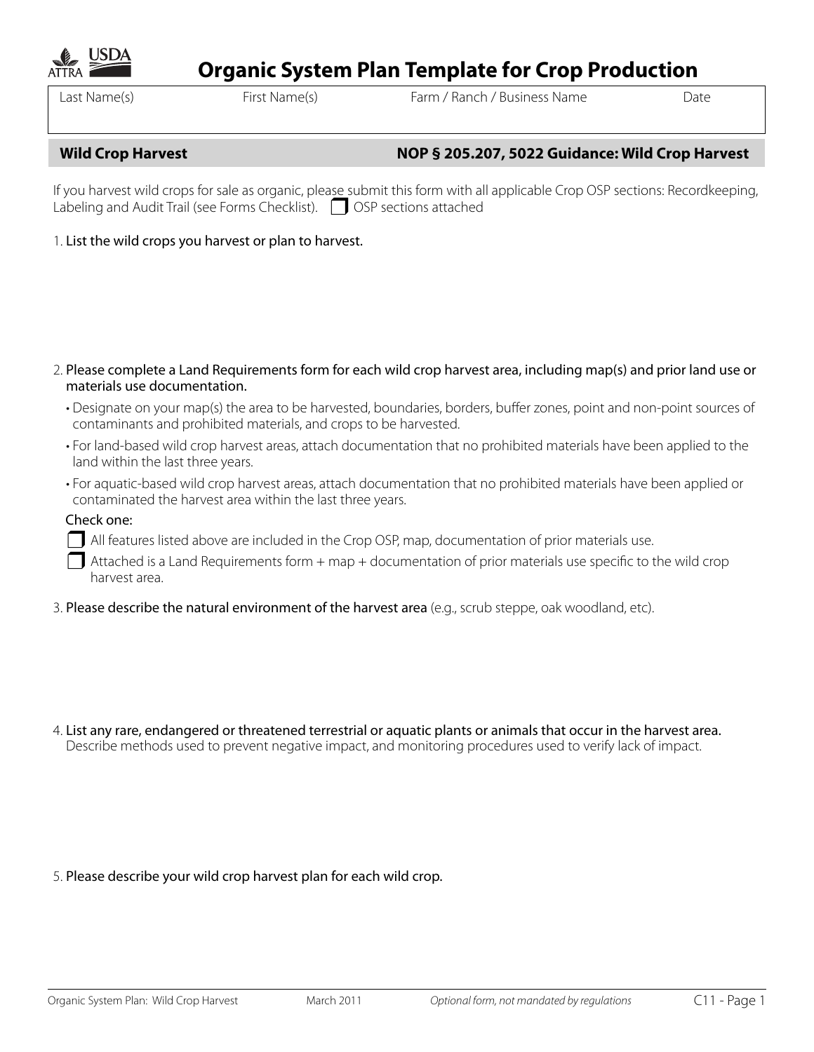# Organic System Plan Template for Crop Production

| Last Name(s) | First Name(s) | Farm / Ranch / Business Name | Date |
| --- | --- | --- | --- |
| | | | |

## Wild Crop Harvest — NOP § 205.207, 5022 Guidance: Wild Crop Harvest

If you harvest wild crops for sale as organic, please submit this form with all applicable Crop OSP sections: Recordkeeping, Labeling and Audit Trail (see Forms Checklist). ❒ OSP sections attached

1. List the wild crops you harvest or plan to harvest.

2. Please complete a Land Requirements form for each wild crop harvest area, including map(s) and prior land use or materials use documentation.
   - Designate on your map(s) the area to be harvested, boundaries, borders, buffer zones, point and non-point sources of contaminants and prohibited materials, and crops to be harvested.
   - For land-based wild crop harvest areas, attach documentation that no prohibited materials have been applied to the land within the last three years.
   - For aquatic-based wild crop harvest areas, attach documentation that no prohibited materials have been applied or contaminated the harvest area within the last three years.

   Check one:

   ❒ All features listed above are included in the Crop OSP, map, documentation of prior materials use.

   ❒ Attached is a Land Requirements form + map + documentation of prior materials use specific to the wild crop harvest area.

3. Please describe the natural environment of the harvest area (e.g., scrub steppe, oak woodland, etc).

4. List any rare, endangered or threatened terrestrial or aquatic plants or animals that occur in the harvest area. Describe methods used to prevent negative impact, and monitoring procedures used to verify lack of impact.

5. Please describe your wild crop harvest plan for each wild crop.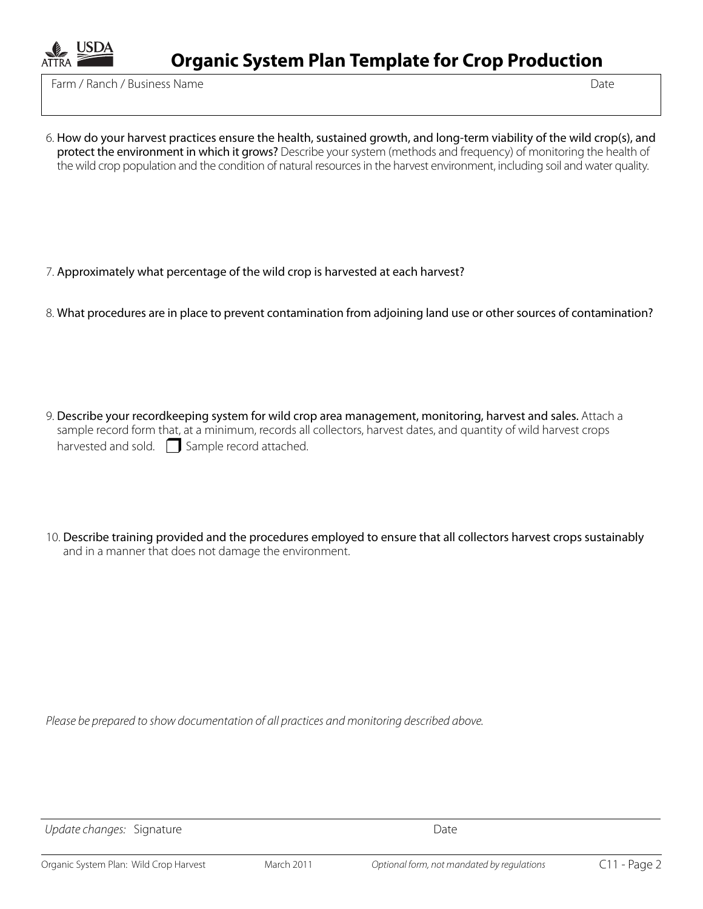# Organic System Plan Template for Crop Production

Farm / Ranch / Business Name | Date

6. **How do your harvest practices ensure the health, sustained growth, and long-term viability of the wild crop(s), and protect the environment in which it grows?** Describe your system (methods and frequency) of monitoring the health of the wild crop population and the condition of natural resources in the harvest environment, including soil and water quality.

7. **Approximately what percentage of the wild crop is harvested at each harvest?**

8. **What procedures are in place to prevent contamination from adjoining land use or other sources of contamination?**

9. **Describe your recordkeeping system for wild crop area management, monitoring, harvest and sales.** Attach a sample record form that, at a minimum, records all collectors, harvest dates, and quantity of wild harvest crops harvested and sold. ☐ Sample record attached.

10. **Describe training provided and the procedures employed to ensure that all collectors harvest crops sustainably** and in a manner that does not damage the environment.

*Please be prepared to show documentation of all practices and monitoring described above.*

*Update changes:* Signature | Date

Organic System Plan: Wild Crop Harvest | March 2011 | *Optional form, not mandated by regulations* | C11 - Page 2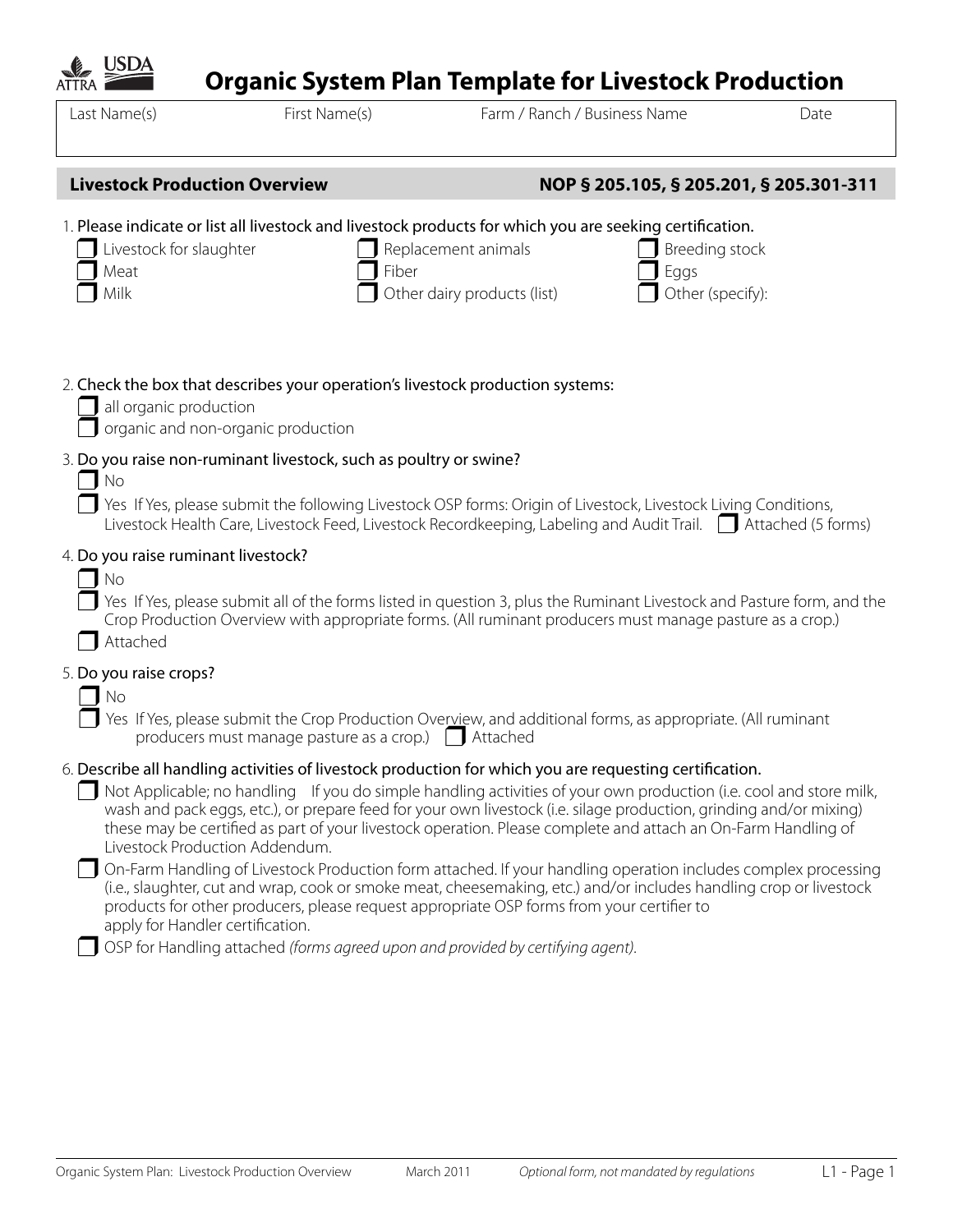# Organic System Plan Template for Livestock Production

| Last Name(s) | First Name(s) | Farm / Ranch / Business Name | Date |
|---|---|---|---|
| | | | |

## Livestock Production Overview — NOP § 205.105, § 205.201, § 205.301-311

1. Please indicate or list all livestock and livestock products for which you are seeking certification.
   - ☐ Livestock for slaughter
   - ☐ Replacement animals
   - ☐ Breeding stock
   - ☐ Meat
   - ☐ Fiber
   - ☐ Eggs
   - ☐ Milk
   - ☐ Other dairy products (list)
   - ☐ Other (specify):

2. Check the box that describes your operation's livestock production systems:
   - ☐ all organic production
   - ☐ organic and non-organic production

3. Do you raise non-ruminant livestock, such as poultry or swine?
   - ☐ No
   - ☐ Yes If Yes, please submit the following Livestock OSP forms: Origin of Livestock, Livestock Living Conditions, Livestock Health Care, Livestock Feed, Livestock Recordkeeping, Labeling and Audit Trail. ☐ Attached (5 forms)

4. Do you raise ruminant livestock?
   - ☐ No
   - ☐ Yes If Yes, please submit all of the forms listed in question 3, plus the Ruminant Livestock and Pasture form, and the Crop Production Overview with appropriate forms. (All ruminant producers must manage pasture as a crop.)
   - ☐ Attached

5. Do you raise crops?
   - ☐ No
   - ☐ Yes If Yes, please submit the Crop Production Overview, and additional forms, as appropriate. (All ruminant producers must manage pasture as a crop.) ☐ Attached

6. Describe all handling activities of livestock production for which you are requesting certification.
   - ☐ Not Applicable; no handling If you do simple handling activities of your own production (i.e. cool and store milk, wash and pack eggs, etc.), or prepare feed for your own livestock (i.e. silage production, grinding and/or mixing) these may be certified as part of your livestock operation. Please complete and attach an On-Farm Handling of Livestock Production Addendum.
   - ☐ On-Farm Handling of Livestock Production form attached. If your handling operation includes complex processing (i.e., slaughter, cut and wrap, cook or smoke meat, cheesemaking, etc.) and/or includes handling crop or livestock products for other producers, please request appropriate OSP forms from your certifier to apply for Handler certification.
   - ☐ OSP for Handling attached *(forms agreed upon and provided by certifying agent).*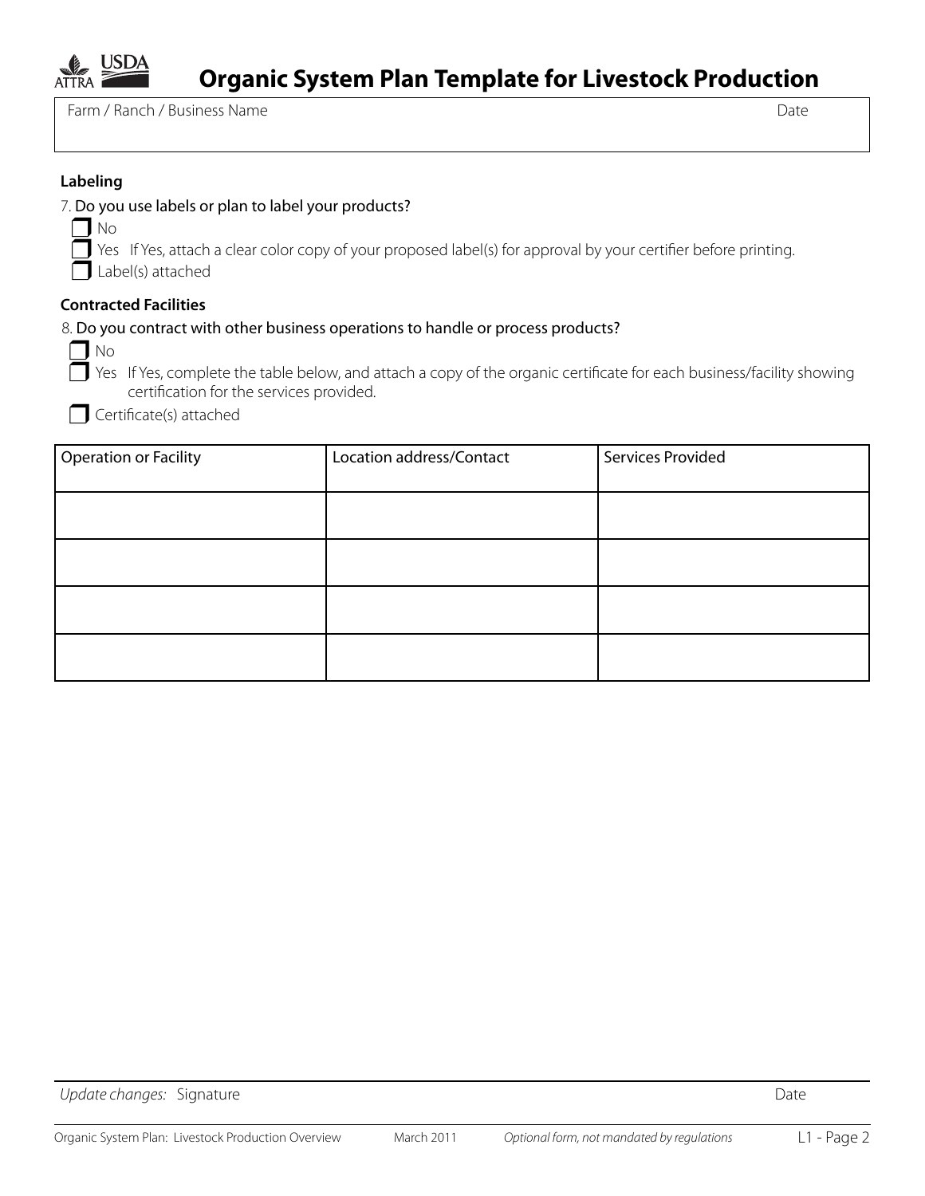# Organic System Plan Template for Livestock Production

Farm / Ranch / Business Name

Date

### Labeling

7. Do you use labels or plan to label your products?

- ❒ No
- ❒ Yes If Yes, attach a clear color copy of your proposed label(s) for approval by your certifier before printing.
- ❒ Label(s) attached

### Contracted Facilities

8. Do you contract with other business operations to handle or process products?

- ❒ No
- ❒ Yes If Yes, complete the table below, and attach a copy of the organic certificate for each business/facility showing certification for the services provided.
- ❒ Certificate(s) attached

| Operation or Facility | Location address/Contact | Services Provided |
|---|---|---|
| | | |
| | | |
| | | |
| | | |

*Update changes:* Signature

Date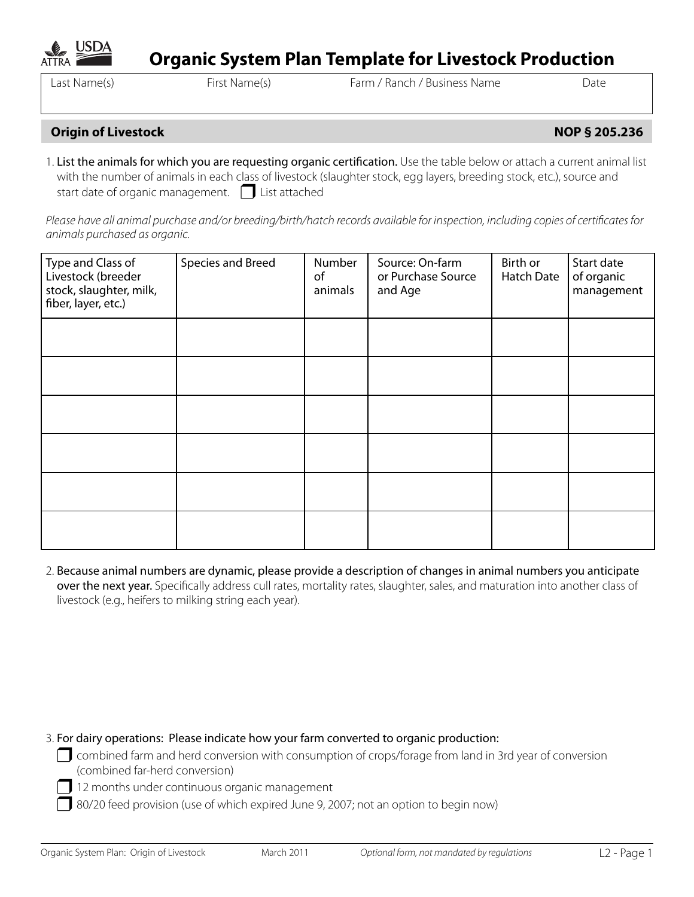# Organic System Plan Template for Livestock Production

| Last Name(s) | First Name(s) | Farm / Ranch / Business Name | Date |
|---|---|---|---|
| | | | |

## Origin of Livestock — NOP § 205.236

1. **List the animals for which you are requesting organic certification.** Use the table below or attach a current animal list with the number of animals in each class of livestock (slaughter stock, egg layers, breeding stock, etc.), source and start date of organic management. ☐ List attached

*Please have all animal purchase and/or breeding/birth/hatch records available for inspection, including copies of certificates for animals purchased as organic.*

| Type and Class of Livestock (breeder stock, slaughter, milk, fiber, layer, etc.) | Species and Breed | Number of animals | Source: On-farm or Purchase Source and Age | Birth or Hatch Date | Start date of organic management |
|---|---|---|---|---|---|
| | | | | | |
| | | | | | |
| | | | | | |
| | | | | | |
| | | | | | |
| | | | | | |

2. **Because animal numbers are dynamic, please provide a description of changes in animal numbers you anticipate over the next year.** Specifically address cull rates, mortality rates, slaughter, sales, and maturation into another class of livestock (e.g., heifers to milking string each year).

3. **For dairy operations: Please indicate how your farm converted to organic production:**
   - ☐ combined farm and herd conversion with consumption of crops/forage from land in 3rd year of conversion (combined far-herd conversion)
   - ☐ 12 months under continuous organic management
   - ☐ 80/20 feed provision (use of which expired June 9, 2007; not an option to begin now)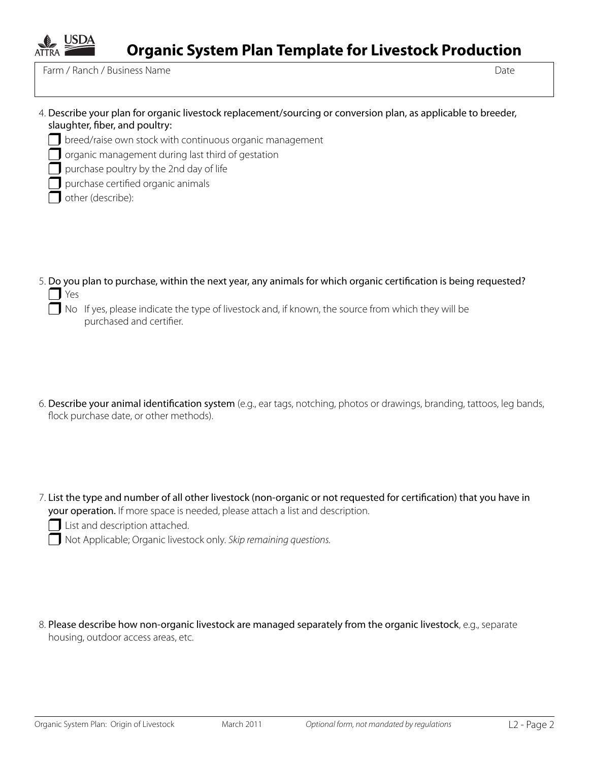# Organic System Plan Template for Livestock Production

Farm / Ranch / Business Name | Date

4. **Describe your plan for organic livestock replacement/sourcing or conversion plan, as applicable to breeder, slaughter, fiber, and poultry:**
   - ☐ breed/raise own stock with continuous organic management
   - ☐ organic management during last third of gestation
   - ☐ purchase poultry by the 2nd day of life
   - ☐ purchase certified organic animals
   - ☐ other (describe):

5. **Do you plan to purchase, within the next year, any animals for which organic certification is being requested?**
   - ☐ Yes
   - ☐ No

   If yes, please indicate the type of livestock and, if known, the source from which they will be purchased and certifier.

6. **Describe your animal identification system** (e.g., ear tags, notching, photos or drawings, branding, tattoos, leg bands, flock purchase date, or other methods).

7. **List the type and number of all other livestock (non-organic or not requested for certification) that you have in your operation.** If more space is needed, please attach a list and description.
   - ☐ List and description attached.
   - ☐ Not Applicable; Organic livestock only. *Skip remaining questions.*

8. **Please describe how non-organic livestock are managed separately from the organic livestock**, e.g., separate housing, outdoor access areas, etc.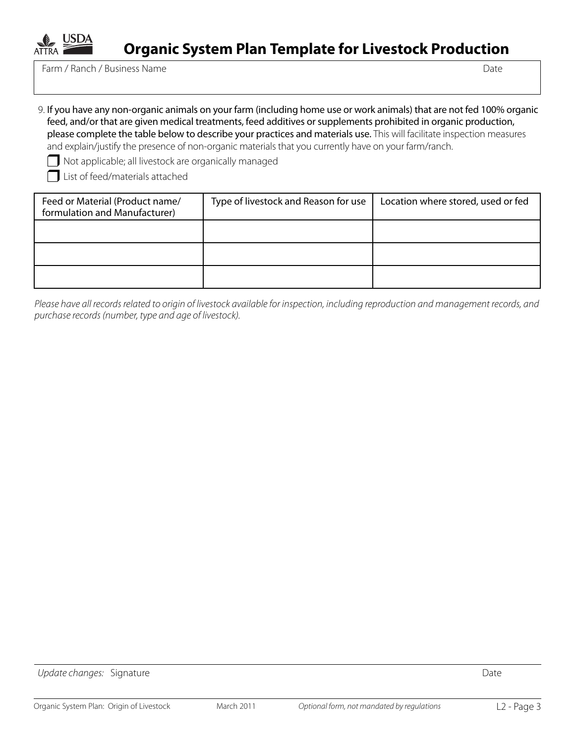# Organic System Plan Template for Livestock Production

Farm / Ranch / Business Name | Date

9. **If you have any non-organic animals on your farm (including home use or work animals) that are not fed 100% organic feed, and/or that are given medical treatments, feed additives or supplements prohibited in organic production, please complete the table below to describe your practices and materials use.** This will facilitate inspection measures and explain/justify the presence of non-organic materials that you currently have on your farm/ranch.

- ☐ Not applicable; all livestock are organically managed
- ☐ List of feed/materials attached

| Feed or Material (Product name/ formulation and Manufacturer) | Type of livestock and Reason for use | Location where stored, used or fed |
|---|---|---|
| | | |
| | | |
| | | |

*Please have all records related to origin of livestock available for inspection, including reproduction and management records, and purchase records (number, type and age of livestock).*

*Update changes:* Signature | Date

Organic System Plan: Origin of Livestock | March 2011 | *Optional form, not mandated by regulations* | L2 - Page 3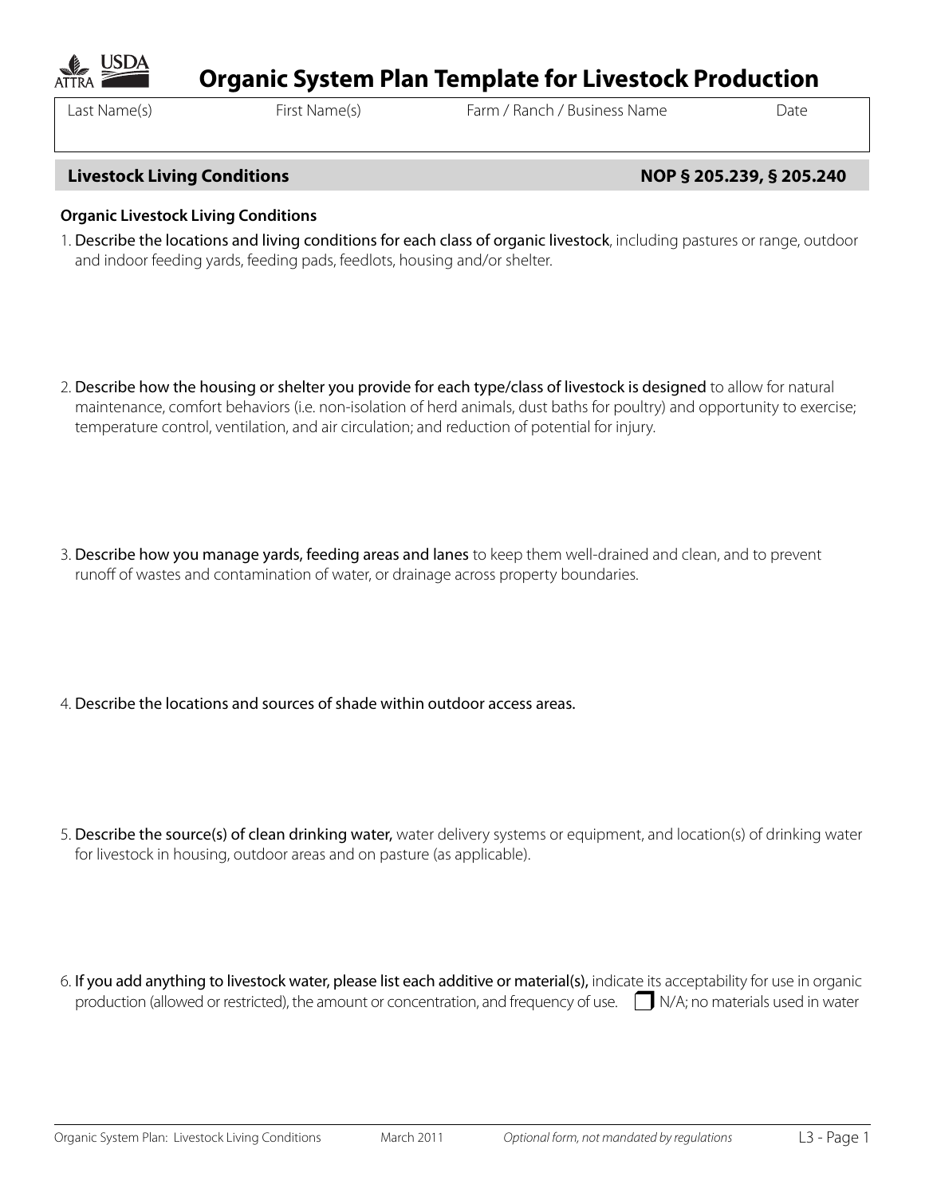# Organic System Plan Template for Livestock Production

| Last Name(s) | First Name(s) | Farm / Ranch / Business Name | Date |
|---|---|---|---|
| | | | |

## Livestock Living Conditions — NOP § 205.239, § 205.240

### Organic Livestock Living Conditions

1. Describe the locations and living conditions for each class of organic livestock, including pastures or range, outdoor and indoor feeding yards, feeding pads, feedlots, housing and/or shelter.

2. Describe how the housing or shelter you provide for each type/class of livestock is designed to allow for natural maintenance, comfort behaviors (i.e. non-isolation of herd animals, dust baths for poultry) and opportunity to exercise; temperature control, ventilation, and air circulation; and reduction of potential for injury.

3. Describe how you manage yards, feeding areas and lanes to keep them well-drained and clean, and to prevent runoff of wastes and contamination of water, or drainage across property boundaries.

4. Describe the locations and sources of shade within outdoor access areas.

5. Describe the source(s) of clean drinking water, water delivery systems or equipment, and location(s) of drinking water for livestock in housing, outdoor areas and on pasture (as applicable).

6. If you add anything to livestock water, please list each additive or material(s), indicate its acceptability for use in organic production (allowed or restricted), the amount or concentration, and frequency of use. ☐ N/A; no materials used in water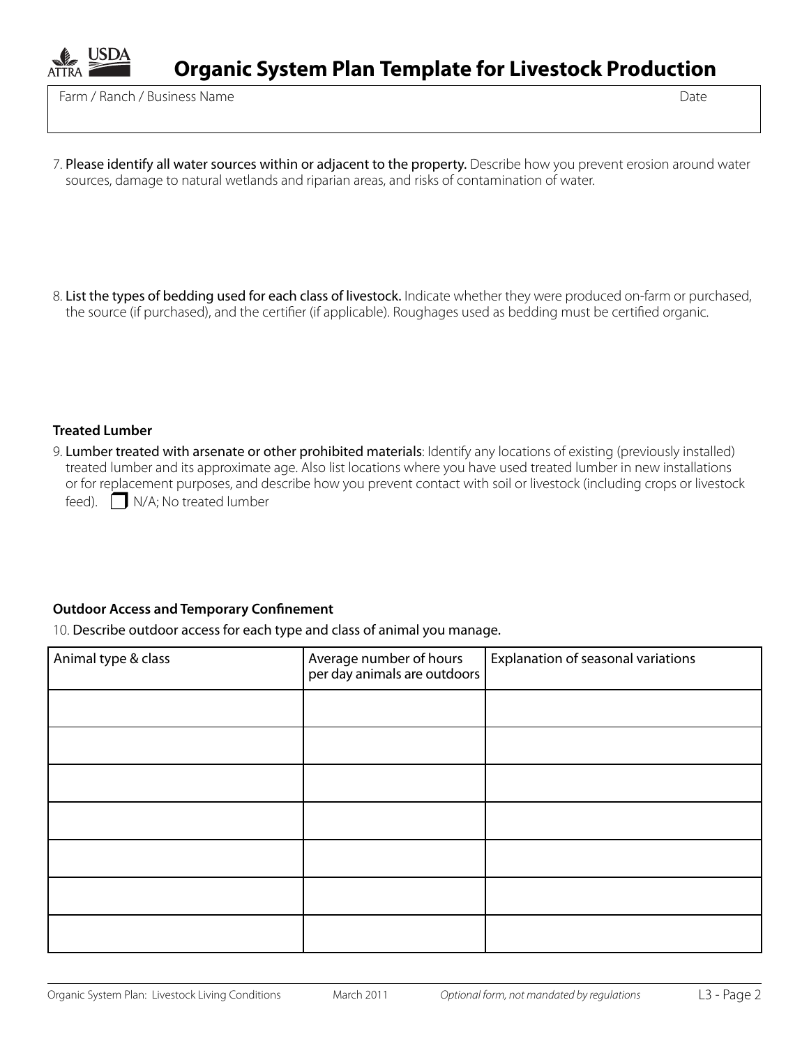# Organic System Plan Template for Livestock Production

Farm / Ranch / Business Name | Date

7. **Please identify all water sources within or adjacent to the property.** Describe how you prevent erosion around water sources, damage to natural wetlands and riparian areas, and risks of contamination of water.

8. **List the types of bedding used for each class of livestock.** Indicate whether they were produced on-farm or purchased, the source (if purchased), and the certifier (if applicable). Roughages used as bedding must be certified organic.

### Treated Lumber

9. **Lumber treated with arsenate or other prohibited materials**: Identify any locations of existing (previously installed) treated lumber and its approximate age. Also list locations where you have used treated lumber in new installations or for replacement purposes, and describe how you prevent contact with soil or livestock (including crops or livestock feed). ☐ N/A; No treated lumber

### Outdoor Access and Temporary Confinement

10. Describe outdoor access for each type and class of animal you manage.

| Animal type & class | Average number of hours per day animals are outdoors | Explanation of seasonal variations |
|---|---|---|
| | | |
| | | |
| | | |
| | | |
| | | |
| | | |
| | | |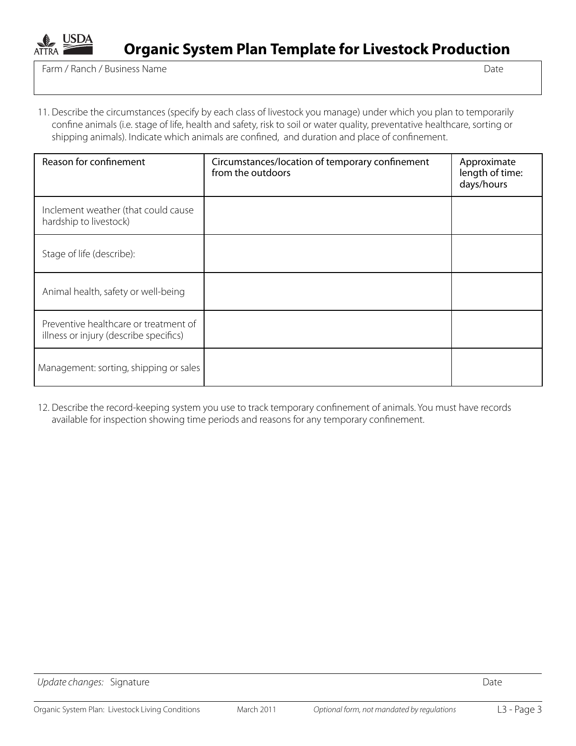# Organic System Plan Template for Livestock Production

Farm / Ranch / Business Name | Date

11. Describe the circumstances (specify by each class of livestock you manage) under which you plan to temporarily confine animals (i.e. stage of life, health and safety, risk to soil or water quality, preventative healthcare, sorting or shipping animals). Indicate which animals are confined, and duration and place of confinement.

| Reason for confinement | Circumstances/location of temporary confinement from the outdoors | Approximate length of time: days/hours |
|---|---|---|
| Inclement weather (that could cause hardship to livestock) | | |
| Stage of life (describe): | | |
| Animal health, safety or well-being | | |
| Preventive healthcare or treatment of illness or injury (describe specifics) | | |
| Management: sorting, shipping or sales | | |

12. Describe the record-keeping system you use to track temporary confinement of animals. You must have records available for inspection showing time periods and reasons for any temporary confinement.

*Update changes:* Signature | Date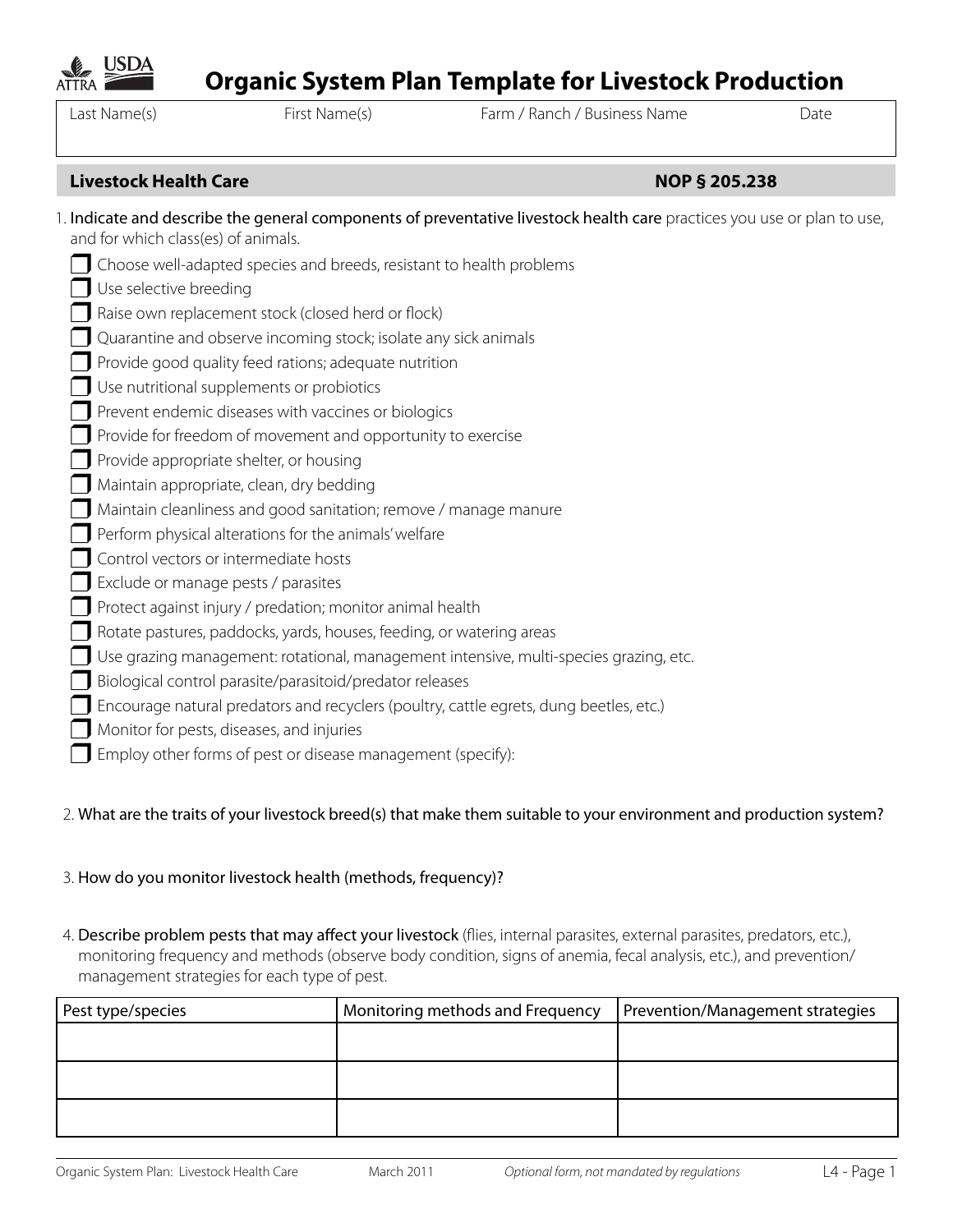# Organic System Plan Template for Livestock Production

| Last Name(s) | First Name(s) | Farm / Ranch / Business Name | Date |
|---|---|---|---|
| | | | |

## Livestock Health Care — NOP § 205.238

1. **Indicate and describe the general components of preventative livestock health care** practices you use or plan to use, and for which class(es) of animals.

- ❒ Choose well-adapted species and breeds, resistant to health problems
- ❒ Use selective breeding
- ❒ Raise own replacement stock (closed herd or flock)
- ❒ Quarantine and observe incoming stock; isolate any sick animals
- ❒ Provide good quality feed rations; adequate nutrition
- ❒ Use nutritional supplements or probiotics
- ❒ Prevent endemic diseases with vaccines or biologics
- ❒ Provide for freedom of movement and opportunity to exercise
- ❒ Provide appropriate shelter, or housing
- ❒ Maintain appropriate, clean, dry bedding
- ❒ Maintain cleanliness and good sanitation; remove / manage manure
- ❒ Perform physical alterations for the animals' welfare
- ❒ Control vectors or intermediate hosts
- ❒ Exclude or manage pests / parasites
- ❒ Protect against injury / predation; monitor animal health
- ❒ Rotate pastures, paddocks, yards, houses, feeding, or watering areas
- ❒ Use grazing management: rotational, management intensive, multi-species grazing, etc.
- ❒ Biological control parasite/parasitoid/predator releases
- ❒ Encourage natural predators and recyclers (poultry, cattle egrets, dung beetles, etc.)
- ❒ Monitor for pests, diseases, and injuries
- ❒ Employ other forms of pest or disease management (specify):

2. **What are the traits of your livestock breed(s) that make them suitable to your environment and production system?**

3. **How do you monitor livestock health (methods, frequency)?**

4. **Describe problem pests that may affect your livestock** (flies, internal parasites, external parasites, predators, etc.), monitoring frequency and methods (observe body condition, signs of anemia, fecal analysis, etc.), and prevention/ management strategies for each type of pest.

| Pest type/species | Monitoring methods and Frequency | Prevention/Management strategies |
|---|---|---|
| | | |
| | | |
| | | |

Organic System Plan: Livestock Health Care — March 2011 — *Optional form, not mandated by regulations* — L4 - Page 1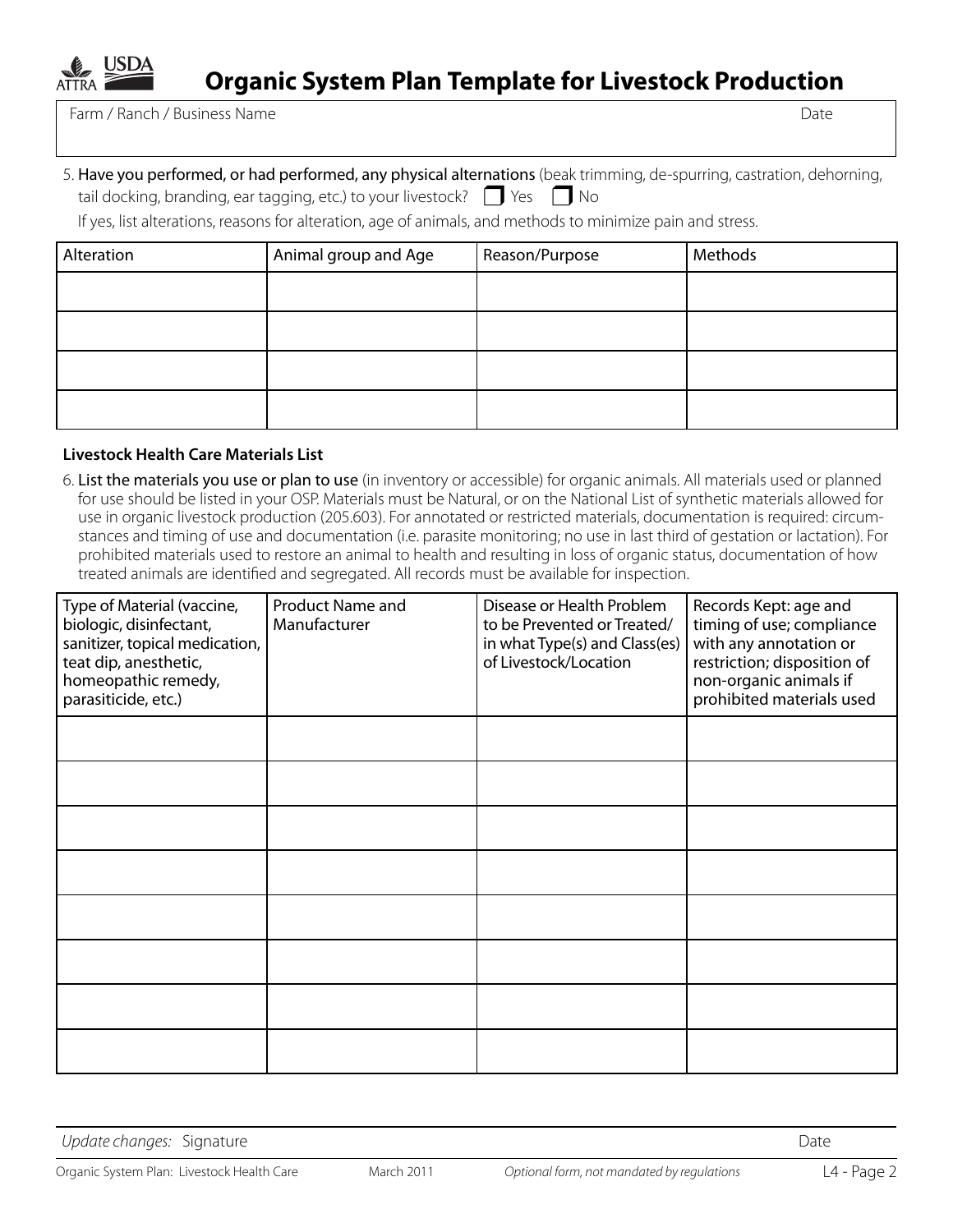# Organic System Plan Template for Livestock Production

Farm / Ranch / Business Name | Date

5. **Have you performed, or had performed, any physical alternations** (beak trimming, de-spurring, castration, dehorning, tail docking, branding, ear tagging, etc.) to your livestock? ☐ Yes ☐ No

   If yes, list alterations, reasons for alteration, age of animals, and methods to minimize pain and stress.

| Alteration | Animal group and Age | Reason/Purpose | Methods |
|---|---|---|---|
| | | | |
| | | | |
| | | | |
| | | | |

### Livestock Health Care Materials List

6. **List the materials you use or plan to use** (in inventory or accessible) for organic animals. All materials used or planned for use should be listed in your OSP. Materials must be Natural, or on the National List of synthetic materials allowed for use in organic livestock production (205.603). For annotated or restricted materials, documentation is required: circumstances and timing of use and documentation (i.e. parasite monitoring; no use in last third of gestation or lactation). For prohibited materials used to restore an animal to health and resulting in loss of organic status, documentation of how treated animals are identified and segregated. All records must be available for inspection.

| Type of Material (vaccine, biologic, disinfectant, sanitizer, topical medication, teat dip, anesthetic, homeopathic remedy, parasiticide, etc.) | Product Name and Manufacturer | Disease or Health Problem to be Prevented or Treated/ in what Type(s) and Class(es) of Livestock/Location | Records Kept: age and timing of use; compliance with any annotation or restriction; disposition of non-organic animals if prohibited materials used |
|---|---|---|---|
| | | | |
| | | | |
| | | | |
| | | | |
| | | | |
| | | | |
| | | | |
| | | | |

*Update changes:* Signature | Date

Organic System Plan: Livestock Health Care | March 2011 | *Optional form, not mandated by regulations* | L4 - Page 2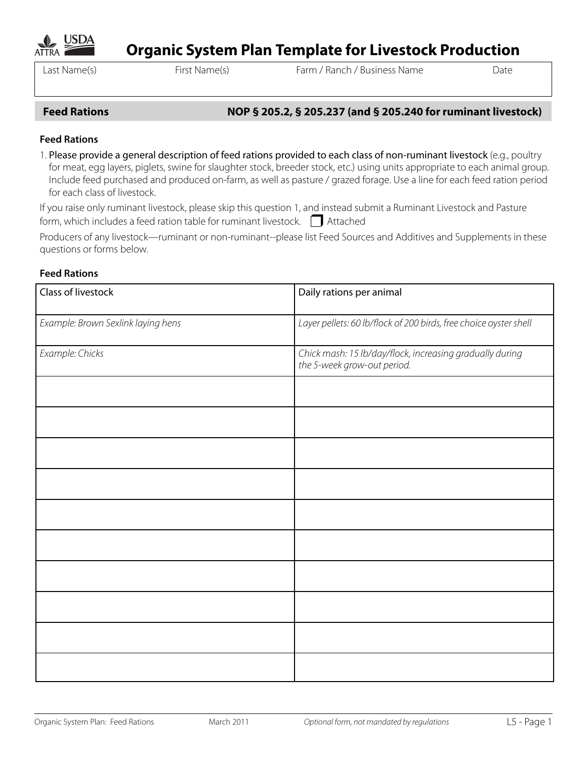# Organic System Plan Template for Livestock Production

| Last Name(s) | First Name(s) | Farm / Ranch / Business Name | Date |
|---|---|---|---|
| | | | |

## Feed Rations — NOP § 205.2, § 205.237 (and § 205.240 for ruminant livestock)

### Feed Rations

1. **Please provide a general description of feed rations provided to each class of non-ruminant livestock** (e.g., poultry for meat, egg layers, piglets, swine for slaughter stock, breeder stock, etc.) using units appropriate to each animal group. Include feed purchased and produced on-farm, as well as pasture / grazed forage. Use a line for each feed ration period for each class of livestock.

If you raise only ruminant livestock, please skip this question 1, and instead submit a Ruminant Livestock and Pasture form, which includes a feed ration table for ruminant livestock. ☐ Attached

Producers of any livestock—ruminant or non-ruminant--please list Feed Sources and Additives and Supplements in these questions or forms below.

### Feed Rations

| Class of livestock | Daily rations per animal |
|---|---|
| *Example: Brown Sexlink laying hens* | *Layer pellets: 60 lb/flock of 200 birds, free choice oyster shell* |
| *Example: Chicks* | *Chick mash: 15 lb/day/flock, increasing gradually during the 5-week grow-out period.* |
| | |
| | |
| | |
| | |
| | |
| | |
| | |
| | |
| | |
| | |

Organic System Plan: Feed Rations — March 2011 — *Optional form, not mandated by regulations*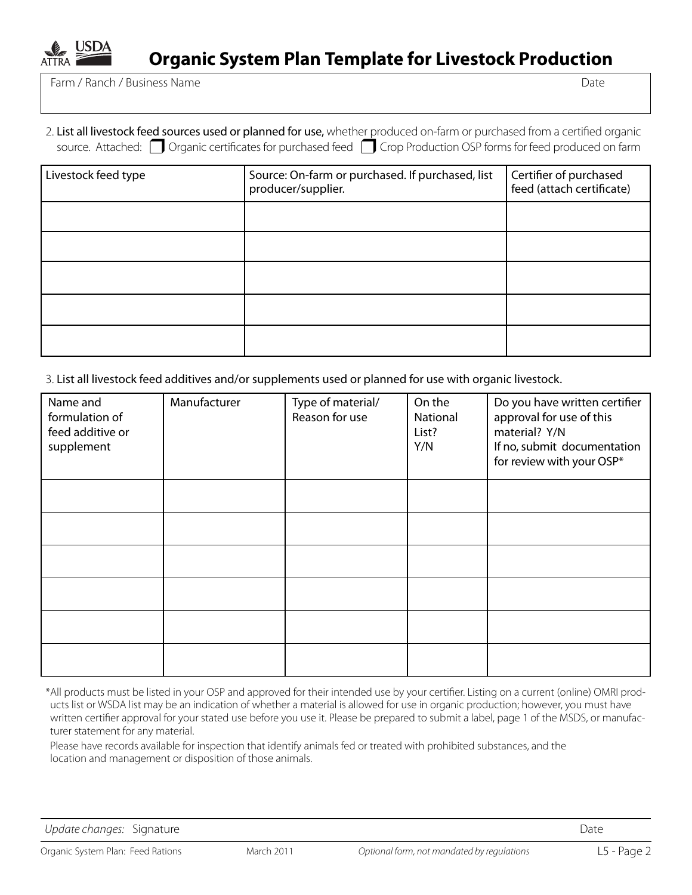# Organic System Plan Template for Livestock Production

| Farm / Ranch / Business Name | Date |
|---|---|
| | |

2. **List all livestock feed sources used or planned for use,** whether produced on-farm or purchased from a certified organic source. Attached: ❒ Organic certificates for purchased feed ❒ Crop Production OSP forms for feed produced on farm

| Livestock feed type | Source: On-farm or purchased. If purchased, list producer/supplier. | Certifier of purchased feed (attach certificate) |
|---|---|---|
| | | |
| | | |
| | | |
| | | |
| | | |

3. **List all livestock feed additives and/or supplements used or planned for use with organic livestock.**

| Name and formulation of feed additive or supplement | Manufacturer | Type of material/ Reason for use | On the National List? Y/N | Do you have written certifier approval for use of this material? Y/N If no, submit documentation for review with your OSP* |
|---|---|---|---|---|
| | | | | |
| | | | | |
| | | | | |
| | | | | |
| | | | | |
| | | | | |

*All products must be listed in your OSP and approved for their intended use by your certifier. Listing on a current (online) OMRI products list or WSDA list may be an indication of whether a material is allowed for use in organic production; however, you must have written certifier approval for your stated use before you use it. Please be prepared to submit a label, page 1 of the MSDS, or manufacturer statement for any material.

Please have records available for inspection that identify animals fed or treated with prohibited substances, and the location and management or disposition of those animals.

*Update changes:* Signature — Date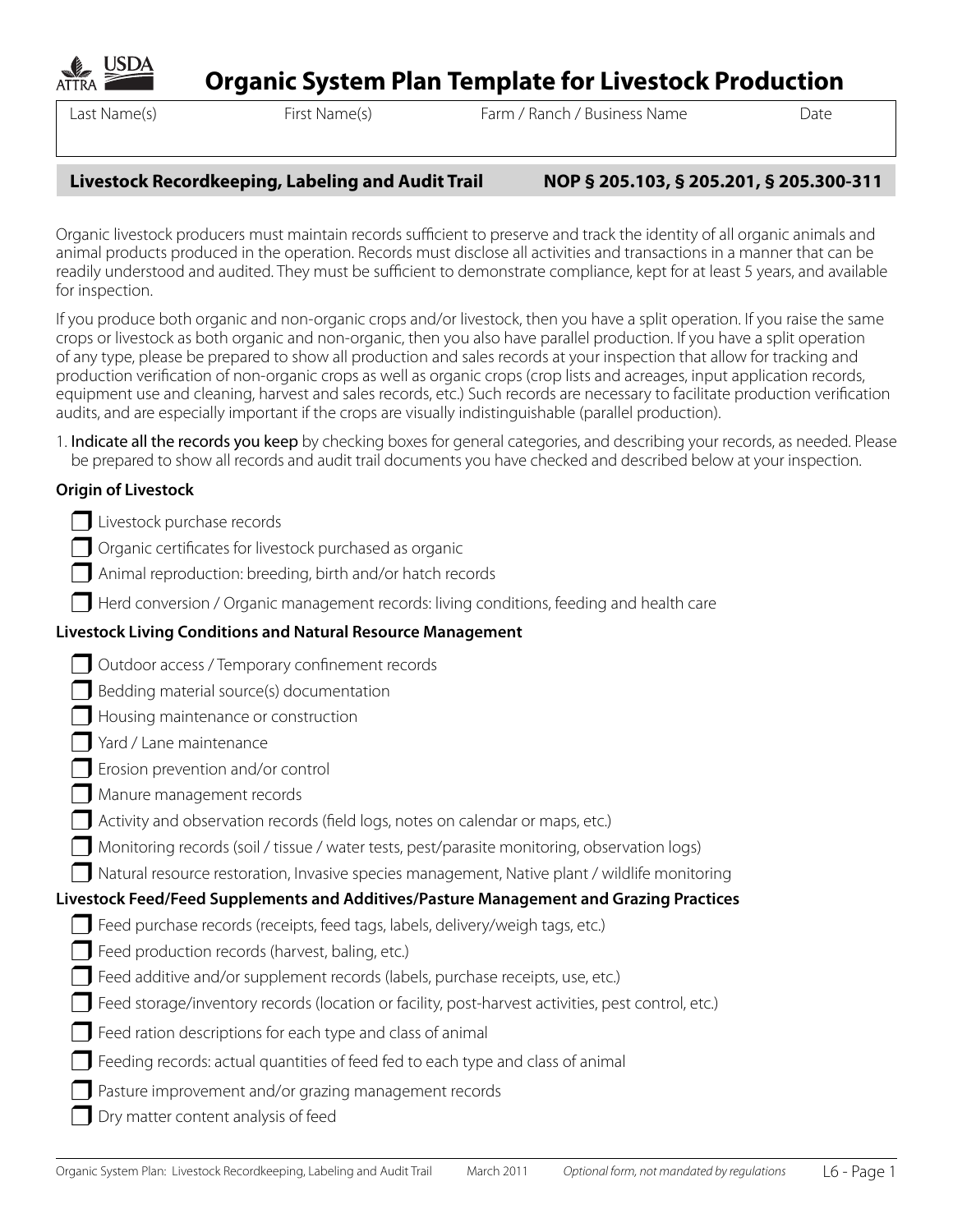# Organic System Plan Template for Livestock Production

| Last Name(s) | First Name(s) | Farm / Ranch / Business Name | Date |
|---|---|---|---|
| | | | |

## Livestock Recordkeeping, Labeling and Audit Trail — NOP § 205.103, § 205.201, § 205.300-311

Organic livestock producers must maintain records sufficient to preserve and track the identity of all organic animals and animal products produced in the operation. Records must disclose all activities and transactions in a manner that can be readily understood and audited. They must be sufficient to demonstrate compliance, kept for at least 5 years, and available for inspection.

If you produce both organic and non-organic crops and/or livestock, then you have a split operation. If you raise the same crops or livestock as both organic and non-organic, then you also have parallel production. If you have a split operation of any type, please be prepared to show all production and sales records at your inspection that allow for tracking and production verification of non-organic crops as well as organic crops (crop lists and acreages, input application records, equipment use and cleaning, harvest and sales records, etc.) Such records are necessary to facilitate production verification audits, and are especially important if the crops are visually indistinguishable (parallel production).

1. Indicate all the records you keep by checking boxes for general categories, and describing your records, as needed. Please be prepared to show all records and audit trail documents you have checked and described below at your inspection.

**Origin of Livestock**

- ☐ Livestock purchase records
- ☐ Organic certificates for livestock purchased as organic
- ☐ Animal reproduction: breeding, birth and/or hatch records
- ☐ Herd conversion / Organic management records: living conditions, feeding and health care

**Livestock Living Conditions and Natural Resource Management**

- ☐ Outdoor access / Temporary confinement records
- ☐ Bedding material source(s) documentation
- ☐ Housing maintenance or construction
- ☐ Yard / Lane maintenance
- ☐ Erosion prevention and/or control
- ☐ Manure management records
- ☐ Activity and observation records (field logs, notes on calendar or maps, etc.)
- ☐ Monitoring records (soil / tissue / water tests, pest/parasite monitoring, observation logs)
- ☐ Natural resource restoration, Invasive species management, Native plant / wildlife monitoring

**Livestock Feed/Feed Supplements and Additives/Pasture Management and Grazing Practices**

- ☐ Feed purchase records (receipts, feed tags, labels, delivery/weigh tags, etc.)
- ☐ Feed production records (harvest, baling, etc.)
- ☐ Feed additive and/or supplement records (labels, purchase receipts, use, etc.)
- ☐ Feed storage/inventory records (location or facility, post-harvest activities, pest control, etc.)
- ☐ Feed ration descriptions for each type and class of animal
- ☐ Feeding records: actual quantities of feed fed to each type and class of animal
- ☐ Pasture improvement and/or grazing management records
- ☐ Dry matter content analysis of feed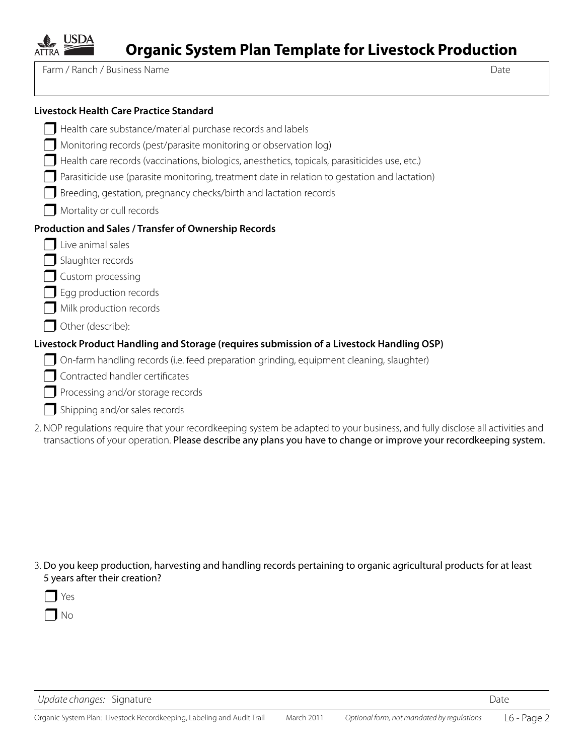# Organic System Plan Template for Livestock Production

Farm / Ranch / Business Name

Date

**Livestock Health Care Practice Standard**

- ❒ Health care substance/material purchase records and labels
- ❒ Monitoring records (pest/parasite monitoring or observation log)
- ❒ Health care records (vaccinations, biologics, anesthetics, topicals, parasiticides use, etc.)
- ❒ Parasiticide use (parasite monitoring, treatment date in relation to gestation and lactation)
- ❒ Breeding, gestation, pregnancy checks/birth and lactation records
- ❒ Mortality or cull records

**Production and Sales / Transfer of Ownership Records**

- ❒ Live animal sales
- ❒ Slaughter records
- ❒ Custom processing
- ❒ Egg production records
- ❒ Milk production records
- ❒ Other (describe):

**Livestock Product Handling and Storage (requires submission of a Livestock Handling OSP)**

- ❒ On-farm handling records (i.e. feed preparation grinding, equipment cleaning, slaughter)
- ❒ Contracted handler certificates
- ❒ Processing and/or storage records
- ❒ Shipping and/or sales records

2. NOP regulations require that your recordkeeping system be adapted to your business, and fully disclose all activities and transactions of your operation. Please describe any plans you have to change or improve your recordkeeping system.

3. Do you keep production, harvesting and handling records pertaining to organic agricultural products for at least 5 years after their creation?

- ❒ Yes
- ❒ No

*Update changes:* Signature

Date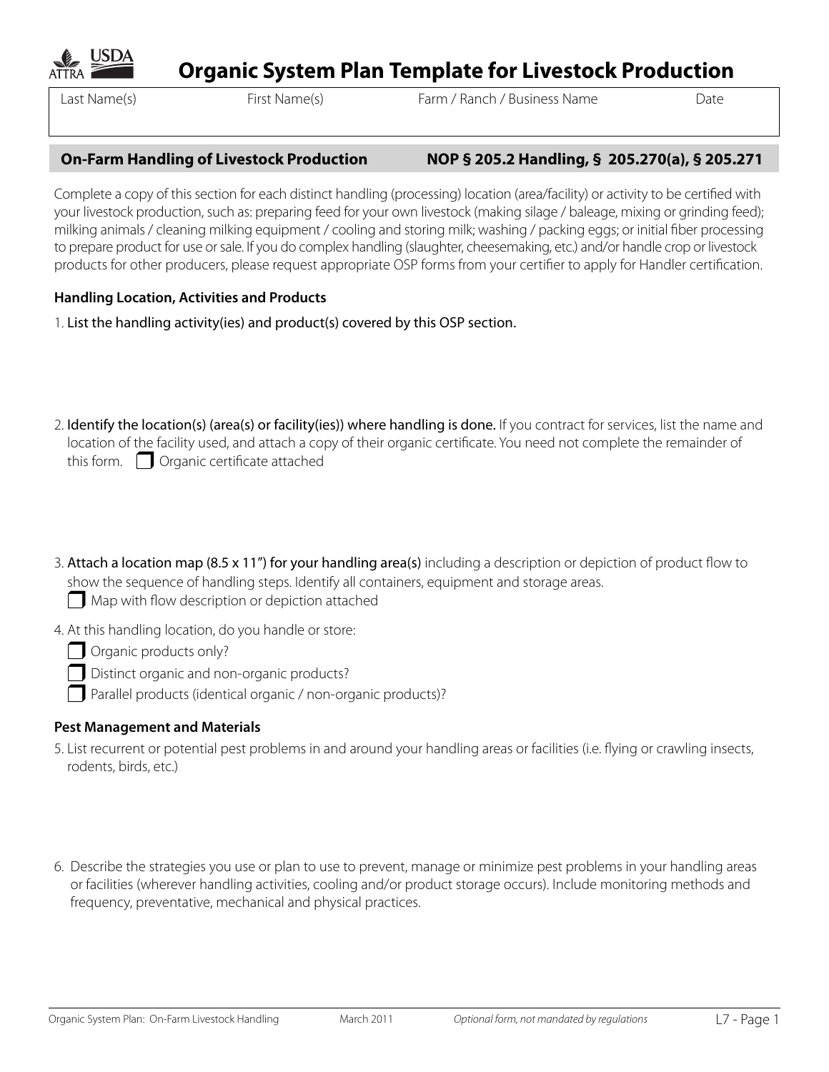# Organic System Plan Template for Livestock Production

| Last Name(s) | First Name(s) | Farm / Ranch / Business Name | Date |
|---|---|---|---|
| | | | |

## On-Farm Handling of Livestock Production — NOP § 205.2 Handling, § 205.270(a), § 205.271

Complete a copy of this section for each distinct handling (processing) location (area/facility) or activity to be certified with your livestock production, such as: preparing feed for your own livestock (making silage / baleage, mixing or grinding feed); milking animals / cleaning milking equipment / cooling and storing milk; washing / packing eggs; or initial fiber processing to prepare product for use or sale. If you do complex handling (slaughter, cheesemaking, etc.) and/or handle crop or livestock products for other producers, please request appropriate OSP forms from your certifier to apply for Handler certification.

### Handling Location, Activities and Products

1. List the handling activity(ies) and product(s) covered by this OSP section.

2. Identify the location(s) (area(s) or facility(ies)) where handling is done. If you contract for services, list the name and location of the facility used, and attach a copy of their organic certificate. You need not complete the remainder of this form. ☐ Organic certificate attached

3. Attach a location map (8.5 x 11") for your handling area(s) including a description or depiction of product flow to show the sequence of handling steps. Identify all containers, equipment and storage areas.
   ☐ Map with flow description or depiction attached

4. At this handling location, do you handle or store:
   ☐ Organic products only?
   ☐ Distinct organic and non-organic products?
   ☐ Parallel products (identical organic / non-organic products)?

### Pest Management and Materials

5. List recurrent or potential pest problems in and around your handling areas or facilities (i.e. flying or crawling insects, rodents, birds, etc.)

6. Describe the strategies you use or plan to use to prevent, manage or minimize pest problems in your handling areas or facilities (wherever handling activities, cooling and/or product storage occurs). Include monitoring methods and frequency, preventative, mechanical and physical practices.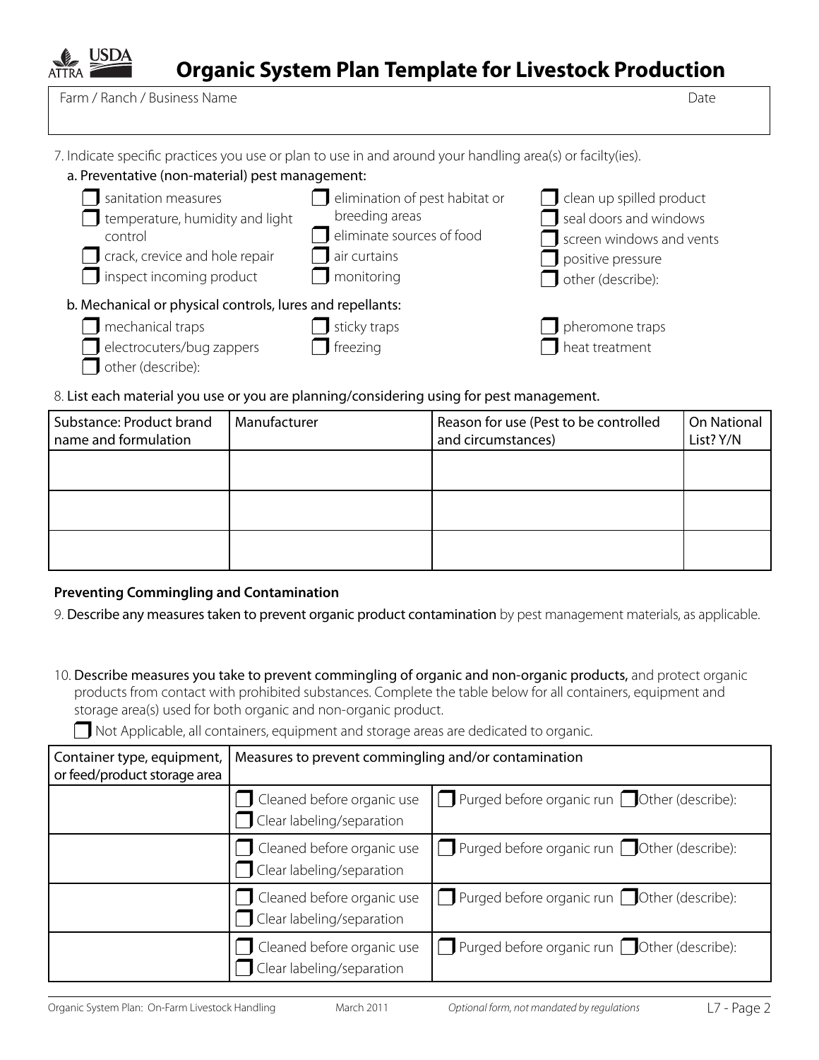# Organic System Plan Template for Livestock Production

Farm / Ranch / Business Name

Date

7. Indicate specific practices you use or plan to use in and around your handling area(s) or facilty(ies).

a. Preventative (non-material) pest management:

- ❐ sanitation measures
- ❐ temperature, humidity and light control
- ❐ crack, crevice and hole repair
- ❐ inspect incoming product
- ❐ elimination of pest habitat or breeding areas
- ❐ eliminate sources of food
- ❐ air curtains
- ❐ monitoring
- ❐ clean up spilled product
- ❐ seal doors and windows
- ❐ screen windows and vents
- ❐ positive pressure
- ❐ other (describe):

b. Mechanical or physical controls, lures and repellants:

- ❐ mechanical traps
- ❐ electrocuters/bug zappers
- ❐ other (describe):
- ❐ sticky traps
- ❐ freezing
- ❐ pheromone traps
- ❐ heat treatment

8. List each material you use or you are planning/considering using for pest management.

| Substance: Product brand name and formulation | Manufacturer | Reason for use (Pest to be controlled and circumstances) | On National List? Y/N |
|---|---|---|---|
| | | | |
| | | | |
| | | | |

**Preventing Commingling and Contamination**

9. Describe any measures taken to prevent organic product contamination by pest management materials, as applicable.

10. Describe measures you take to prevent commingling of organic and non-organic products, and protect organic products from contact with prohibited substances. Complete the table below for all containers, equipment and storage area(s) used for both organic and non-organic product.

❐ Not Applicable, all containers, equipment and storage areas are dedicated to organic.

| Container type, equipment, or feed/product storage area | Measures to prevent commingling and/or contamination | |
|---|---|---|
| | ❐ Cleaned before organic use ❐ Clear labeling/separation | ❐ Purged before organic run ❐ Other (describe): |
| | ❐ Cleaned before organic use ❐ Clear labeling/separation | ❐ Purged before organic run ❐ Other (describe): |
| | ❐ Cleaned before organic use ❐ Clear labeling/separation | ❐ Purged before organic run ❐ Other (describe): |
| | ❐ Cleaned before organic use ❐ Clear labeling/separation | ❐ Purged before organic run ❐ Other (describe): |

Organic System Plan: On-Farm Livestock Handling    March 2011    *Optional form, not mandated by regulations*    L7 - Page 2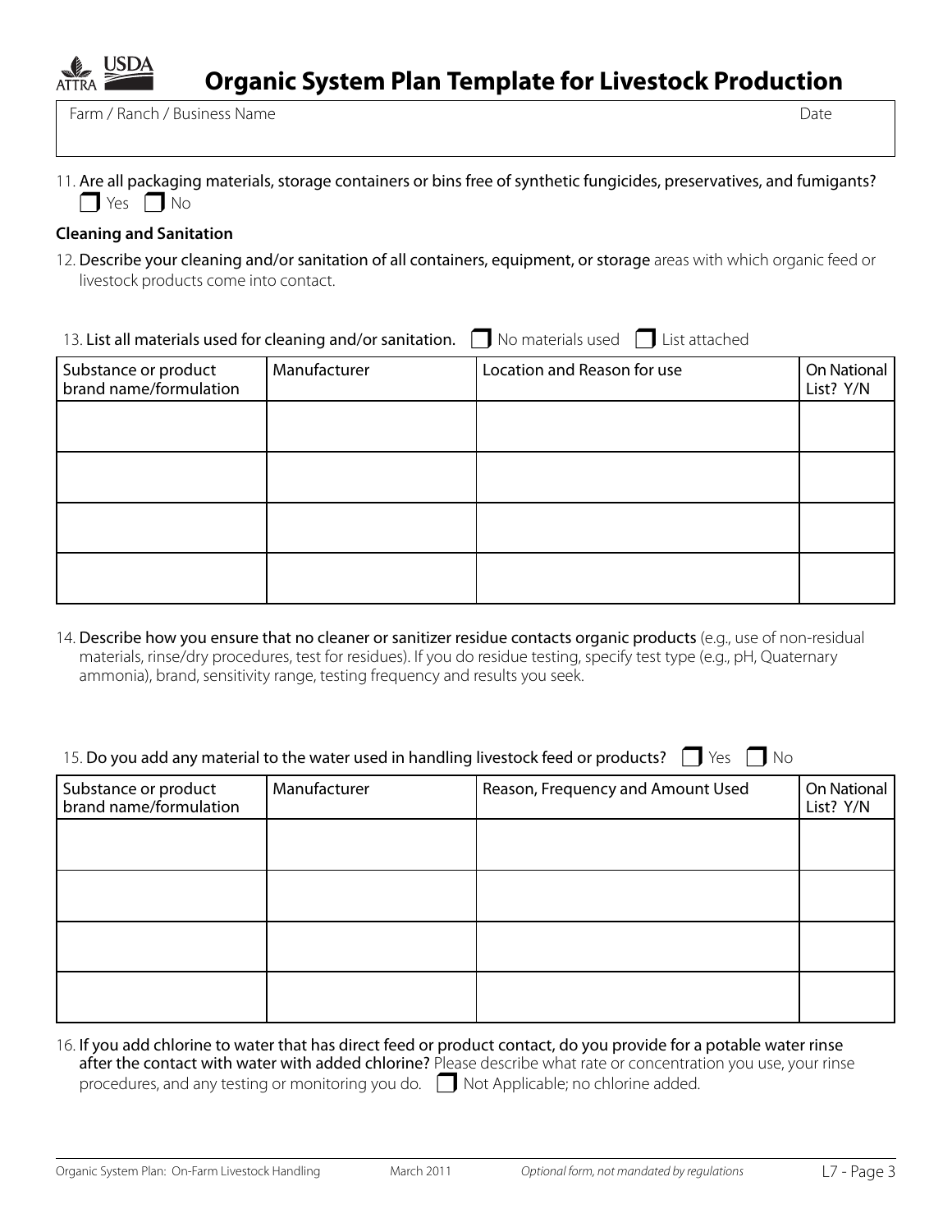# Organic System Plan Template for Livestock Production

Farm / Ranch / Business Name

Date

11. **Are all packaging materials, storage containers or bins free of synthetic fungicides, preservatives, and fumigants?**
☐ Yes ☐ No

**Cleaning and Sanitation**

12. **Describe your cleaning and/or sanitation of all containers, equipment, or storage** areas with which organic feed or livestock products come into contact.

13. **List all materials used for cleaning and/or sanitation.** ☐ No materials used ☐ List attached

| Substance or product brand name/formulation | Manufacturer | Location and Reason for use | On National List? Y/N |
|---|---|---|---|
| | | | |
| | | | |
| | | | |
| | | | |

14. **Describe how you ensure that no cleaner or sanitizer residue contacts organic products** (e.g., use of non-residual materials, rinse/dry procedures, test for residues). If you do residue testing, specify test type (e.g., pH, Quaternary ammonia), brand, sensitivity range, testing frequency and results you seek.

15. **Do you add any material to the water used in handling livestock feed or products?** ☐ Yes ☐ No

| Substance or product brand name/formulation | Manufacturer | Reason, Frequency and Amount Used | On National List? Y/N |
|---|---|---|---|
| | | | |
| | | | |
| | | | |
| | | | |

16. **If you add chlorine to water that has direct feed or product contact, do you provide for a potable water rinse after the contact with water with added chlorine?** Please describe what rate or concentration you use, your rinse procedures, and any testing or monitoring you do. ☐ Not Applicable; no chlorine added.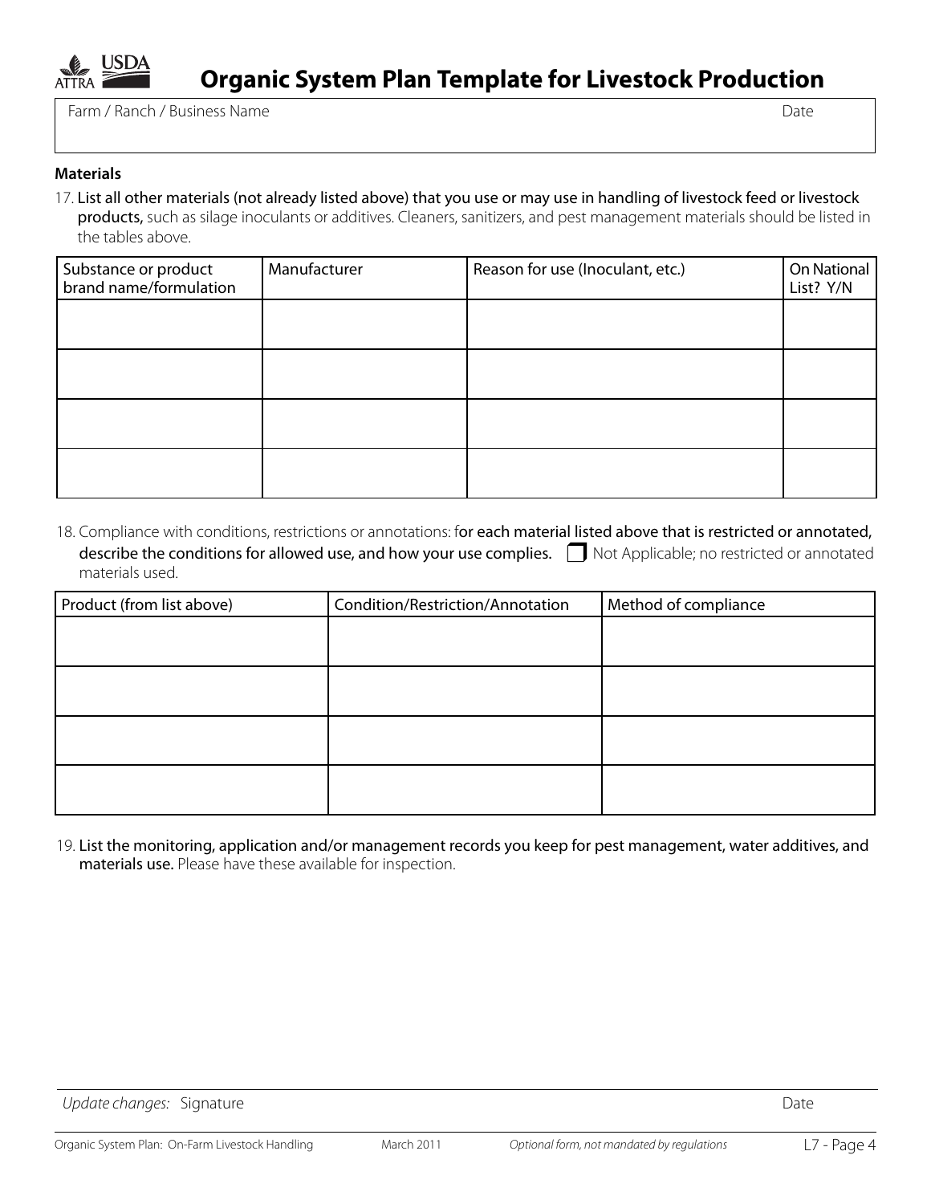# Organic System Plan Template for Livestock Production

| Farm / Ranch / Business Name | Date |
|---|---|
| | |

**Materials**

17. **List all other materials (not already listed above) that you use or may use in handling of livestock feed or livestock products,** such as silage inoculants or additives. Cleaners, sanitizers, and pest management materials should be listed in the tables above.

| Substance or product brand name/formulation | Manufacturer | Reason for use (Inoculant, etc.) | On National List? Y/N |
|---|---|---|---|
| | | | |
| | | | |
| | | | |
| | | | |

18. Compliance with conditions, restrictions or annotations: f**or each material listed above that is restricted or annotated, describe the conditions for allowed use, and how your use complies.** ❐ Not Applicable; no restricted or annotated materials used.

| Product (from list above) | Condition/Restriction/Annotation | Method of compliance |
|---|---|---|
| | | |
| | | |
| | | |
| | | |

19. **List the monitoring, application and/or management records you keep for pest management, water additives, and materials use.** Please have these available for inspection.

*Update changes:* Signature Date

Organic System Plan: On-Farm Livestock Handling March 2011 *Optional form, not mandated by regulations* L7 - Page 4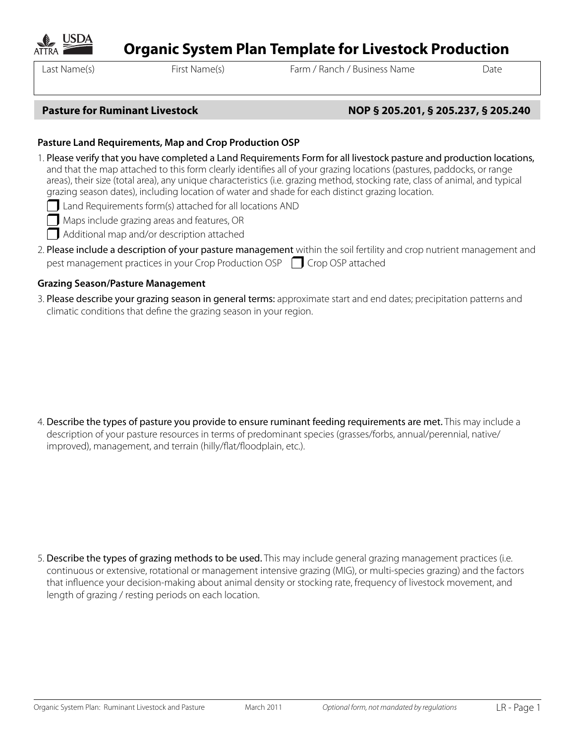# Organic System Plan Template for Livestock Production

| Last Name(s) | First Name(s) | Farm / Ranch / Business Name | Date |
|---|---|---|---|
| | | | |

## Pasture for Ruminant Livestock — NOP § 205.201, § 205.237, § 205.240

### Pasture Land Requirements, Map and Crop Production OSP

1. Please verify that you have completed a Land Requirements Form for all livestock pasture and production locations, and that the map attached to this form clearly identifies all of your grazing locations (pastures, paddocks, or range areas), their size (total area), any unique characteristics (i.e. grazing method, stocking rate, class of animal, and typical grazing season dates), including location of water and shade for each distinct grazing location.
   - ❐ Land Requirements form(s) attached for all locations AND
   - ❐ Maps include grazing areas and features, OR
   - ❐ Additional map and/or description attached
2. Please include a description of your pasture management within the soil fertility and crop nutrient management and pest management practices in your Crop Production OSP ❐ Crop OSP attached

### Grazing Season/Pasture Management

3. Please describe your grazing season in general terms: approximate start and end dates; precipitation patterns and climatic conditions that define the grazing season in your region.

4. Describe the types of pasture you provide to ensure ruminant feeding requirements are met. This may include a description of your pasture resources in terms of predominant species (grasses/forbs, annual/perennial, native/improved), management, and terrain (hilly/flat/floodplain, etc.).

5. Describe the types of grazing methods to be used. This may include general grazing management practices (i.e. continuous or extensive, rotational or management intensive grazing (MIG), or multi-species grazing) and the factors that influence your decision-making about animal density or stocking rate, frequency of livestock movement, and length of grazing / resting periods on each location.

Organic System Plan: Ruminant Livestock and Pasture — March 2011 — *Optional form, not mandated by regulations*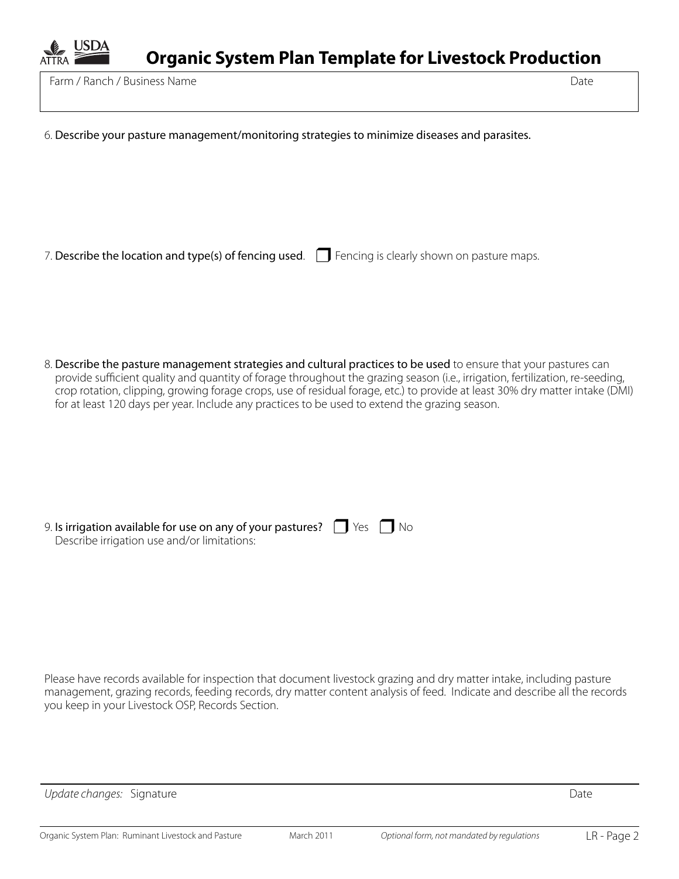# Organic System Plan Template for Livestock Production

Farm / Ranch / Business Name | Date

6. **Describe your pasture management/monitoring strategies to minimize diseases and parasites.**

7. **Describe the location and type(s) of fencing used**. ☐ Fencing is clearly shown on pasture maps.

8. **Describe the pasture management strategies and cultural practices to be used** to ensure that your pastures can provide sufficient quality and quantity of forage throughout the grazing season (i.e., irrigation, fertilization, re-seeding, crop rotation, clipping, growing forage crops, use of residual forage, etc.) to provide at least 30% dry matter intake (DMI) for at least 120 days per year. Include any practices to be used to extend the grazing season.

9. **Is irrigation available for use on any of your pastures?** ☐ Yes ☐ No
   Describe irrigation use and/or limitations:

Please have records available for inspection that document livestock grazing and dry matter intake, including pasture management, grazing records, feeding records, dry matter content analysis of feed. Indicate and describe all the records you keep in your Livestock OSP, Records Section.

*Update changes:* Signature | Date

Organic System Plan: Ruminant Livestock and Pasture | March 2011 | *Optional form, not mandated by regulations*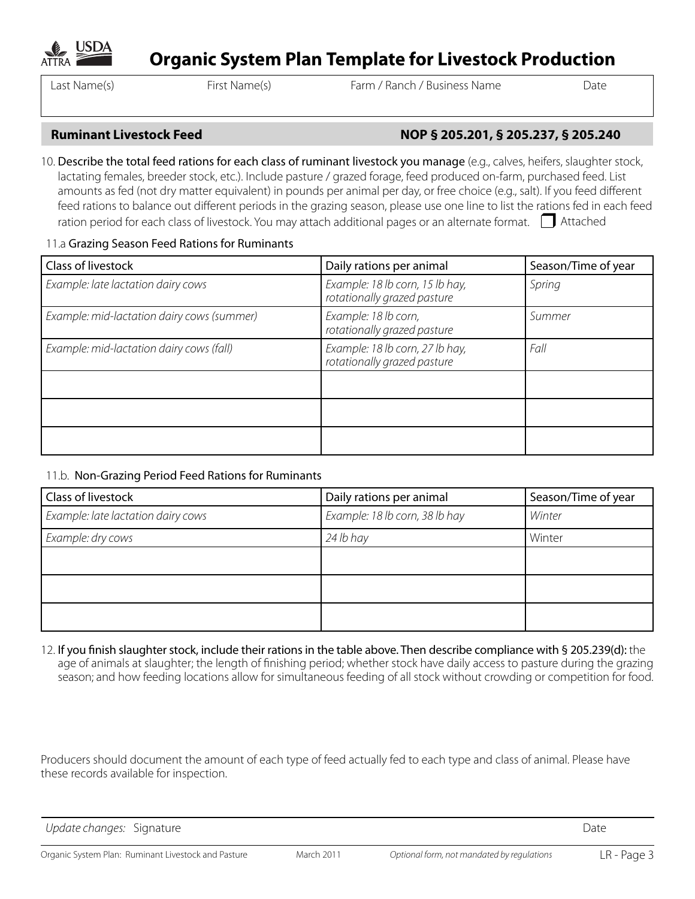# Organic System Plan Template for Livestock Production

| Last Name(s) | First Name(s) | Farm / Ranch / Business Name | Date |
|---|---|---|---|
| | | | |

## Ruminant Livestock Feed — NOP § 205.201, § 205.237, § 205.240

10. Describe the total feed rations for each class of ruminant livestock you manage (e.g., calves, heifers, slaughter stock, lactating females, breeder stock, etc.). Include pasture / grazed forage, feed produced on-farm, purchased feed. List amounts as fed (not dry matter equivalent) in pounds per animal per day, or free choice (e.g., salt). If you feed different feed rations to balance out different periods in the grazing season, please use one line to list the rations fed in each feed ration period for each class of livestock. You may attach additional pages or an alternate format. ☐ Attached

11.a Grazing Season Feed Rations for Ruminants

| Class of livestock | Daily rations per animal | Season/Time of year |
|---|---|---|
| *Example: late lactation dairy cows* | *Example: 18 lb corn, 15 lb hay, rotationally grazed pasture* | *Spring* |
| *Example: mid-lactation dairy cows (summer)* | *Example: 18 lb corn, rotationally grazed pasture* | *Summer* |
| *Example: mid-lactation dairy cows (fall)* | *Example: 18 lb corn, 27 lb hay, rotationally grazed pasture* | *Fall* |
| | | |
| | | |
| | | |

11.b. Non-Grazing Period Feed Rations for Ruminants

| Class of livestock | Daily rations per animal | Season/Time of year |
|---|---|---|
| *Example: late lactation dairy cows* | *Example: 18 lb corn, 38 lb hay* | *Winter* |
| *Example: dry cows* | *24 lb hay* | Winter |
| | | |
| | | |
| | | |

12. If you finish slaughter stock, include their rations in the table above. Then describe compliance with § 205.239(d): the age of animals at slaughter; the length of finishing period; whether stock have daily access to pasture during the grazing season; and how feeding locations allow for simultaneous feeding of all stock without crowding or competition for food.

Producers should document the amount of each type of feed actually fed to each type and class of animal. Please have these records available for inspection.

*Update changes:* Signature | Date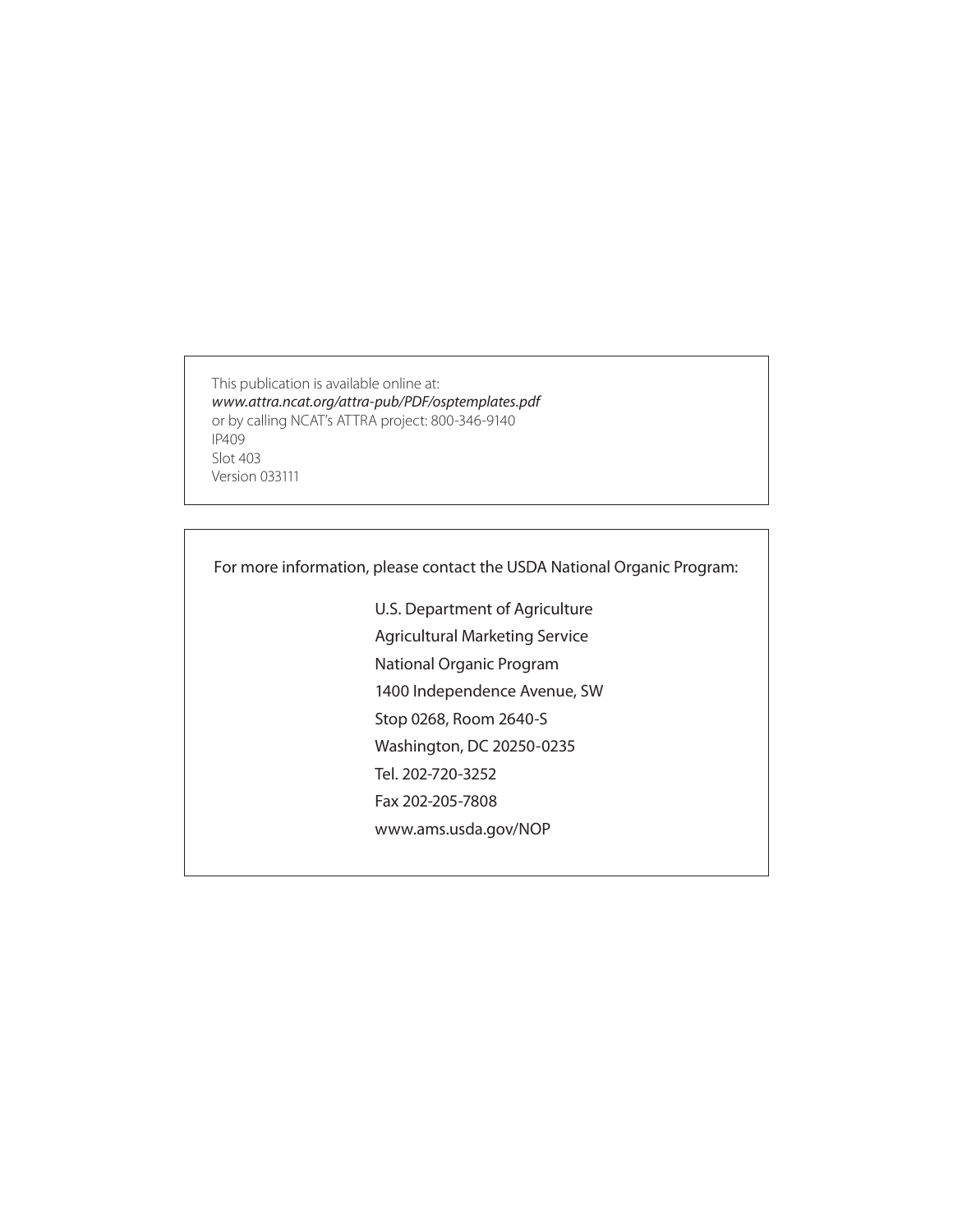This publication is available online at:
*www.attra.ncat.org/attra-pub/PDF/osptemplates.pdf*
or by calling NCAT's ATTRA project: 800-346-9140
IP409
Slot 403
Version 033111

For more information, please contact the USDA National Organic Program:

U.S. Department of Agriculture
Agricultural Marketing Service
National Organic Program
1400 Independence Avenue, SW
Stop 0268, Room 2640-S
Washington, DC 20250-0235
Tel. 202-720-3252
Fax 202-205-7808
www.ams.usda.gov/NOP